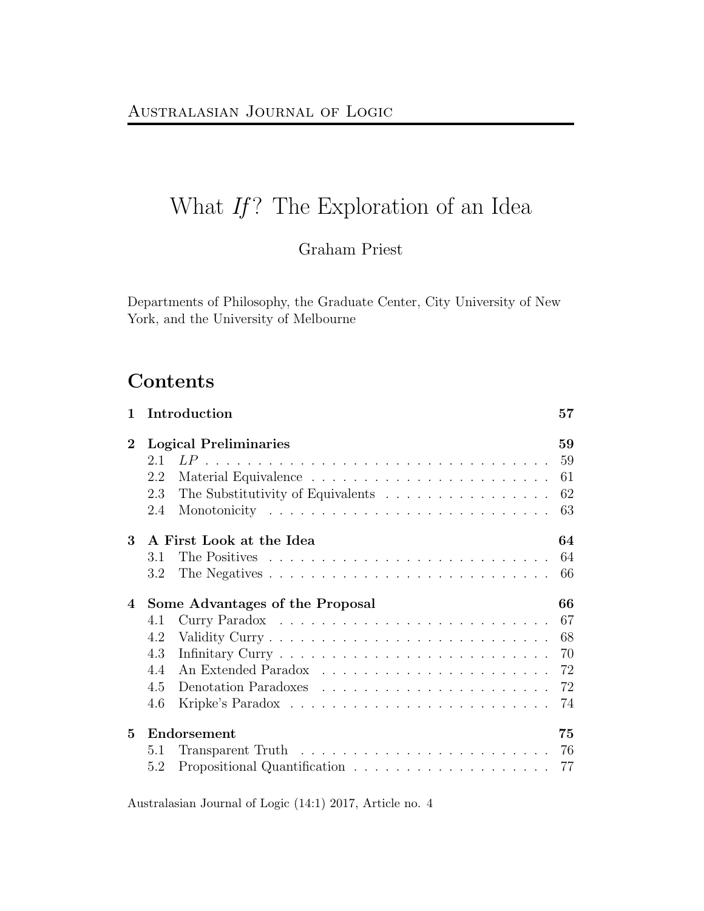# What *If*? The Exploration of an Idea

Graham Priest

Departments of Philosophy, the Graduate Center, City University of New York, and the University of Melbourne

## Contents

**1 Introduction** **57**

**2 Logical Preliminaries** **59**

- 2.1 *LP* . . . . . . . . . . . . . . . . . . . . . . . . . . . . . . . . 59
- 2.2 Material Equivalence . . . . . . . . . . . . . . . . . . . . . . . 61
- 2.3 The Substitutivity of Equivalents . . . . . . . . . . . . . . . . 62
- 2.4 Monotonicity . . . . . . . . . . . . . . . . . . . . . . . . . . . 63

**3 A First Look at the Idea** **64**

- 3.1 The Positives . . . . . . . . . . . . . . . . . . . . . . . . . . . 64
- 3.2 The Negatives . . . . . . . . . . . . . . . . . . . . . . . . . . . 66

**4 Some Advantages of the Proposal** **66**

- 4.1 Curry Paradox . . . . . . . . . . . . . . . . . . . . . . . . . . 67
- 4.2 Validity Curry . . . . . . . . . . . . . . . . . . . . . . . . . . . 68
- 4.3 Infinitary Curry . . . . . . . . . . . . . . . . . . . . . . . . . . 70
- 4.4 An Extended Paradox . . . . . . . . . . . . . . . . . . . . . . 72
- 4.5 Denotation Paradoxes . . . . . . . . . . . . . . . . . . . . . . 72
- 4.6 Kripke's Paradox . . . . . . . . . . . . . . . . . . . . . . . . . 74

**5 Endorsement** **75**

- 5.1 Transparent Truth . . . . . . . . . . . . . . . . . . . . . . . . 76
- 5.2 Propositional Quantification . . . . . . . . . . . . . . . . . . . 77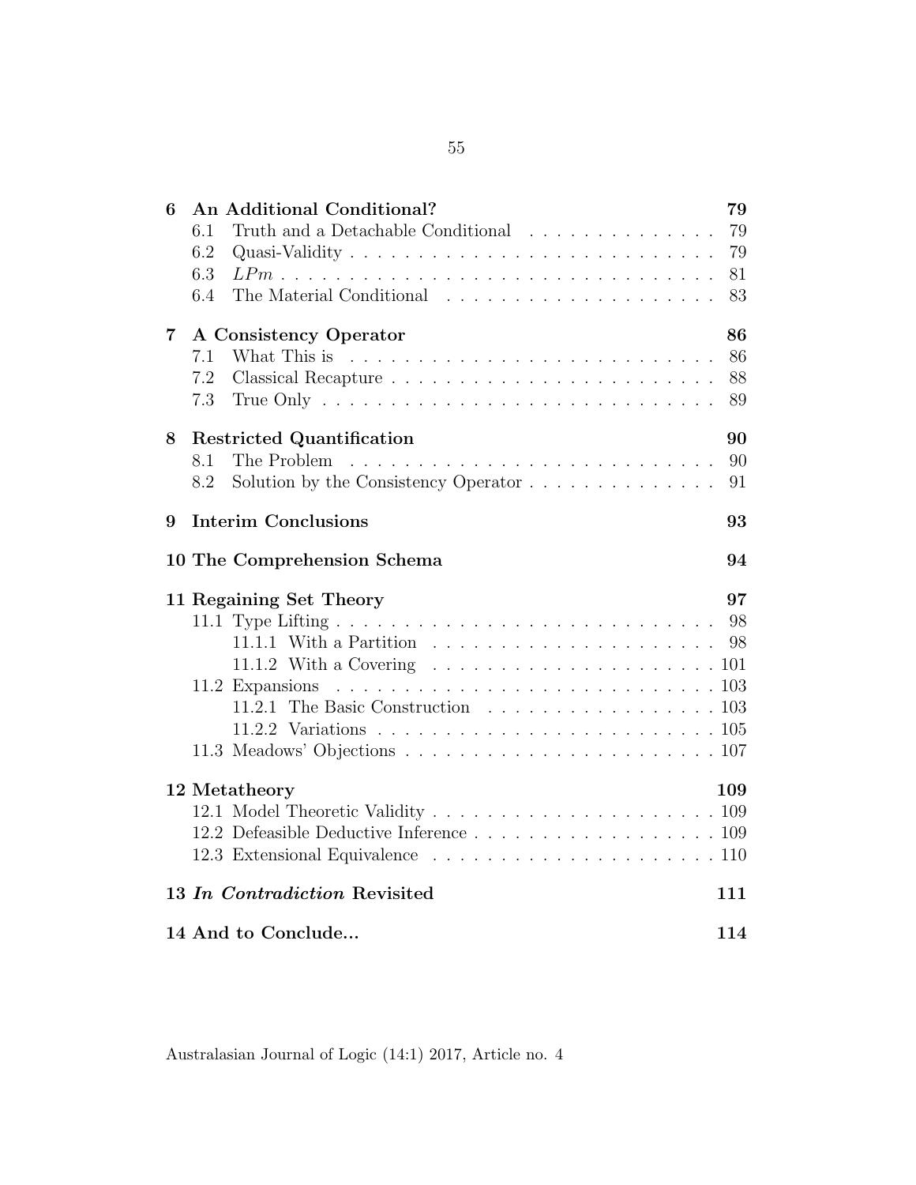- **6 An Additional Conditional?** — 79
  - 6.1 Truth and a Detachable Conditional — 79
  - 6.2 Quasi-Validity — 79
  - 6.3 $LPm$ — 81
  - 6.4 The Material Conditional — 83
- **7 A Consistency Operator** — 86
  - 7.1 What This is — 86
  - 7.2 Classical Recapture — 88
  - 7.3 True Only — 89
- **8 Restricted Quantification** — 90
  - 8.1 The Problem — 90
  - 8.2 Solution by the Consistency Operator — 91
- **9 Interim Conclusions** — 93
- **10 The Comprehension Schema** — 94
- **11 Regaining Set Theory** — 97
  - 11.1 Type Lifting — 98
    - 11.1.1 With a Partition — 98
    - 11.1.2 With a Covering — 101
  - 11.2 Expansions — 103
    - 11.2.1 The Basic Construction — 103
    - 11.2.2 Variations — 105
  - 11.3 Meadows' Objections — 107
- **12 Metatheory** — 109
  - 12.1 Model Theoretic Validity — 109
  - 12.2 Defeasible Deductive Inference — 109
  - 12.3 Extensional Equivalence — 110
- **13 *In Contradiction* Revisited** — 111
- **14 And to Conclude...** — 114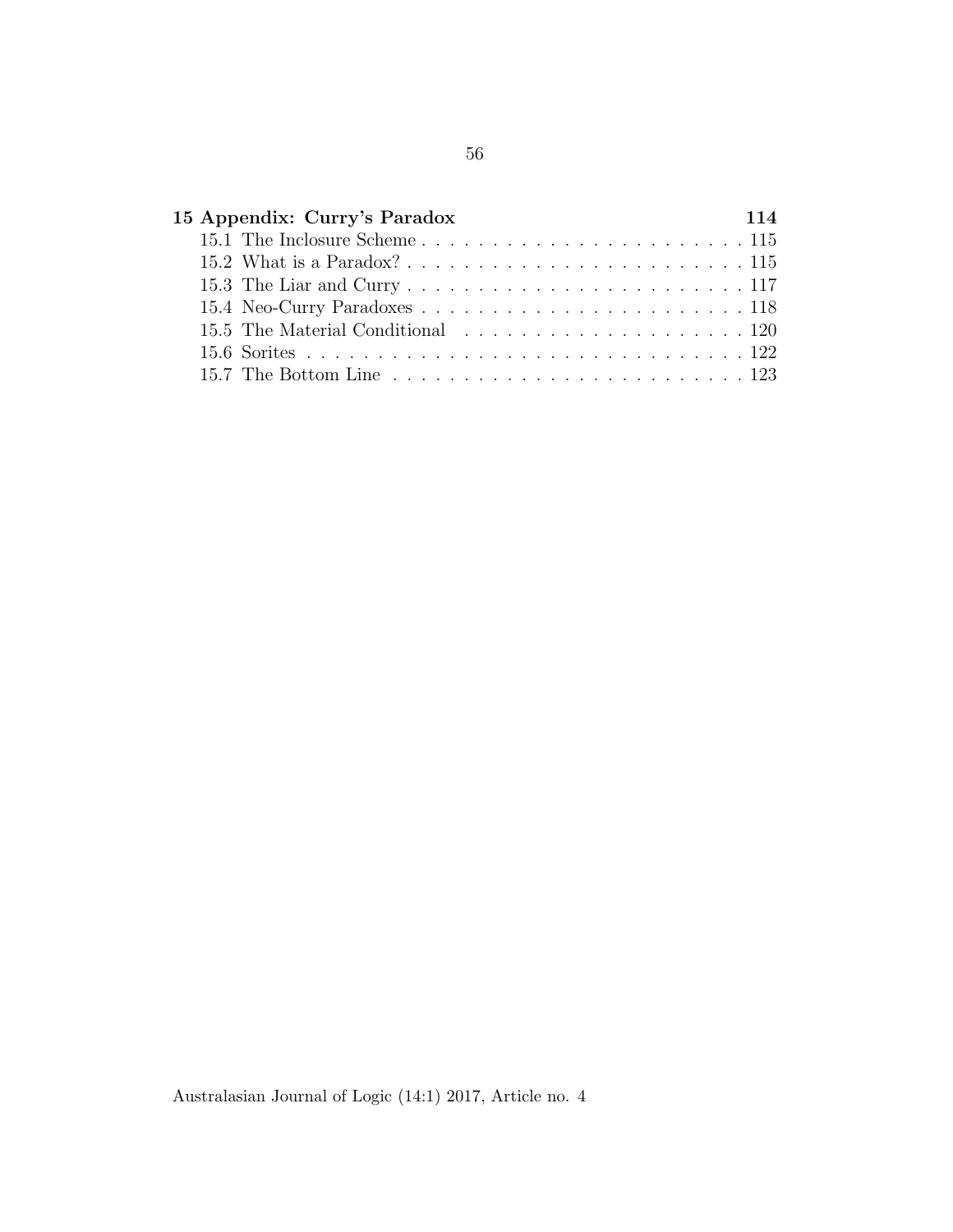**15 Appendix: Curry's Paradox** **114**

15.1 The Inclosure Scheme . . . . . . . . . . . . . . . . . . . . . . . . 115
15.2 What is a Paradox? . . . . . . . . . . . . . . . . . . . . . . . . . 115
15.3 The Liar and Curry . . . . . . . . . . . . . . . . . . . . . . . . . 117
15.4 Neo-Curry Paradoxes . . . . . . . . . . . . . . . . . . . . . . . . 118
15.5 The Material Conditional . . . . . . . . . . . . . . . . . . . . . 120
15.6 Sorites . . . . . . . . . . . . . . . . . . . . . . . . . . . . . . . . 122
15.7 The Bottom Line . . . . . . . . . . . . . . . . . . . . . . . . . . 123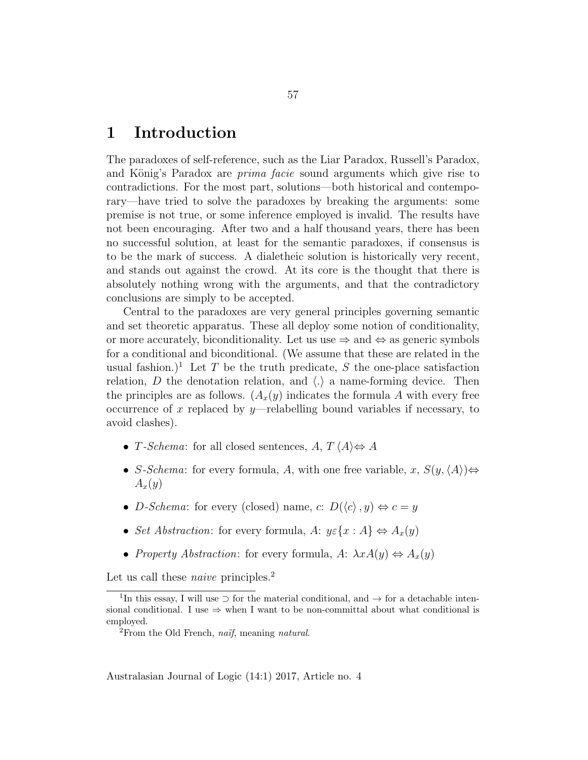# 1 Introduction

The paradoxes of self-reference, such as the Liar Paradox, Russell's Paradox, and König's Paradox are *prima facie* sound arguments which give rise to contradictions. For the most part, solutions—both historical and contemporary—have tried to solve the paradoxes by breaking the arguments: some premise is not true, or some inference employed is invalid. The results have not been encouraging. After two and a half thousand years, there has been no successful solution, at least for the semantic paradoxes, if consensus is to be the mark of success. A dialetheic solution is historically very recent, and stands out against the crowd. At its core is the thought that there is absolutely nothing wrong with the arguments, and that the contradictory conclusions are simply to be accepted.

Central to the paradoxes are very general principles governing semantic and set theoretic apparatus. These all deploy some notion of conditionality, or more accurately, biconditionality. Let us use $\Rightarrow$ and $\Leftrightarrow$ as generic symbols for a conditional and biconditional. (We assume that these are related in the usual fashion.)[1] Let $T$ be the truth predicate, $S$ the one-place satisfaction relation, $D$ the denotation relation, and $\langle . \rangle$ a name-forming device. Then the principles are as follows. ($A_x(y)$ indicates the formula $A$ with every free occurrence of $x$ replaced by $y$—relabelling bound variables if necessary, to avoid clashes).

- *T-Schema*: for all closed sentences, $A$, $T\langle A \rangle \Leftrightarrow A$
- *S-Schema*: for every formula, $A$, with one free variable, $x$, $S(y, \langle A \rangle) \Leftrightarrow A_x(y)$
- *D-Schema*: for every (closed) name, $c$: $D(\langle c \rangle, y) \Leftrightarrow c = y$
- *Set Abstraction*: for every formula, $A$: $y \varepsilon \{x : A\} \Leftrightarrow A_x(y)$
- *Property Abstraction*: for every formula, $A$: $\lambda x A(y) \Leftrightarrow A_x(y)$

Let us call these *naive* principles.[2]

[1] In this essay, I will use $\supset$ for the material conditional, and $\rightarrow$ for a detachable intensional conditional. I use $\Rightarrow$ when I want to be non-committal about what conditional is employed.

[2] From the Old French, *naïf*, meaning *natural*.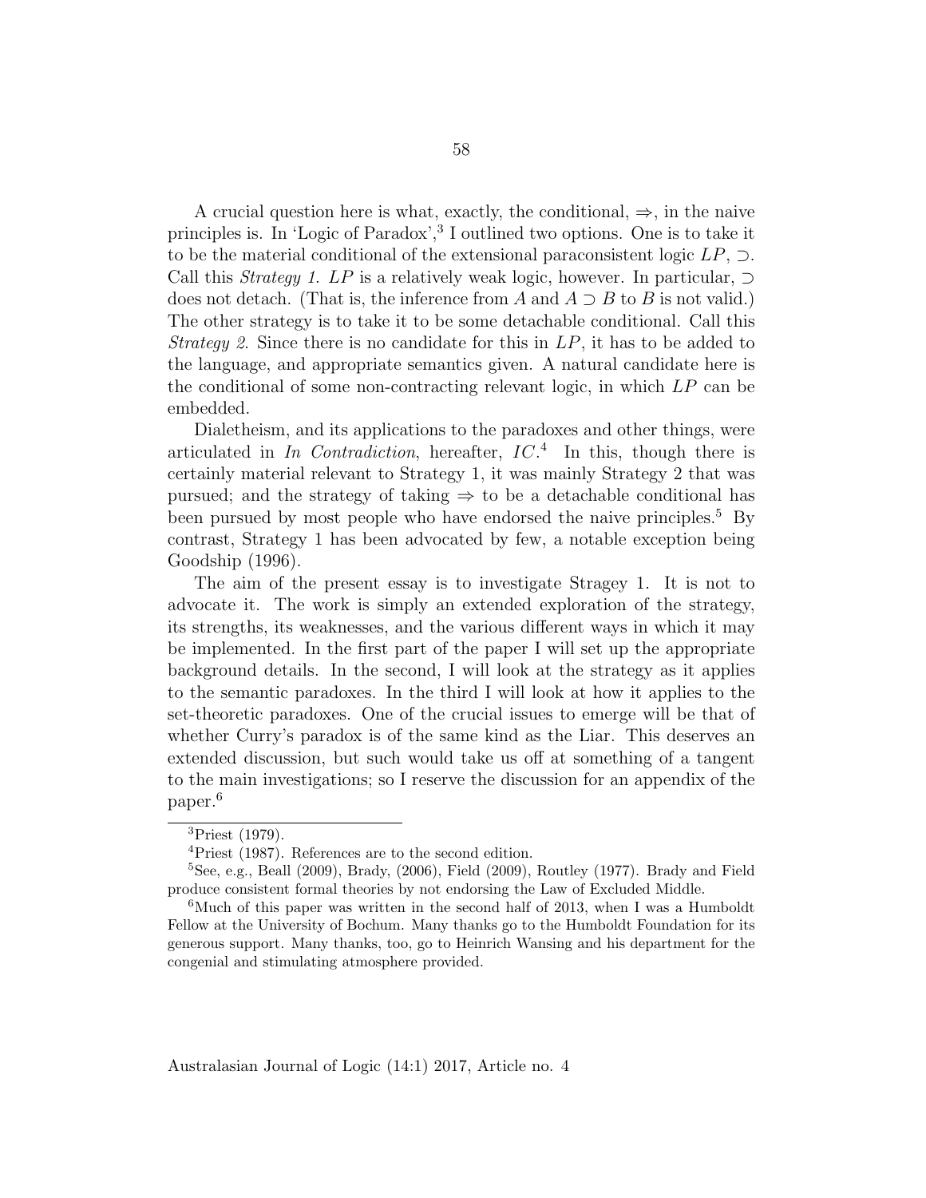A crucial question here is what, exactly, the conditional, $\Rightarrow$, in the naive principles is. In 'Logic of Paradox',[3] I outlined two options. One is to take it to be the material conditional of the extensional paraconsistent logic $LP$, $\supset$. Call this *Strategy 1*. $LP$ is a relatively weak logic, however. In particular, $\supset$ does not detach. (That is, the inference from $A$ and $A \supset B$ to $B$ is not valid.) The other strategy is to take it to be some detachable conditional. Call this *Strategy 2*. Since there is no candidate for this in $LP$, it has to be added to the language, and appropriate semantics given. A natural candidate here is the conditional of some non-contracting relevant logic, in which $LP$ can be embedded.

Dialetheism, and its applications to the paradoxes and other things, were articulated in *In Contradiction*, hereafter, $IC$.[4] In this, though there is certainly material relevant to Strategy 1, it was mainly Strategy 2 that was pursued; and the strategy of taking $\Rightarrow$ to be a detachable conditional has been pursued by most people who have endorsed the naive principles.[5] By contrast, Strategy 1 has been advocated by few, a notable exception being Goodship (1996).

The aim of the present essay is to investigate Stragey 1. It is not to advocate it. The work is simply an extended exploration of the strategy, its strengths, its weaknesses, and the various different ways in which it may be implemented. In the first part of the paper I will set up the appropriate background details. In the second, I will look at the strategy as it applies to the semantic paradoxes. In the third I will look at how it applies to the set-theoretic paradoxes. One of the crucial issues to emerge will be that of whether Curry's paradox is of the same kind as the Liar. This deserves an extended discussion, but such would take us off at something of a tangent to the main investigations; so I reserve the discussion for an appendix of the paper.[6]

---

[3] Priest (1979).

[4] Priest (1987). References are to the second edition.

[5] See, e.g., Beall (2009), Brady, (2006), Field (2009), Routley (1977). Brady and Field produce consistent formal theories by not endorsing the Law of Excluded Middle.

[6] Much of this paper was written in the second half of 2013, when I was a Humboldt Fellow at the University of Bochum. Many thanks go to the Humboldt Foundation for its generous support. Many thanks, too, go to Heinrich Wansing and his department for the congenial and stimulating atmosphere provided.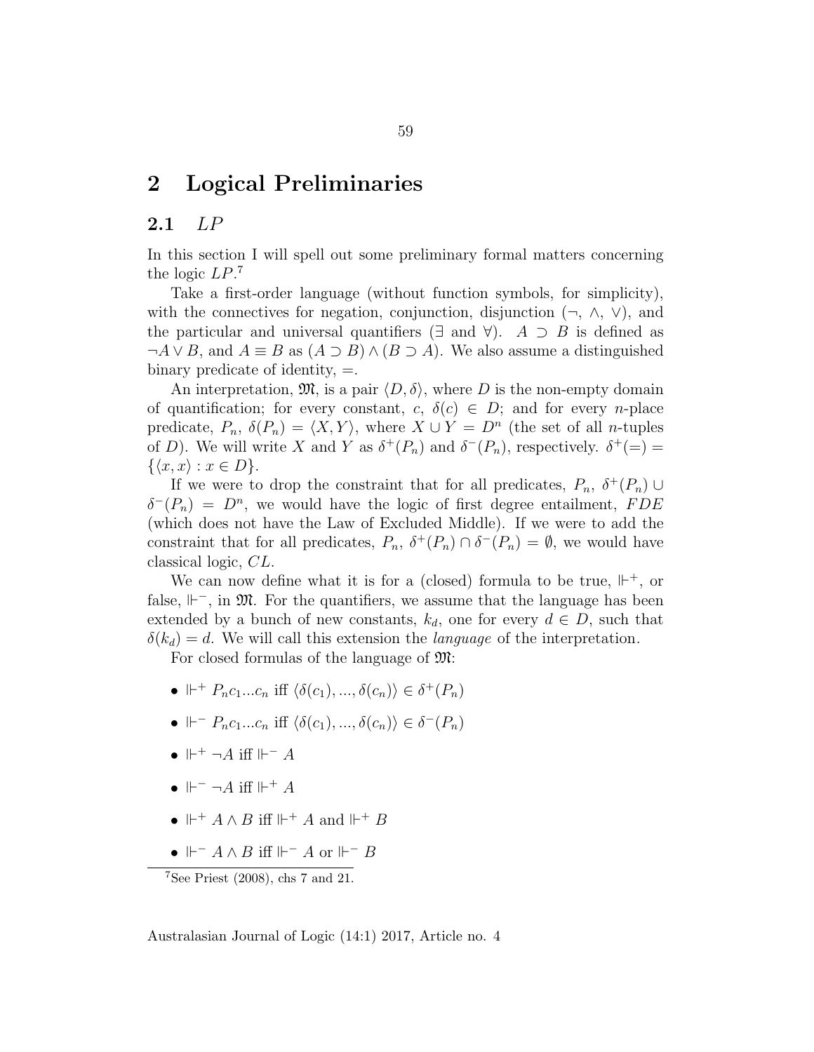# 2 Logical Preliminaries

## 2.1 *LP*

In this section I will spell out some preliminary formal matters concerning the logic *LP*.[7]

Take a first-order language (without function symbols, for simplicity), with the connectives for negation, conjunction, disjunction ($\neg$, $\wedge$, $\vee$), and the particular and universal quantifiers ($\exists$ and $\forall$). $A \supset B$ is defined as $\neg A \vee B$, and $A \equiv B$ as $(A \supset B) \wedge (B \supset A)$. We also assume a distinguished binary predicate of identity, $=$.

An interpretation, $\mathfrak{M}$, is a pair $\langle D, \delta \rangle$, where $D$ is the non-empty domain of quantification; for every constant, $c$, $\delta(c) \in D$; and for every $n$-place predicate, $P_n$, $\delta(P_n) = \langle X, Y \rangle$, where $X \cup Y = D^n$ (the set of all $n$-tuples of $D$). We will write $X$ and $Y$ as $\delta^+(P_n)$ and $\delta^-(P_n)$, respectively. $\delta^+(=) = \{\langle x, x \rangle : x \in D\}$.

If we were to drop the constraint that for all predicates, $P_n$, $\delta^+(P_n) \cup \delta^-(P_n) = D^n$, we would have the logic of first degree entailment, *FDE* (which does not have the Law of Excluded Middle). If we were to add the constraint that for all predicates, $P_n$, $\delta^+(P_n) \cap \delta^-(P_n) = \emptyset$, we would have classical logic, *CL*.

We can now define what it is for a (closed) formula to be true, $\Vdash^+$, or false, $\Vdash^-$, in $\mathfrak{M}$. For the quantifiers, we assume that the language has been extended by a bunch of new constants, $k_d$, one for every $d \in D$, such that $\delta(k_d) = d$. We will call this extension the *language* of the interpretation.

For closed formulas of the language of $\mathfrak{M}$:

- $\Vdash^+ P_n c_1 ... c_n$ iff $\langle \delta(c_1), ..., \delta(c_n) \rangle \in \delta^+(P_n)$
- $\Vdash^- P_n c_1 ... c_n$ iff $\langle \delta(c_1), ..., \delta(c_n) \rangle \in \delta^-(P_n)$
- $\Vdash^+ \neg A$ iff $\Vdash^- A$
- $\Vdash^- \neg A$ iff $\Vdash^+ A$
- $\Vdash^+ A \wedge B$ iff $\Vdash^+ A$ and $\Vdash^+ B$
- $\Vdash^- A \wedge B$ iff $\Vdash^- A$ or $\Vdash^- B$

[7] See Priest (2008), chs 7 and 21.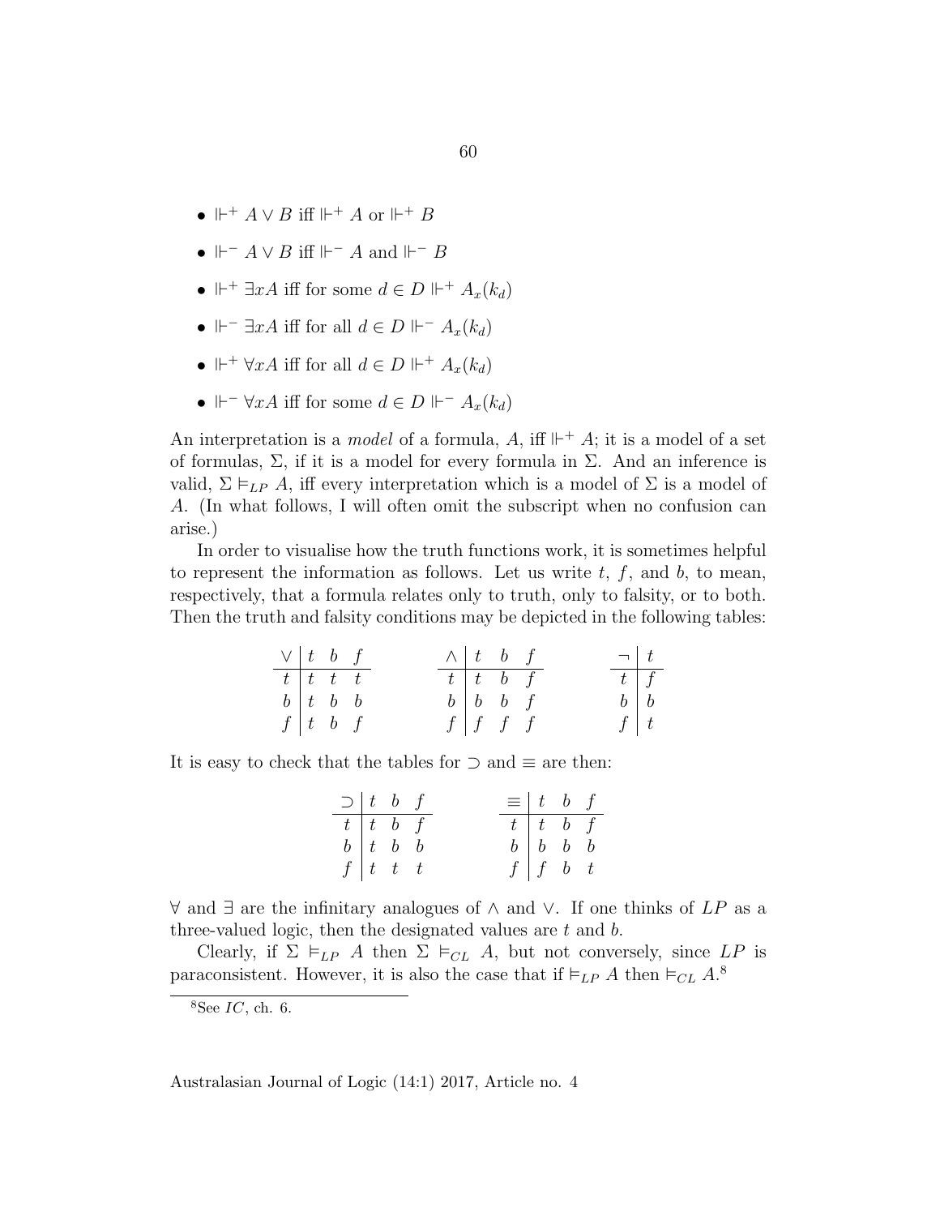- $\Vdash^+ A \vee B$ iff $\Vdash^+ A$ or $\Vdash^+ B$
- $\Vdash^- A \vee B$ iff $\Vdash^- A$ and $\Vdash^- B$
- $\Vdash^+ \exists x A$ iff for some $d \in D \Vdash^+ A_x(k_d)$
- $\Vdash^- \exists x A$ iff for all $d \in D \Vdash^- A_x(k_d)$
- $\Vdash^+ \forall x A$ iff for all $d \in D \Vdash^+ A_x(k_d)$
- $\Vdash^- \forall x A$ iff for some $d \in D \Vdash^- A_x(k_d)$

An interpretation is a *model* of a formula, $A$, iff $\Vdash^+ A$; it is a model of a set of formulas, $\Sigma$, if it is a model for every formula in $\Sigma$. And an inference is valid, $\Sigma \vDash_{LP} A$, iff every interpretation which is a model of $\Sigma$ is a model of $A$. (In what follows, I will often omit the subscript when no confusion can arise.)

In order to visualise how the truth functions work, it is sometimes helpful to represent the information as follows. Let us write $t$, $f$, and $b$, to mean, respectively, that a formula relates only to truth, only to falsity, or to both. Then the truth and falsity conditions may be depicted in the following tables:

| $\vee$ | $t$ | $b$ | $f$ |
|---|---|---|---|
| $t$ | $t$ | $t$ | $t$ |
| $b$ | $t$ | $b$ | $b$ |
| $f$ | $t$ | $b$ | $f$ |

| $\wedge$ | $t$ | $b$ | $f$ |
|---|---|---|---|
| $t$ | $t$ | $b$ | $f$ |
| $b$ | $b$ | $b$ | $f$ |
| $f$ | $f$ | $f$ | $f$ |

| $\neg$ | $t$ |
|---|---|
| $t$ | $f$ |
| $b$ | $b$ |
| $f$ | $t$ |

It is easy to check that the tables for $\supset$ and $\equiv$ are then:

| $\supset$ | $t$ | $b$ | $f$ |
|---|---|---|---|
| $t$ | $t$ | $b$ | $f$ |
| $b$ | $t$ | $b$ | $b$ |
| $f$ | $t$ | $t$ | $t$ |

| $\equiv$ | $t$ | $b$ | $f$ |
|---|---|---|---|
| $t$ | $t$ | $b$ | $f$ |
| $b$ | $b$ | $b$ | $b$ |
| $f$ | $f$ | $b$ | $t$ |

$\forall$ and $\exists$ are the infinitary analogues of $\wedge$ and $\vee$. If one thinks of $LP$ as a three-valued logic, then the designated values are $t$ and $b$.

Clearly, if $\Sigma \vDash_{LP} A$ then $\Sigma \vDash_{CL} A$, but not conversely, since $LP$ is paraconsistent. However, it is also the case that if $\vDash_{LP} A$ then $\vDash_{CL} A$.[8]

[8] See *IC*, ch. 6.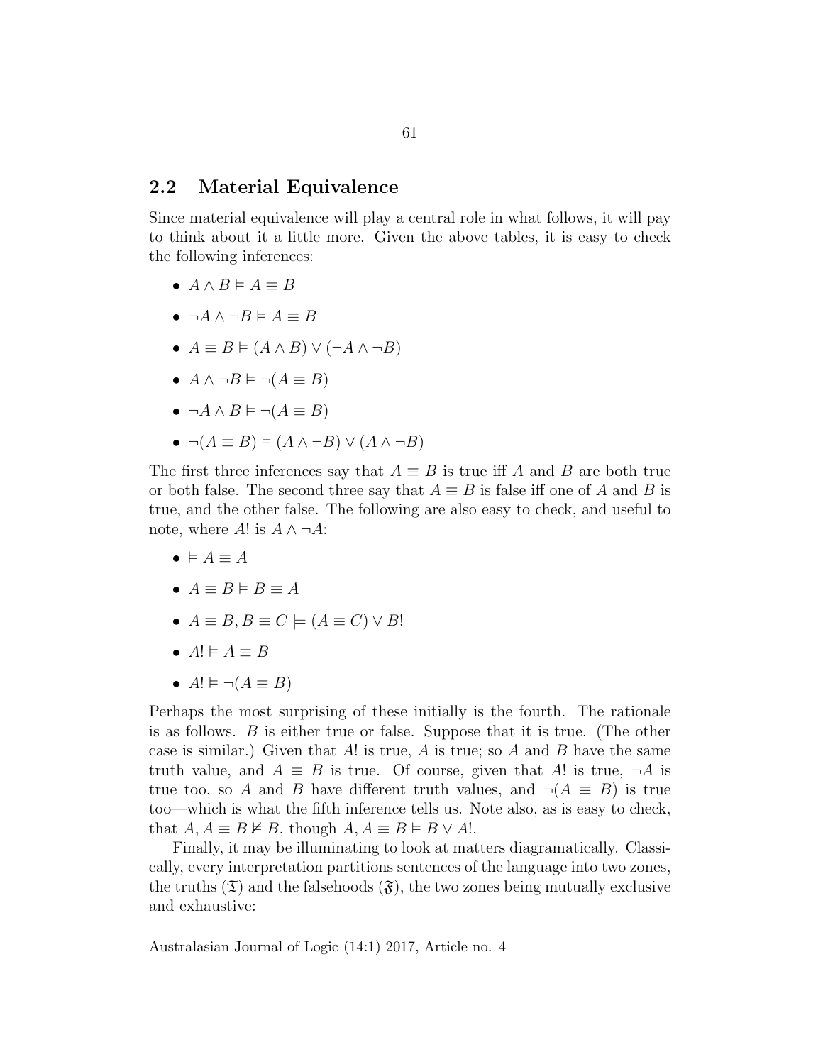## 2.2 Material Equivalence

Since material equivalence will play a central role in what follows, it will pay to think about it a little more. Given the above tables, it is easy to check the following inferences:

- $A \wedge B \vDash A \equiv B$
- $\neg A \wedge \neg B \vDash A \equiv B$
- $A \equiv B \vDash (A \wedge B) \vee (\neg A \wedge \neg B)$
- $A \wedge \neg B \vDash \neg(A \equiv B)$
- $\neg A \wedge B \vDash \neg(A \equiv B)$
- $\neg(A \equiv B) \vDash (A \wedge \neg B) \vee (A \wedge \neg B)$

The first three inferences say that $A \equiv B$ is true iff $A$ and $B$ are both true or both false. The second three say that $A \equiv B$ is false iff one of $A$ and $B$ is true, and the other false. The following are also easy to check, and useful to note, where $A!$ is $A \wedge \neg A$:

- $\vDash A \equiv A$
- $A \equiv B \vDash B \equiv A$
- $A \equiv B, B \equiv C \models (A \equiv C) \vee B!$
- $A! \vDash A \equiv B$
- $A! \vDash \neg(A \equiv B)$

Perhaps the most surprising of these initially is the fourth. The rationale is as follows. $B$ is either true or false. Suppose that it is true. (The other case is similar.) Given that $A!$ is true, $A$ is true; so $A$ and $B$ have the same truth value, and $A \equiv B$ is true. Of course, given that $A!$ is true, $\neg A$ is true too, so $A$ and $B$ have different truth values, and $\neg(A \equiv B)$ is true too—which is what the fifth inference tells us. Note also, as is easy to check, that $A, A \equiv B \nvDash B$, though $A, A \equiv B \vDash B \vee A!$.

Finally, it may be illuminating to look at matters diagramatically. Classically, every interpretation partitions sentences of the language into two zones, the truths ($\mathfrak{T}$) and the falsehoods ($\mathfrak{F}$), the two zones being mutually exclusive and exhaustive: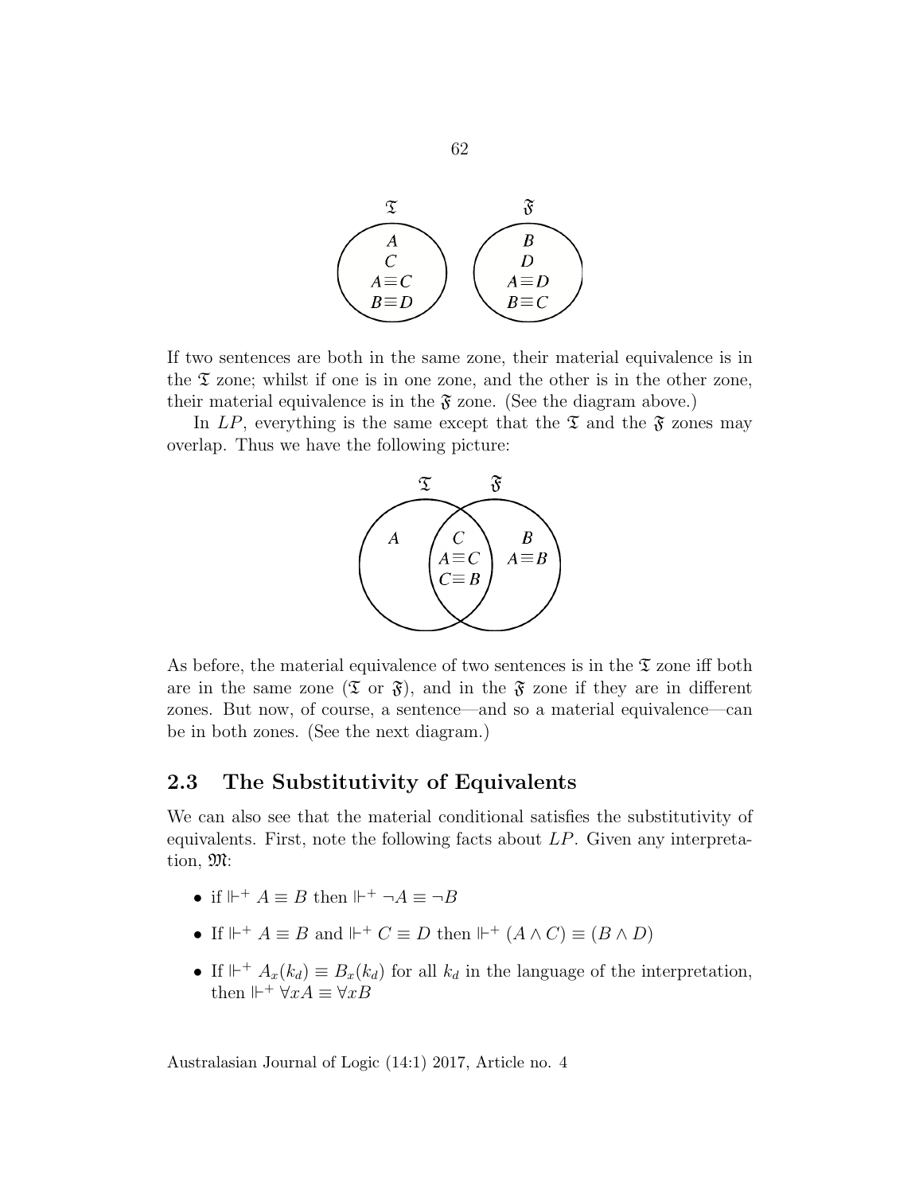If two sentences are both in the same zone, their material equivalence is in the $\mathfrak{T}$ zone; whilst if one is in one zone, and the other is in the other zone, their material equivalence is in the $\mathfrak{F}$ zone. (See the diagram above.)

In $LP$, everything is the same except that the $\mathfrak{T}$ and the $\mathfrak{F}$ zones may overlap. Thus we have the following picture:

As before, the material equivalence of two sentences is in the $\mathfrak{T}$ zone iff both are in the same zone ($\mathfrak{T}$ or $\mathfrak{F}$), and in the $\mathfrak{F}$ zone if they are in different zones. But now, of course, a sentence—and so a material equivalence—can be in both zones. (See the next diagram.)

## 2.3 The Substitutivity of Equivalents

We can also see that the material conditional satisfies the substitutivity of equivalents. First, note the following facts about $LP$. Given any interpretation, $\mathfrak{M}$:

- if $\Vdash^+ A \equiv B$ then $\Vdash^+ \neg A \equiv \neg B$
- If $\Vdash^+ A \equiv B$ and $\Vdash^+ C \equiv D$ then $\Vdash^+ (A \wedge C) \equiv (B \wedge D)$
- If $\Vdash^+ A_x(k_d) \equiv B_x(k_d)$ for all $k_d$ in the language of the interpretation, then $\Vdash^+ \forall x A \equiv \forall x B$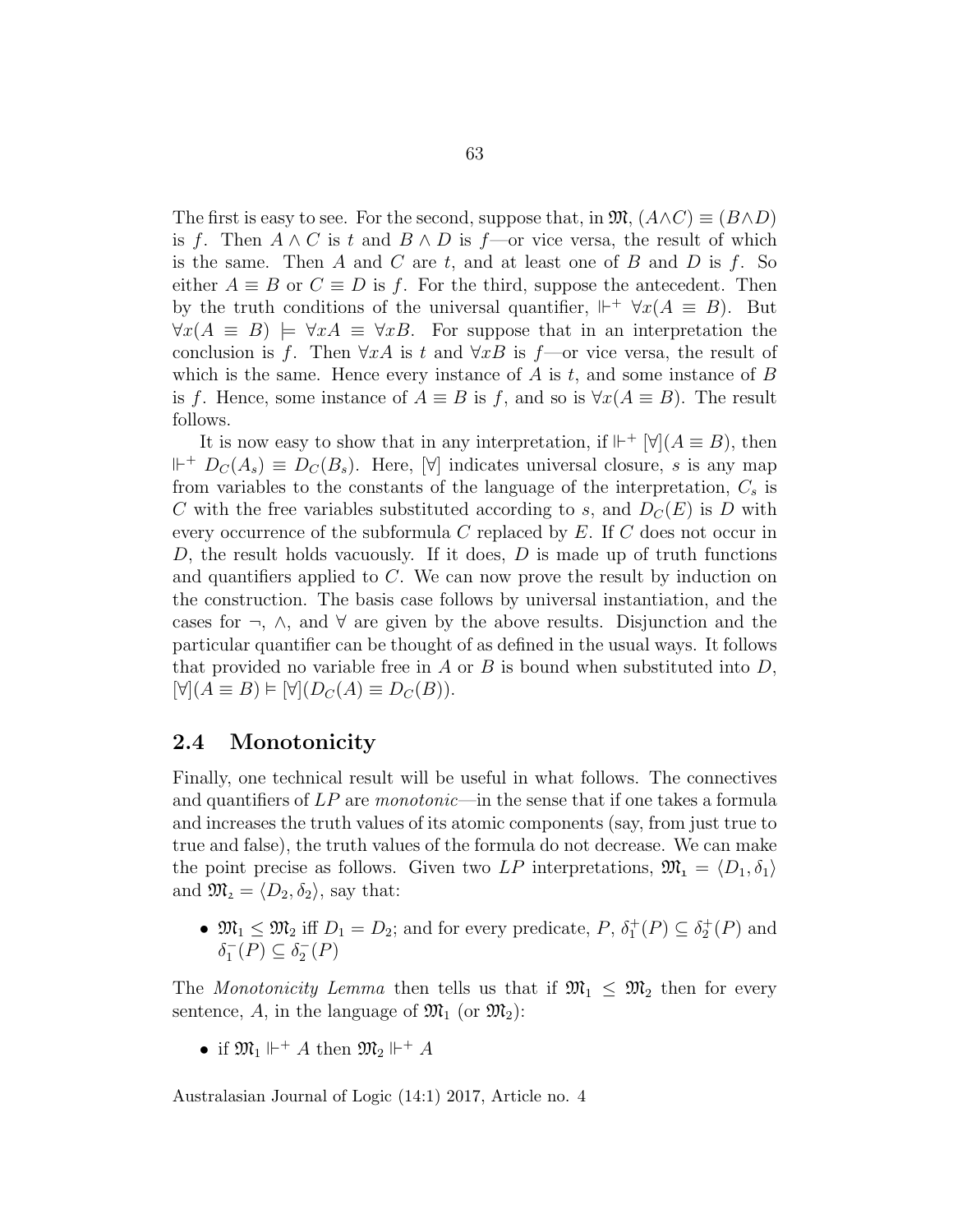The first is easy to see. For the second, suppose that, in $\mathfrak{M}$, $(A \wedge C) \equiv (B \wedge D)$ is $f$. Then $A \wedge C$ is $t$ and $B \wedge D$ is $f$—or vice versa, the result of which is the same. Then $A$ and $C$ are $t$, and at least one of $B$ and $D$ is $f$. So either $A \equiv B$ or $C \equiv D$ is $f$. For the third, suppose the antecedent. Then by the truth conditions of the universal quantifier, $\Vdash^+ \forall x(A \equiv B)$. But $\forall x(A \equiv B) \models \forall xA \equiv \forall xB$. For suppose that in an interpretation the conclusion is $f$. Then $\forall xA$ is $t$ and $\forall xB$ is $f$—or vice versa, the result of which is the same. Hence every instance of $A$ is $t$, and some instance of $B$ is $f$. Hence, some instance of $A \equiv B$ is $f$, and so is $\forall x(A \equiv B)$. The result follows.

It is now easy to show that in any interpretation, if $\Vdash^+ [\forall](A \equiv B)$, then $\Vdash^+ D_C(A_s) \equiv D_C(B_s)$. Here, $[\forall]$ indicates universal closure, $s$ is any map from variables to the constants of the language of the interpretation, $C_s$ is $C$ with the free variables substituted according to $s$, and $D_C(E)$ is $D$ with every occurrence of the subformula $C$ replaced by $E$. If $C$ does not occur in $D$, the result holds vacuously. If it does, $D$ is made up of truth functions and quantifiers applied to $C$. We can now prove the result by induction on the construction. The basis case follows by universal instantiation, and the cases for $\neg$, $\wedge$, and $\forall$ are given by the above results. Disjunction and the particular quantifier can be thought of as defined in the usual ways. It follows that provided no variable free in $A$ or $B$ is bound when substituted into $D$, $[\forall](A \equiv B) \vDash [\forall](D_C(A) \equiv D_C(B))$.

## 2.4 Monotonicity

Finally, one technical result will be useful in what follows. The connectives and quantifiers of $LP$ are *monotonic*—in the sense that if one takes a formula and increases the truth values of its atomic components (say, from just true to true and false), the truth values of the formula do not decrease. We can make the point precise as follows. Given two $LP$ interpretations, $\mathfrak{M}_1 = \langle D_1, \delta_1 \rangle$ and $\mathfrak{M}_2 = \langle D_2, \delta_2 \rangle$, say that:

- $\mathfrak{M}_1 \leq \mathfrak{M}_2$ iff $D_1 = D_2$; and for every predicate, $P$, $\delta_1^+(P) \subseteq \delta_2^+(P)$ and $\delta_1^-(P) \subseteq \delta_2^-(P)$

The *Monotonicity Lemma* then tells us that if $\mathfrak{M}_1 \leq \mathfrak{M}_2$ then for every sentence, $A$, in the language of $\mathfrak{M}_1$ (or $\mathfrak{M}_2$):

- if $\mathfrak{M}_1 \Vdash^+ A$ then $\mathfrak{M}_2 \Vdash^+ A$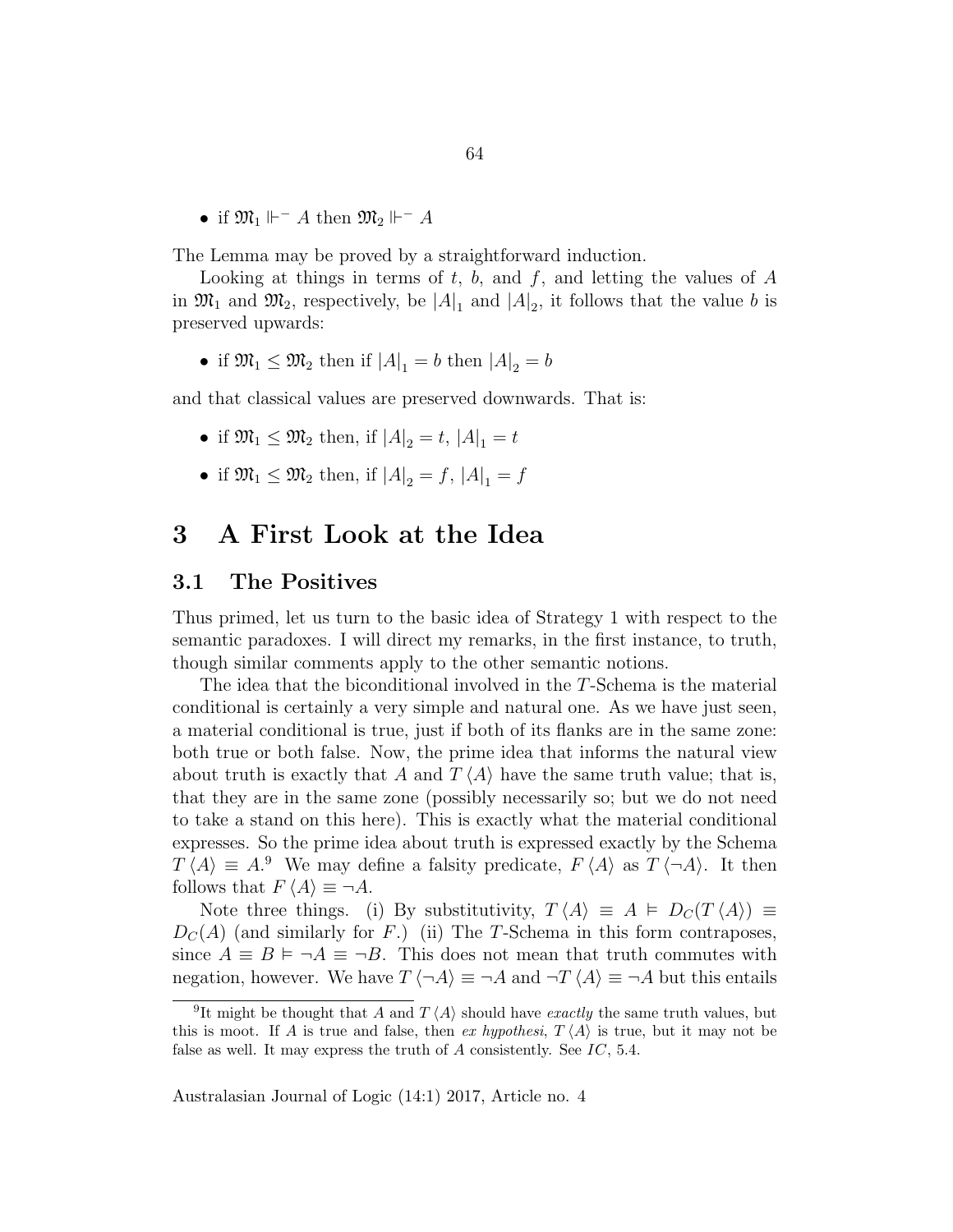- if $\mathfrak{M}_1 \Vdash^- A$ then $\mathfrak{M}_2 \Vdash^- A$

The Lemma may be proved by a straightforward induction.

Looking at things in terms of $t$, $b$, and $f$, and letting the values of $A$ in $\mathfrak{M}_1$ and $\mathfrak{M}_2$, respectively, be $|A|_1$ and $|A|_2$, it follows that the value $b$ is preserved upwards:

- if $\mathfrak{M}_1 \leq \mathfrak{M}_2$ then if $|A|_1 = b$ then $|A|_2 = b$

and that classical values are preserved downwards. That is:

- if $\mathfrak{M}_1 \leq \mathfrak{M}_2$ then, if $|A|_2 = t$, $|A|_1 = t$
- if $\mathfrak{M}_1 \leq \mathfrak{M}_2$ then, if $|A|_2 = f$, $|A|_1 = f$

# 3 A First Look at the Idea

## 3.1 The Positives

Thus primed, let us turn to the basic idea of Strategy 1 with respect to the semantic paradoxes. I will direct my remarks, in the first instance, to truth, though similar comments apply to the other semantic notions.

The idea that the biconditional involved in the $T$-Schema is the material conditional is certainly a very simple and natural one. As we have just seen, a material conditional is true, just if both of its flanks are in the same zone: both true or both false. Now, the prime idea that informs the natural view about truth is exactly that $A$ and $T\langle A \rangle$ have the same truth value; that is, that they are in the same zone (possibly necessarily so; but we do not need to take a stand on this here). This is exactly what the material conditional expresses. So the prime idea about truth is expressed exactly by the Schema $T\langle A \rangle \equiv A$.[9] We may define a falsity predicate, $F\langle A \rangle$ as $T\langle \neg A \rangle$. It then follows that $F\langle A \rangle \equiv \neg A$.

Note three things. (i) By substitutivity, $T\langle A \rangle \equiv A \vDash D_C(T\langle A \rangle) \equiv D_C(A)$ (and similarly for $F$.) (ii) The $T$-Schema in this form contraposes, since $A \equiv B \vDash \neg A \equiv \neg B$. This does not mean that truth commutes with negation, however. We have $T\langle \neg A \rangle \equiv \neg A$ and $\neg T\langle A \rangle \equiv \neg A$ but this entails

[9] It might be thought that $A$ and $T\langle A \rangle$ should have *exactly* the same truth values, but this is moot. If $A$ is true and false, then *ex hypothesi*, $T\langle A \rangle$ is true, but it may not be false as well. It may express the truth of $A$ consistently. See *IC*, 5.4.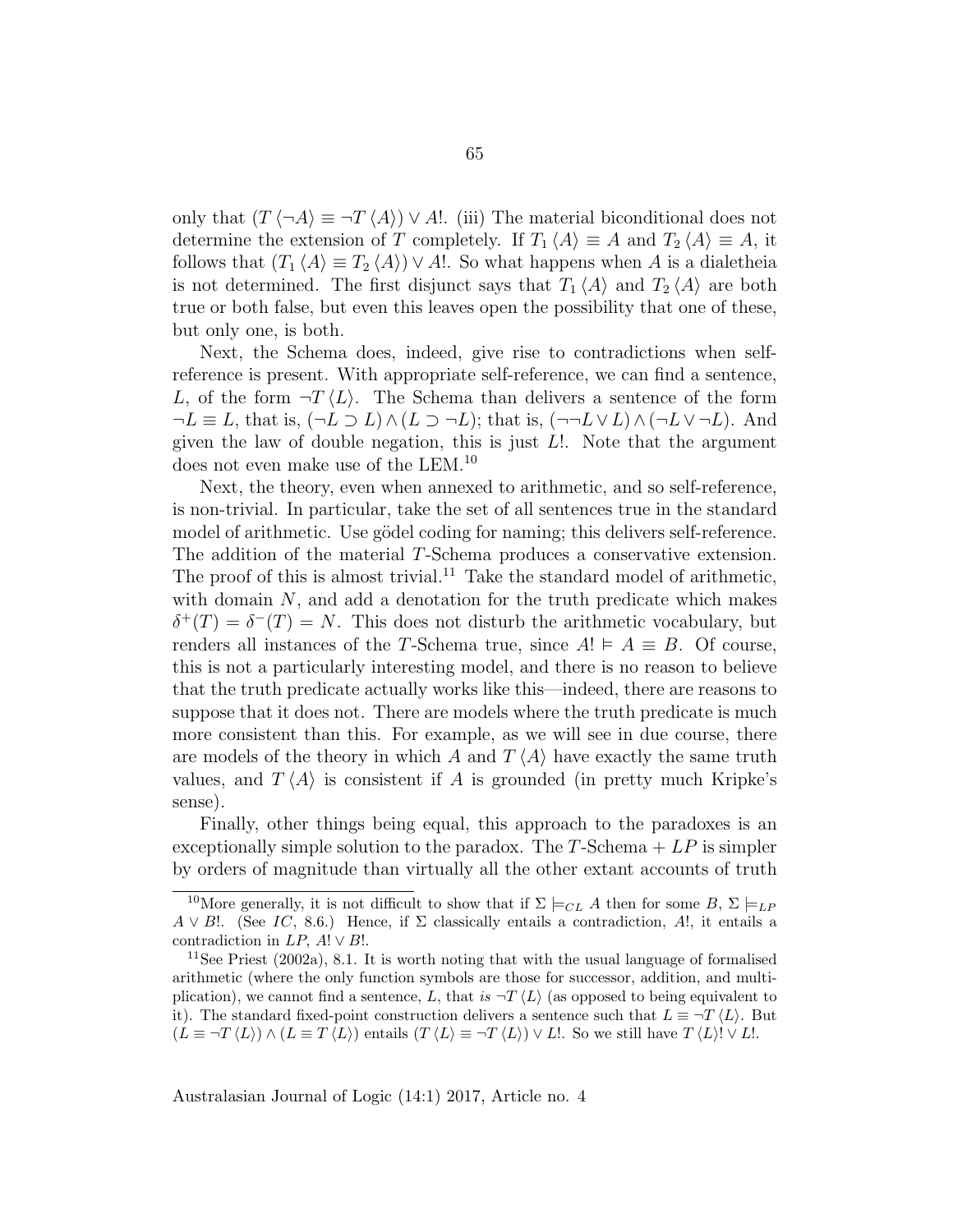only that $(T\langle\neg A\rangle \equiv \neg T\langle A\rangle) \vee A!$. (iii) The material biconditional does not determine the extension of $T$ completely. If $T_1\langle A\rangle \equiv A$ and $T_2\langle A\rangle \equiv A$, it follows that $(T_1\langle A\rangle \equiv T_2\langle A\rangle) \vee A!$. So what happens when $A$ is a dialetheia is not determined. The first disjunct says that $T_1\langle A\rangle$ and $T_2\langle A\rangle$ are both true or both false, but even this leaves open the possibility that one of these, but only one, is both.

Next, the Schema does, indeed, give rise to contradictions when self-reference is present. With appropriate self-reference, we can find a sentence, $L$, of the form $\neg T\langle L\rangle$. The Schema than delivers a sentence of the form $\neg L \equiv L$, that is, $(\neg L \supset L) \wedge (L \supset \neg L)$; that is, $(\neg\neg L \vee L) \wedge (\neg L \vee \neg L)$. And given the law of double negation, this is just $L!$. Note that the argument does not even make use of the LEM.[10]

Next, the theory, even when annexed to arithmetic, and so self-reference, is non-trivial. In particular, take the set of all sentences true in the standard model of arithmetic. Use gödel coding for naming; this delivers self-reference. The addition of the material $T$-Schema produces a conservative extension. The proof of this is almost trivial.[11] Take the standard model of arithmetic, with domain $N$, and add a denotation for the truth predicate which makes $\delta^+(T) = \delta^-(T) = N$. This does not disturb the arithmetic vocabulary, but renders all instances of the $T$-Schema true, since $A! \vDash A \equiv B$. Of course, this is not a particularly interesting model, and there is no reason to believe that the truth predicate actually works like this—indeed, there are reasons to suppose that it does not. There are models where the truth predicate is much more consistent than this. For example, as we will see in due course, there are models of the theory in which $A$ and $T\langle A\rangle$ have exactly the same truth values, and $T\langle A\rangle$ is consistent if $A$ is grounded (in pretty much Kripke's sense).

Finally, other things being equal, this approach to the paradoxes is an exceptionally simple solution to the paradox. The $T$-Schema + $LP$ is simpler by orders of magnitude than virtually all the other extant accounts of truth

---

[10] More generally, it is not difficult to show that if $\Sigma \vDash_{CL} A$ then for some $B$, $\Sigma \vDash_{LP} A \vee B!$. (See *IC*, 8.6.) Hence, if $\Sigma$ classically entails a contradiction, $A!$, it entails a contradiction in $LP$, $A! \vee B!$.

[11] See Priest (2002a), 8.1. It is worth noting that with the usual language of formalised arithmetic (where the only function symbols are those for successor, addition, and multiplication), we cannot find a sentence, $L$, that *is* $\neg T\langle L\rangle$ (as opposed to being equivalent to it). The standard fixed-point construction delivers a sentence such that $L \equiv \neg T\langle L\rangle$. But $(L \equiv \neg T\langle L\rangle) \wedge (L \equiv T\langle L\rangle)$ entails $(T\langle L\rangle \equiv \neg T\langle L\rangle) \vee L!$. So we still have $T\langle L\rangle! \vee L!$.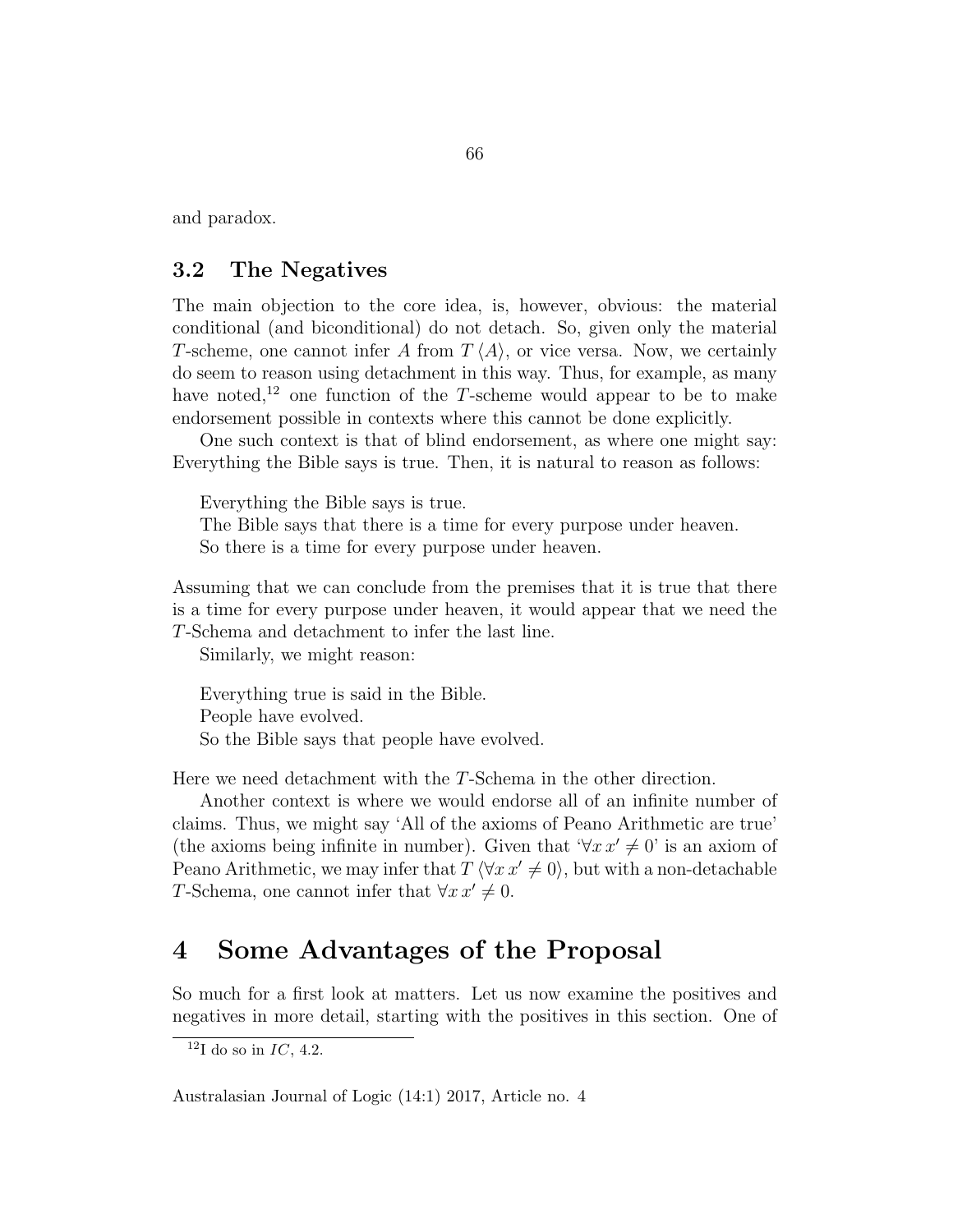and paradox.

## 3.2 The Negatives

The main objection to the core idea, is, however, obvious: the material conditional (and biconditional) do not detach. So, given only the material $T$-scheme, one cannot infer $A$ from $T\langle A \rangle$, or vice versa. Now, we certainly do seem to reason using detachment in this way. Thus, for example, as many have noted,[12] one function of the $T$-scheme would appear to be to make endorsement possible in contexts where this cannot be done explicitly.

One such context is that of blind endorsement, as where one might say: Everything the Bible says is true. Then, it is natural to reason as follows:

Everything the Bible says is true.
The Bible says that there is a time for every purpose under heaven.
So there is a time for every purpose under heaven.

Assuming that we can conclude from the premises that it is true that there is a time for every purpose under heaven, it would appear that we need the $T$-Schema and detachment to infer the last line.

Similarly, we might reason:

Everything true is said in the Bible.
People have evolved.
So the Bible says that people have evolved.

Here we need detachment with the $T$-Schema in the other direction.

Another context is where we would endorse all of an infinite number of claims. Thus, we might say 'All of the axioms of Peano Arithmetic are true' (the axioms being infinite in number). Given that '$\forall x\, x' \neq 0$' is an axiom of Peano Arithmetic, we may infer that $T\langle \forall x\, x' \neq 0 \rangle$, but with a non-detachable $T$-Schema, one cannot infer that $\forall x\, x' \neq 0$.

# 4 Some Advantages of the Proposal

So much for a first look at matters. Let us now examine the positives and negatives in more detail, starting with the positives in this section. One of

[12] I do so in *IC*, 4.2.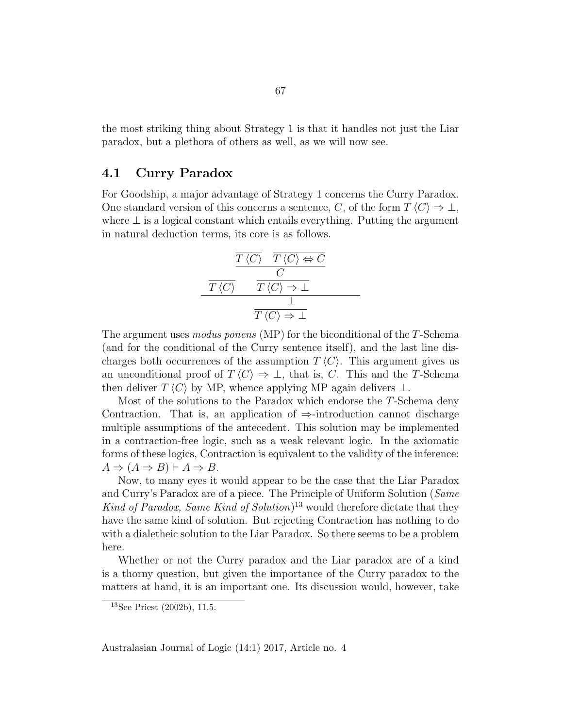the most striking thing about Strategy 1 is that it handles not just the Liar paradox, but a plethora of others as well, as we will now see.

## 4.1 Curry Paradox

For Goodship, a major advantage of Strategy 1 concerns the Curry Paradox. One standard version of this concerns a sentence, $C$, of the form $T\langle C\rangle \Rightarrow \bot$, where $\bot$ is a logical constant which entails everything. Putting the argument in natural deduction terms, its core is as follows.

$$
\dfrac{\overline{T\langle C\rangle} \qquad \dfrac{\dfrac{\overline{T\langle C\rangle} \quad \overline{T\langle C\rangle \Leftrightarrow C}}{C}}{T\langle C\rangle \Rightarrow \bot}}{\dfrac{\bot}{T\langle C\rangle \Rightarrow \bot}}
$$

The argument uses *modus ponens* (MP) for the biconditional of the $T$-Schema (and for the conditional of the Curry sentence itself), and the last line discharges both occurrences of the assumption $T\langle C\rangle$. This argument gives us an unconditional proof of $T\langle C\rangle \Rightarrow \bot$, that is, $C$. This and the $T$-Schema then deliver $T\langle C\rangle$ by MP, whence applying MP again delivers $\bot$.

Most of the solutions to the Paradox which endorse the $T$-Schema deny Contraction. That is, an application of $\Rightarrow$-introduction cannot discharge multiple assumptions of the antecedent. This solution may be implemented in a contraction-free logic, such as a weak relevant logic. In the axiomatic forms of these logics, Contraction is equivalent to the validity of the inference: $A \Rightarrow (A \Rightarrow B) \vdash A \Rightarrow B$.

Now, to many eyes it would appear to be the case that the Liar Paradox and Curry's Paradox are of a piece. The Principle of Uniform Solution (*Same Kind of Paradox, Same Kind of Solution*)[13] would therefore dictate that they have the same kind of solution. But rejecting Contraction has nothing to do with a dialetheic solution to the Liar Paradox. So there seems to be a problem here.

Whether or not the Curry paradox and the Liar paradox are of a kind is a thorny question, but given the importance of the Curry paradox to the matters at hand, it is an important one. Its discussion would, however, take

[13] See Priest (2002b), 11.5.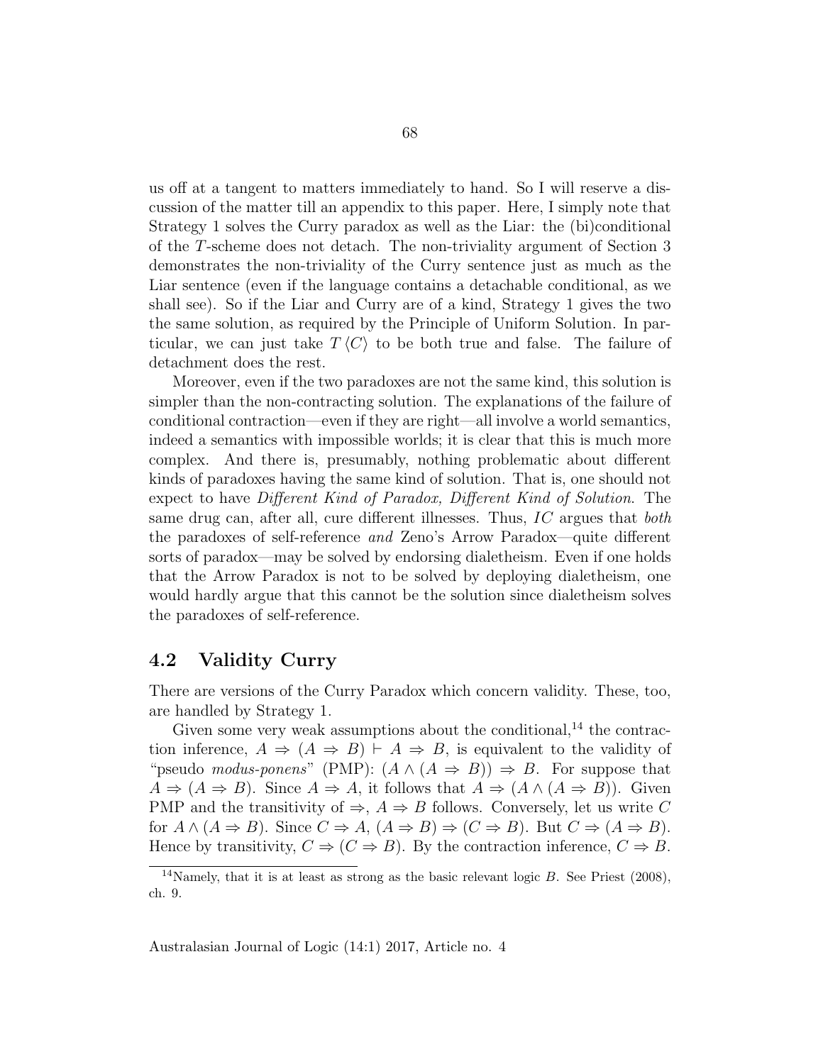us off at a tangent to matters immediately to hand. So I will reserve a discussion of the matter till an appendix to this paper. Here, I simply note that Strategy 1 solves the Curry paradox as well as the Liar: the (bi)conditional of the $T$-scheme does not detach. The non-triviality argument of Section 3 demonstrates the non-triviality of the Curry sentence just as much as the Liar sentence (even if the language contains a detachable conditional, as we shall see). So if the Liar and Curry are of a kind, Strategy 1 gives the two the same solution, as required by the Principle of Uniform Solution. In particular, we can just take $T\langle C\rangle$ to be both true and false. The failure of detachment does the rest.

Moreover, even if the two paradoxes are not the same kind, this solution is simpler than the non-contracting solution. The explanations of the failure of conditional contraction—even if they are right—all involve a world semantics, indeed a semantics with impossible worlds; it is clear that this is much more complex. And there is, presumably, nothing problematic about different kinds of paradoxes having the same kind of solution. That is, one should not expect to have *Different Kind of Paradox, Different Kind of Solution*. The same drug can, after all, cure different illnesses. Thus, *IC* argues that *both* the paradoxes of self-reference *and* Zeno's Arrow Paradox—quite different sorts of paradox—may be solved by endorsing dialetheism. Even if one holds that the Arrow Paradox is not to be solved by deploying dialetheism, one would hardly argue that this cannot be the solution since dialetheism solves the paradoxes of self-reference.

## 4.2 Validity Curry

There are versions of the Curry Paradox which concern validity. These, too, are handled by Strategy 1.

Given some very weak assumptions about the conditional,[14] the contraction inference, $A \Rightarrow (A \Rightarrow B) \vdash A \Rightarrow B$, is equivalent to the validity of "pseudo *modus-ponens*" (PMP): $(A \wedge (A \Rightarrow B)) \Rightarrow B$. For suppose that $A \Rightarrow (A \Rightarrow B)$. Since $A \Rightarrow A$, it follows that $A \Rightarrow (A \wedge (A \Rightarrow B))$. Given PMP and the transitivity of $\Rightarrow$, $A \Rightarrow B$ follows. Conversely, let us write $C$ for $A \wedge (A \Rightarrow B)$. Since $C \Rightarrow A$, $(A \Rightarrow B) \Rightarrow (C \Rightarrow B)$. But $C \Rightarrow (A \Rightarrow B)$. Hence by transitivity, $C \Rightarrow (C \Rightarrow B)$. By the contraction inference, $C \Rightarrow B$.

[14] Namely, that it is at least as strong as the basic relevant logic $B$. See Priest (2008), ch. 9.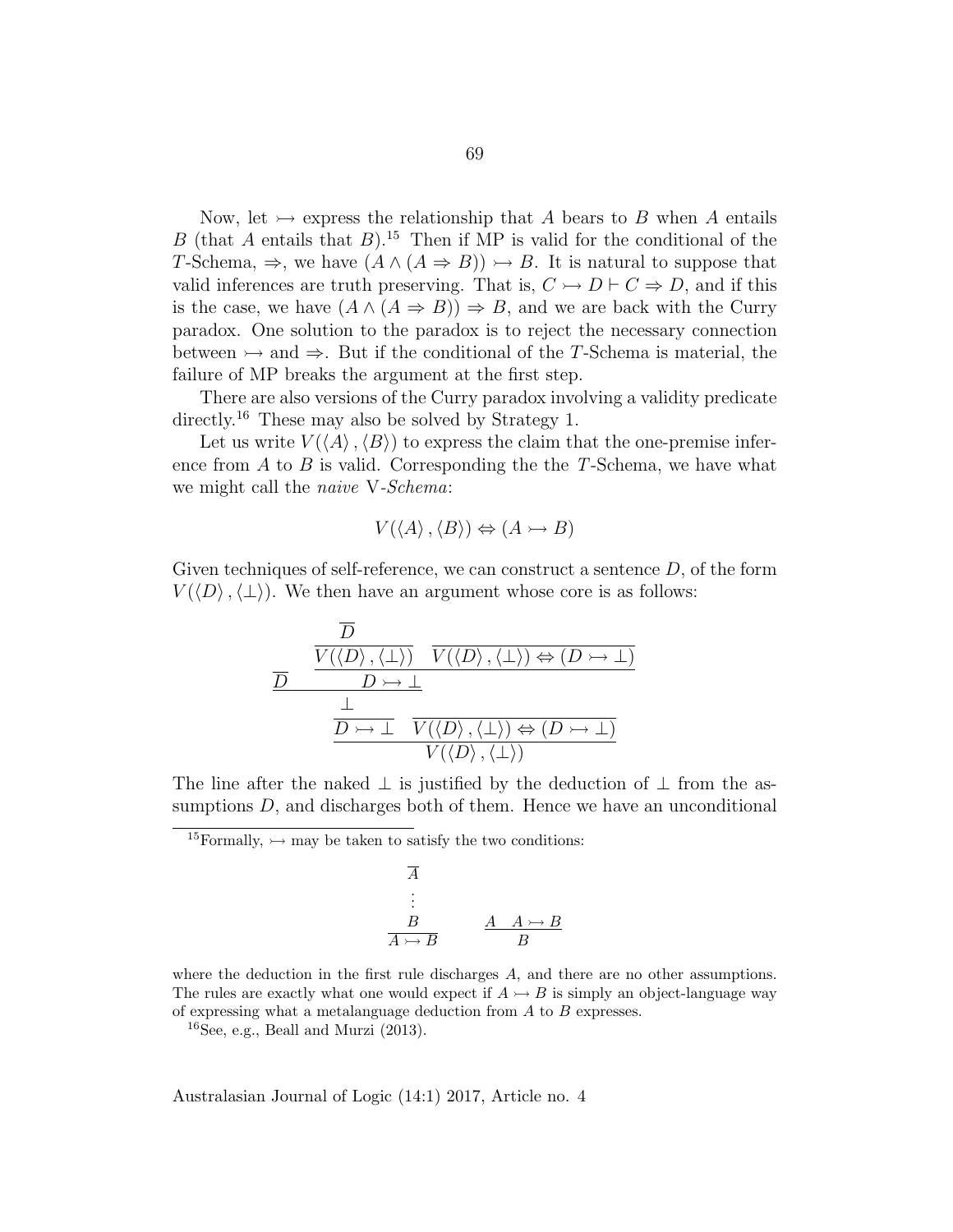Now, let $\rightarrowtail$ express the relationship that $A$ bears to $B$ when $A$ entails $B$ (that $A$ entails that $B$).[15] Then if MP is valid for the conditional of the $T$-Schema, $\Rightarrow$, we have $(A \wedge (A \Rightarrow B)) \rightarrowtail B$. It is natural to suppose that valid inferences are truth preserving. That is, $C \rightarrowtail D \vdash C \Rightarrow D$, and if this is the case, we have $(A \wedge (A \Rightarrow B)) \Rightarrow B$, and we are back with the Curry paradox. One solution to the paradox is to reject the necessary connection between $\rightarrowtail$ and $\Rightarrow$. But if the conditional of the $T$-Schema is material, the failure of MP breaks the argument at the first step.

There are also versions of the Curry paradox involving a validity predicate directly.[16] These may also be solved by Strategy 1.

Let us write $V(\langle A \rangle, \langle B \rangle)$ to express the claim that the one-premise inference from $A$ to $B$ is valid. Corresponding the the $T$-Schema, we have what we might call the *naive* V-*Schema*:

$$V(\langle A \rangle, \langle B \rangle) \Leftrightarrow (A \rightarrowtail B)$$

Given techniques of self-reference, we can construct a sentence $D$, of the form $V(\langle D \rangle, \langle \bot \rangle)$. We then have an argument whose core is as follows:

$$\dfrac{\dfrac{\overline{D} \qquad \dfrac{\dfrac{\overline{D}}{V(\langle D \rangle, \langle \bot \rangle)} \quad \overline{V(\langle D \rangle, \langle \bot \rangle) \Leftrightarrow (D \rightarrowtail \bot)}}{D \rightarrowtail \bot}}{\bot}}{\dfrac{D \rightarrowtail \bot \quad \overline{V(\langle D \rangle, \langle \bot \rangle) \Leftrightarrow (D \rightarrowtail \bot)}}{V(\langle D \rangle, \langle \bot \rangle)}}$$

The line after the naked $\bot$ is justified by the deduction of $\bot$ from the assumptions $D$, and discharges both of them. Hence we have an unconditional

---

[15] Formally, $\rightarrowtail$ may be taken to satisfy the two conditions:

$$\dfrac{\begin{matrix}\overline{A} \\ \vdots \\ B\end{matrix}}{A \rightarrowtail B} \qquad \dfrac{A \quad A \rightarrowtail B}{B}$$

where the deduction in the first rule discharges $A$, and there are no other assumptions. The rules are exactly what one would expect if $A \rightarrowtail B$ is simply an object-language way of expressing what a metalanguage deduction from $A$ to $B$ expresses.

[16] See, e.g., Beall and Murzi (2013).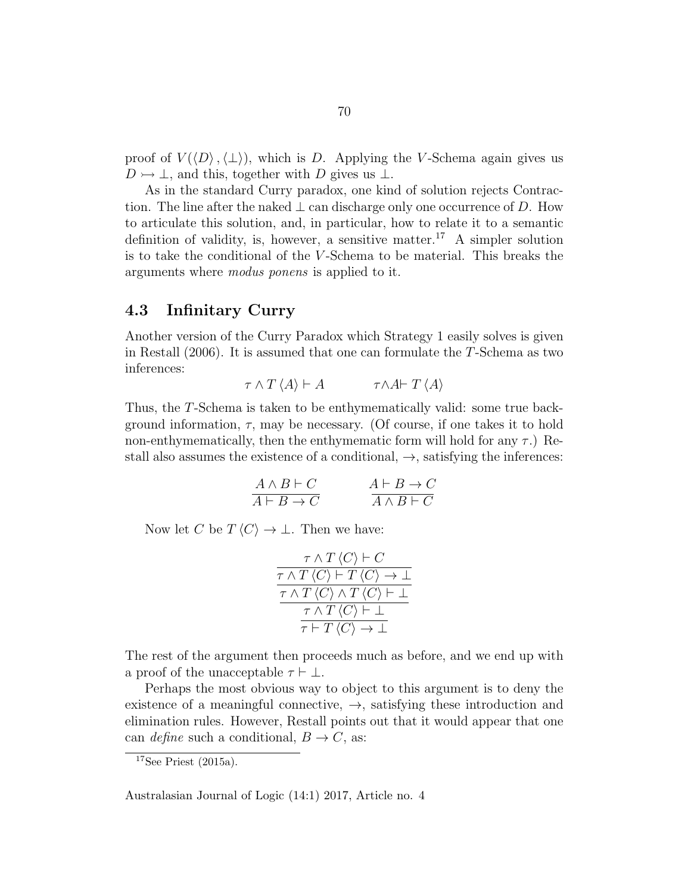proof of $V(\langle D \rangle, \langle \bot \rangle)$, which is $D$. Applying the $V$-Schema again gives us $D \rightarrowtail \bot$, and this, together with $D$ gives us $\bot$.

As in the standard Curry paradox, one kind of solution rejects Contraction. The line after the naked $\bot$ can discharge only one occurrence of $D$. How to articulate this solution, and, in particular, how to relate it to a semantic definition of validity, is, however, a sensitive matter.[17] A simpler solution is to take the conditional of the $V$-Schema to be material. This breaks the arguments where *modus ponens* is applied to it.

## 4.3 Infinitary Curry

Another version of the Curry Paradox which Strategy 1 easily solves is given in Restall (2006). It is assumed that one can formulate the $T$-Schema as two inferences:

$$\tau \wedge T\langle A \rangle \vdash A \qquad\qquad \tau \wedge A \vdash T\langle A \rangle$$

Thus, the $T$-Schema is taken to be enthymematically valid: some true background information, $\tau$, may be necessary. (Of course, if one takes it to hold non-enthymematically, then the enthymematic form will hold for any $\tau$.) Restall also assumes the existence of a conditional, $\rightarrow$, satisfying the inferences:

$$\frac{A \wedge B \vdash C}{A \vdash B \rightarrow C} \qquad\qquad \frac{A \vdash B \rightarrow C}{A \wedge B \vdash C}$$

Now let $C$ be $T\langle C \rangle \rightarrow \bot$. Then we have:

$$\cfrac{\cfrac{\cfrac{\cfrac{\tau \wedge T\langle C \rangle \vdash C}{\tau \wedge T\langle C \rangle \vdash T\langle C \rangle \rightarrow \bot}}{\tau \wedge T\langle C \rangle \wedge T\langle C \rangle \vdash \bot}}{\tau \wedge T\langle C \rangle \vdash \bot}}{\tau \vdash T\langle C \rangle \rightarrow \bot}$$

The rest of the argument then proceeds much as before, and we end up with a proof of the unacceptable $\tau \vdash \bot$.

Perhaps the most obvious way to object to this argument is to deny the existence of a meaningful connective, $\rightarrow$, satisfying these introduction and elimination rules. However, Restall points out that it would appear that one can *define* such a conditional, $B \rightarrow C$, as:

[17] See Priest (2015a).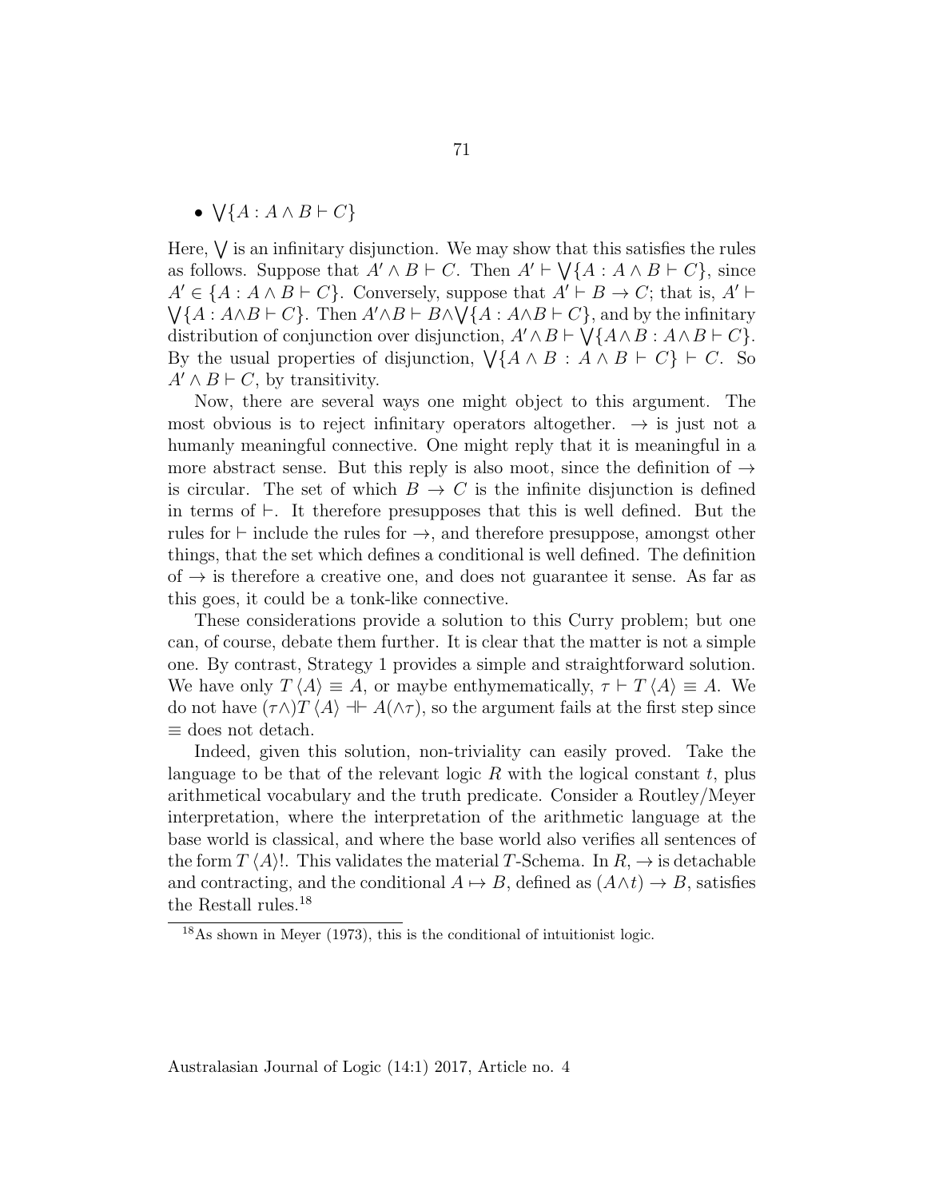- $\bigvee\{A : A \wedge B \vdash C\}$

Here, $\bigvee$ is an infinitary disjunction. We may show that this satisfies the rules as follows. Suppose that $A' \wedge B \vdash C$. Then $A' \vdash \bigvee\{A : A \wedge B \vdash C\}$, since $A' \in \{A : A \wedge B \vdash C\}$. Conversely, suppose that $A' \vdash B \to C$; that is, $A' \vdash \bigvee\{A : A \wedge B \vdash C\}$. Then $A' \wedge B \vdash B \wedge \bigvee\{A : A \wedge B \vdash C\}$, and by the infinitary distribution of conjunction over disjunction, $A' \wedge B \vdash \bigvee\{A \wedge B : A \wedge B \vdash C\}$. By the usual properties of disjunction, $\bigvee\{A \wedge B : A \wedge B \vdash C\} \vdash C$. So $A' \wedge B \vdash C$, by transitivity.

Now, there are several ways one might object to this argument. The most obvious is to reject infinitary operators altogether. $\to$ is just not a humanly meaningful connective. One might reply that it is meaningful in a more abstract sense. But this reply is also moot, since the definition of $\to$ is circular. The set of which $B \to C$ is the infinite disjunction is defined in terms of $\vdash$. It therefore presupposes that this is well defined. But the rules for $\vdash$ include the rules for $\to$, and therefore presuppose, amongst other things, that the set which defines a conditional is well defined. The definition of $\to$ is therefore a creative one, and does not guarantee it sense. As far as this goes, it could be a tonk-like connective.

These considerations provide a solution to this Curry problem; but one can, of course, debate them further. It is clear that the matter is not a simple one. By contrast, Strategy 1 provides a simple and straightforward solution. We have only $T\langle A\rangle \equiv A$, or maybe enthymematically, $\tau \vdash T\langle A\rangle \equiv A$. We do not have $(\tau\wedge)T\langle A\rangle \dashv\vdash A(\wedge\tau)$, so the argument fails at the first step since $\equiv$ does not detach.

Indeed, given this solution, non-triviality can easily proved. Take the language to be that of the relevant logic $R$ with the logical constant $t$, plus arithmetical vocabulary and the truth predicate. Consider a Routley/Meyer interpretation, where the interpretation of the arithmetic language at the base world is classical, and where the base world also verifies all sentences of the form $T\langle A\rangle!$. This validates the material $T$-Schema. In $R$, $\to$ is detachable and contracting, and the conditional $A \mapsto B$, defined as $(A \wedge t) \to B$, satisfies the Restall rules.[18]

[18] As shown in Meyer (1973), this is the conditional of intuitionist logic.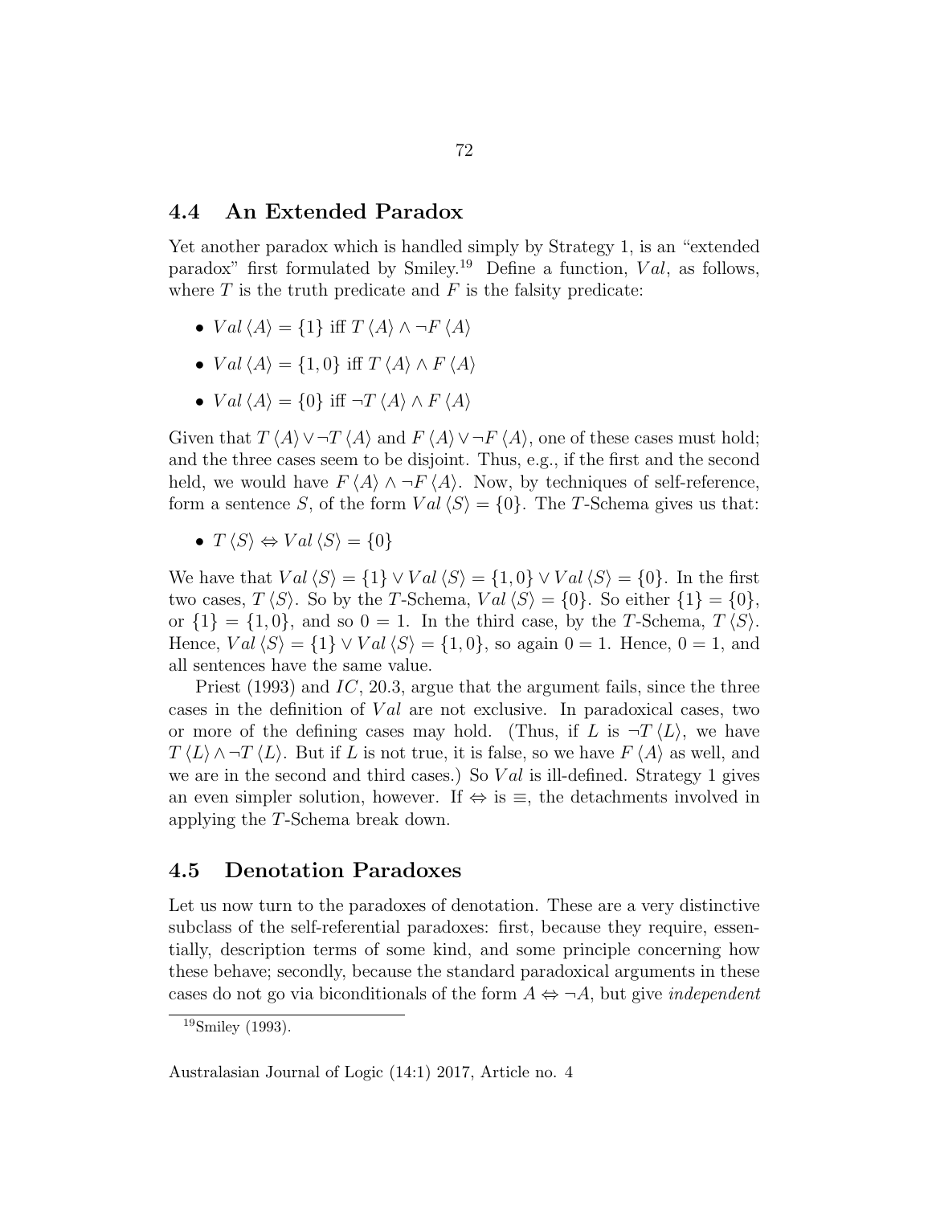## 4.4 An Extended Paradox

Yet another paradox which is handled simply by Strategy 1, is an "extended paradox" first formulated by Smiley.[19] Define a function, $Val$, as follows, where $T$ is the truth predicate and $F$ is the falsity predicate:

- $Val\langle A\rangle = \{1\}$ iff $T\langle A\rangle \wedge \neg F\langle A\rangle$
- $Val\langle A\rangle = \{1, 0\}$ iff $T\langle A\rangle \wedge F\langle A\rangle$
- $Val\langle A\rangle = \{0\}$ iff $\neg T\langle A\rangle \wedge F\langle A\rangle$

Given that $T\langle A\rangle \vee \neg T\langle A\rangle$ and $F\langle A\rangle \vee \neg F\langle A\rangle$, one of these cases must hold; and the three cases seem to be disjoint. Thus, e.g., if the first and the second held, we would have $F\langle A\rangle \wedge \neg F\langle A\rangle$. Now, by techniques of self-reference, form a sentence $S$, of the form $Val\langle S\rangle = \{0\}$. The $T$-Schema gives us that:

- $T\langle S\rangle \Leftrightarrow Val\langle S\rangle = \{0\}$

We have that $Val\langle S\rangle = \{1\} \vee Val\langle S\rangle = \{1, 0\} \vee Val\langle S\rangle = \{0\}$. In the first two cases, $T\langle S\rangle$. So by the $T$-Schema, $Val\langle S\rangle = \{0\}$. So either $\{1\} = \{0\}$, or $\{1\} = \{1, 0\}$, and so $0 = 1$. In the third case, by the $T$-Schema, $T\langle S\rangle$. Hence, $Val\langle S\rangle = \{1\} \vee Val\langle S\rangle = \{1, 0\}$, so again $0 = 1$. Hence, $0 = 1$, and all sentences have the same value.

Priest (1993) and $IC$, 20.3, argue that the argument fails, since the three cases in the definition of $Val$ are not exclusive. In paradoxical cases, two or more of the defining cases may hold. (Thus, if $L$ is $\neg T\langle L\rangle$, we have $T\langle L\rangle \wedge \neg T\langle L\rangle$. But if $L$ is not true, it is false, so we have $F\langle A\rangle$ as well, and we are in the second and third cases.) So $Val$ is ill-defined. Strategy 1 gives an even simpler solution, however. If $\Leftrightarrow$ is $\equiv$, the detachments involved in applying the $T$-Schema break down.

## 4.5 Denotation Paradoxes

Let us now turn to the paradoxes of denotation. These are a very distinctive subclass of the self-referential paradoxes: first, because they require, essentially, description terms of some kind, and some principle concerning how these behave; secondly, because the standard paradoxical arguments in these cases do not go via biconditionals of the form $A \Leftrightarrow \neg A$, but give *independent*

[19] Smiley (1993).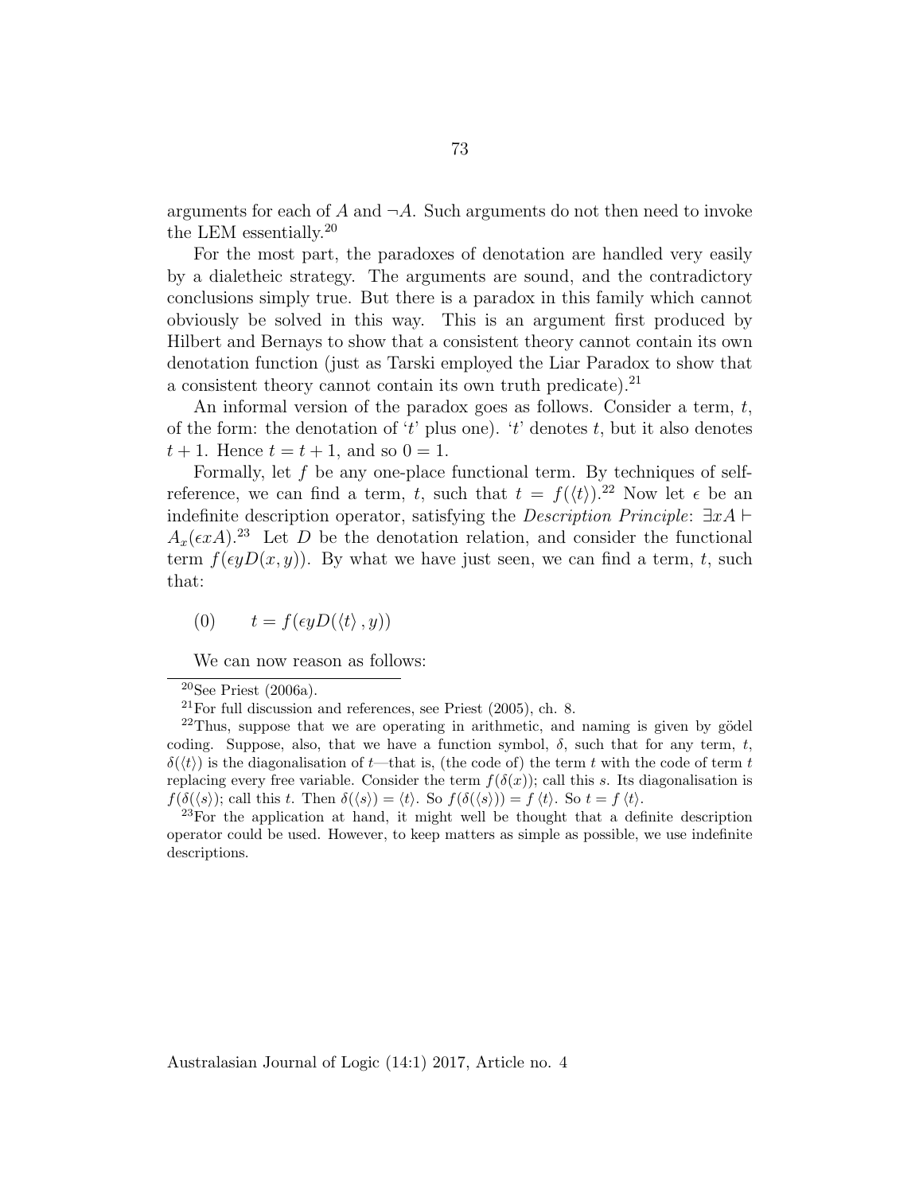arguments for each of $A$ and $\neg A$. Such arguments do not then need to invoke the LEM essentially.[20]

For the most part, the paradoxes of denotation are handled very easily by a dialetheic strategy. The arguments are sound, and the contradictory conclusions simply true. But there is a paradox in this family which cannot obviously be solved in this way. This is an argument first produced by Hilbert and Bernays to show that a consistent theory cannot contain its own denotation function (just as Tarski employed the Liar Paradox to show that a consistent theory cannot contain its own truth predicate).[21]

An informal version of the paradox goes as follows. Consider a term, $t$, of the form: the denotation of '$t$' plus one). '$t$' denotes $t$, but it also denotes $t + 1$. Hence $t = t + 1$, and so $0 = 1$.

Formally, let $f$ be any one-place functional term. By techniques of self-reference, we can find a term, $t$, such that $t = f(\langle t \rangle)$.[22] Now let $\epsilon$ be an indefinite description operator, satisfying the *Description Principle*: $\exists x A \vdash A_x(\epsilon x A)$.[23] Let $D$ be the denotation relation, and consider the functional term $f(\epsilon y D(x, y))$. By what we have just seen, we can find a term, $t$, such that:

(0) $\qquad t = f(\epsilon y D(\langle t \rangle, y))$

We can now reason as follows:

---

[20] See Priest (2006a).

[21] For full discussion and references, see Priest (2005), ch. 8.

[22] Thus, suppose that we are operating in arithmetic, and naming is given by gödel coding. Suppose, also, that we have a function symbol, $\delta$, such that for any term, $t$, $\delta(\langle t \rangle)$ is the diagonalisation of $t$—that is, (the code of) the term $t$ with the code of term $t$ replacing every free variable. Consider the term $f(\delta(x))$; call this $s$. Its diagonalisation is $f(\delta(\langle s \rangle)$; call this $t$. Then $\delta(\langle s \rangle) = \langle t \rangle$. So $f(\delta(\langle s \rangle)) = f \langle t \rangle$. So $t = f \langle t \rangle$.

[23] For the application at hand, it might well be thought that a definite description operator could be used. However, to keep matters as simple as possible, we use indefinite descriptions.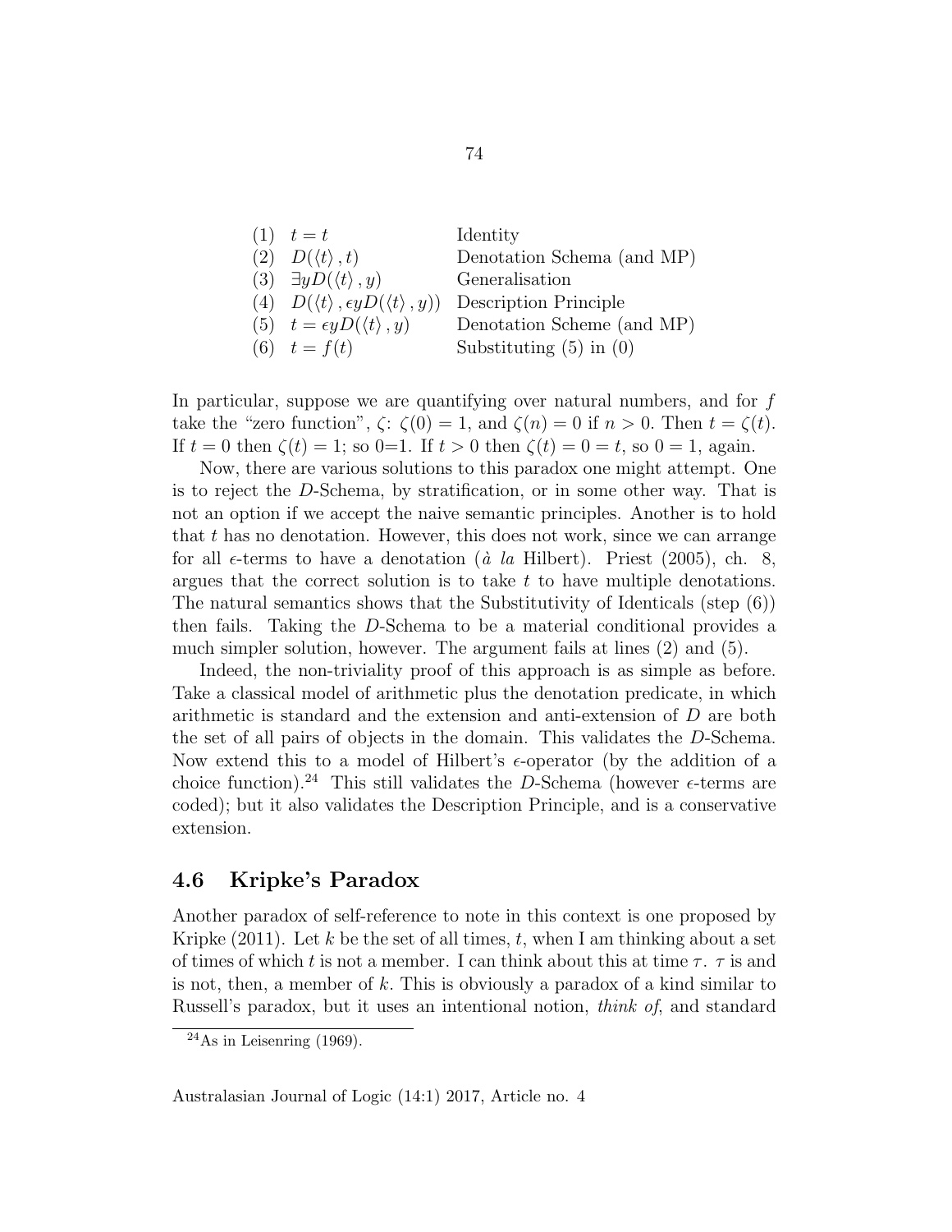| | | |
|---|---|---|
| (1) | $t = t$ | Identity |
| (2) | $D(\langle t \rangle, t)$ | Denotation Schema (and MP) |
| (3) | $\exists y D(\langle t \rangle, y)$ | Generalisation |
| (4) | $D(\langle t \rangle, \epsilon y D(\langle t \rangle, y))$ | Description Principle |
| (5) | $t = \epsilon y D(\langle t \rangle, y)$ | Denotation Scheme (and MP) |
| (6) | $t = f(t)$ | Substituting (5) in (0) |

In particular, suppose we are quantifying over natural numbers, and for $f$ take the "zero function", $\zeta$: $\zeta(0) = 1$, and $\zeta(n) = 0$ if $n > 0$. Then $t = \zeta(t)$. If $t = 0$ then $\zeta(t) = 1$; so 0=1. If $t > 0$ then $\zeta(t) = 0 = t$, so $0 = 1$, again.

Now, there are various solutions to this paradox one might attempt. One is to reject the $D$-Schema, by stratification, or in some other way. That is not an option if we accept the naive semantic principles. Another is to hold that $t$ has no denotation. However, this does not work, since we can arrange for all $\epsilon$-terms to have a denotation (*à la* Hilbert). Priest (2005), ch. 8, argues that the correct solution is to take $t$ to have multiple denotations. The natural semantics shows that the Substitutivity of Identicals (step (6)) then fails. Taking the $D$-Schema to be a material conditional provides a much simpler solution, however. The argument fails at lines (2) and (5).

Indeed, the non-triviality proof of this approach is as simple as before. Take a classical model of arithmetic plus the denotation predicate, in which arithmetic is standard and the extension and anti-extension of $D$ are both the set of all pairs of objects in the domain. This validates the $D$-Schema. Now extend this to a model of Hilbert's $\epsilon$-operator (by the addition of a choice function).[24] This still validates the $D$-Schema (however $\epsilon$-terms are coded); but it also validates the Description Principle, and is a conservative extension.

## 4.6 Kripke's Paradox

Another paradox of self-reference to note in this context is one proposed by Kripke (2011). Let $k$ be the set of all times, $t$, when I am thinking about a set of times of which $t$ is not a member. I can think about this at time $\tau$. $\tau$ is and is not, then, a member of $k$. This is obviously a paradox of a kind similar to Russell's paradox, but it uses an intentional notion, *think of*, and standard

[24] As in Leisenring (1969).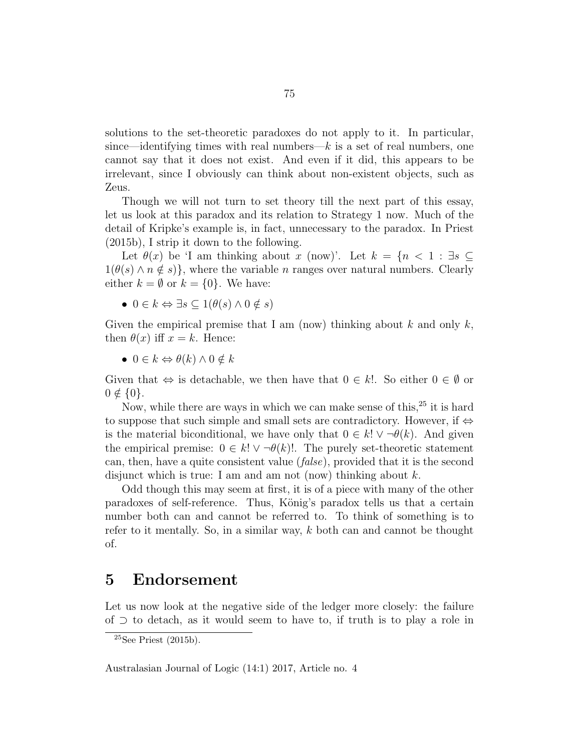solutions to the set-theoretic paradoxes do not apply to it. In particular, since—identifying times with real numbers—$k$ is a set of real numbers, one cannot say that it does not exist. And even if it did, this appears to be irrelevant, since I obviously can think about non-existent objects, such as Zeus.

Though we will not turn to set theory till the next part of this essay, let us look at this paradox and its relation to Strategy 1 now. Much of the detail of Kripke's example is, in fact, unnecessary to the paradox. In Priest (2015b), I strip it down to the following.

Let $\theta(x)$ be 'I am thinking about $x$ (now)'. Let $k = \{n < 1 : \exists s \subseteq 1(\theta(s) \wedge n \notin s)\}$, where the variable $n$ ranges over natural numbers. Clearly either $k = \emptyset$ or $k = \{0\}$. We have:

- $0 \in k \Leftrightarrow \exists s \subseteq 1(\theta(s) \wedge 0 \notin s)$

Given the empirical premise that I am (now) thinking about $k$ and only $k$, then $\theta(x)$ iff $x = k$. Hence:

- $0 \in k \Leftrightarrow \theta(k) \wedge 0 \notin k$

Given that $\Leftrightarrow$ is detachable, we then have that $0 \in k!$. So either $0 \in \emptyset$ or $0 \notin \{0\}$.

Now, while there are ways in which we can make sense of this,[25] it is hard to suppose that such simple and small sets are contradictory. However, if $\Leftrightarrow$ is the material biconditional, we have only that $0 \in k! \vee \neg\theta(k)$. And given the empirical premise: $0 \in k! \vee \neg\theta(k)!$. The purely set-theoretic statement can, then, have a quite consistent value (*false*), provided that it is the second disjunct which is true: I am and am not (now) thinking about $k$.

Odd though this may seem at first, it is of a piece with many of the other paradoxes of self-reference. Thus, König's paradox tells us that a certain number both can and cannot be referred to. To think of something is to refer to it mentally. So, in a similar way, $k$ both can and cannot be thought of.

## 5 Endorsement

Let us now look at the negative side of the ledger more closely: the failure of $\supset$ to detach, as it would seem to have to, if truth is to play a role in

[25] See Priest (2015b).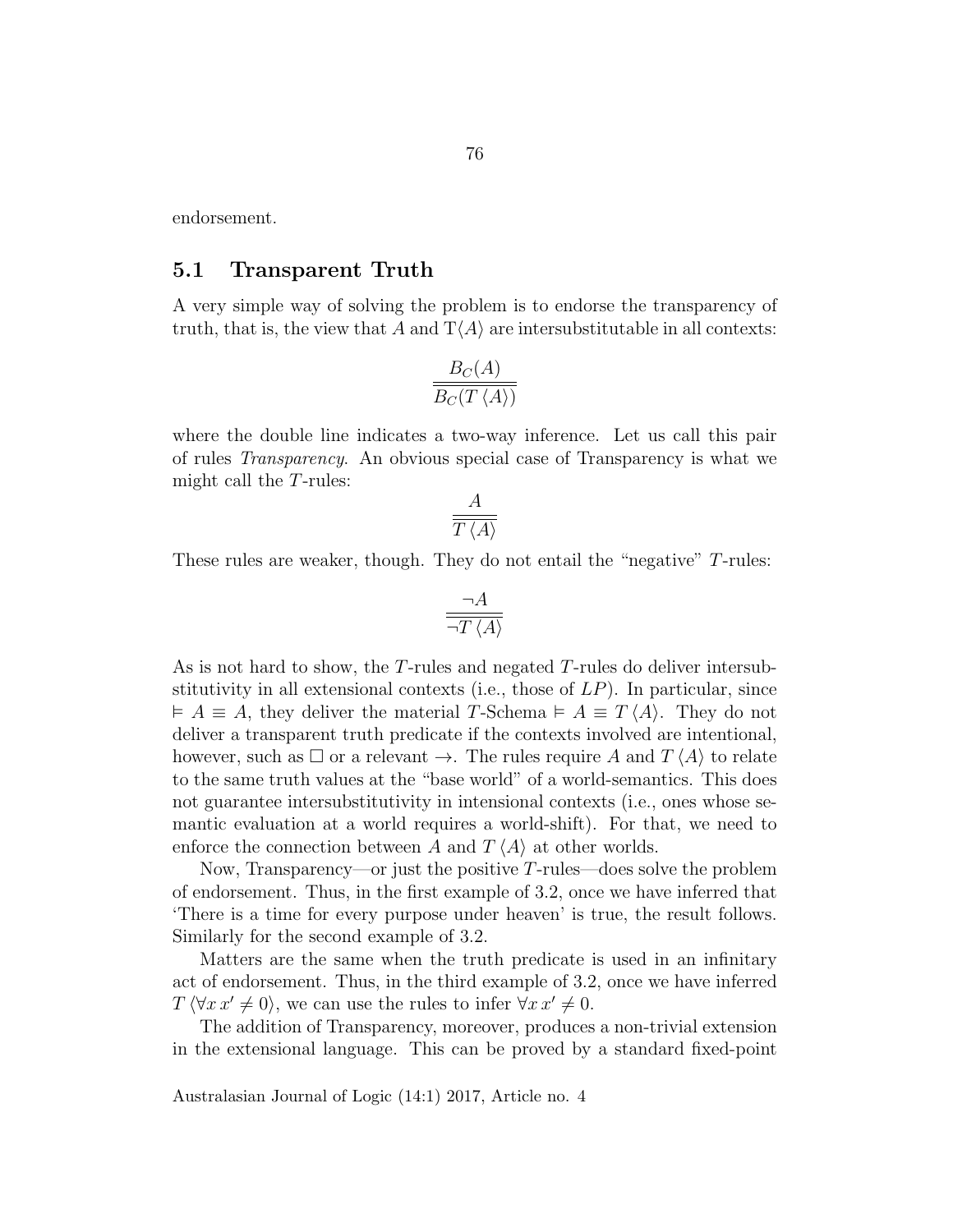endorsement.

## 5.1 Transparent Truth

A very simple way of solving the problem is to endorse the transparency of truth, that is, the view that $A$ and $\mathrm{T}\langle A\rangle$ are intersubstitutable in all contexts:

$$\frac{B_C(A)}{\overline{B_C(T\,\langle A\rangle)}}$$

where the double line indicates a two-way inference. Let us call this pair of rules *Transparency*. An obvious special case of Transparency is what we might call the $T$-rules:

$$\frac{A}{\overline{T\,\langle A\rangle}}$$

These rules are weaker, though. They do not entail the "negative" $T$-rules:

$$\frac{\neg A}{\overline{\neg T\,\langle A\rangle}}$$

As is not hard to show, the $T$-rules and negated $T$-rules do deliver intersubstitutivity in all extensional contexts (i.e., those of $LP$). In particular, since $\vDash A \equiv A$, they deliver the material $T$-Schema $\vDash A \equiv T\,\langle A\rangle$. They do not deliver a transparent truth predicate if the contexts involved are intentional, however, such as $\Box$ or a relevant $\rightarrow$. The rules require $A$ and $T\,\langle A\rangle$ to relate to the same truth values at the "base world" of a world-semantics. This does not guarantee intersubstitutivity in intensional contexts (i.e., ones whose semantic evaluation at a world requires a world-shift). For that, we need to enforce the connection between $A$ and $T\,\langle A\rangle$ at other worlds.

Now, Transparency—or just the positive $T$-rules—does solve the problem of endorsement. Thus, in the first example of 3.2, once we have inferred that 'There is a time for every purpose under heaven' is true, the result follows. Similarly for the second example of 3.2.

Matters are the same when the truth predicate is used in an infinitary act of endorsement. Thus, in the third example of 3.2, once we have inferred $T\,\langle \forall x\, x' \neq 0\rangle$, we can use the rules to infer $\forall x\, x' \neq 0$.

The addition of Transparency, moreover, produces a non-trivial extension in the extensional language. This can be proved by a standard fixed-point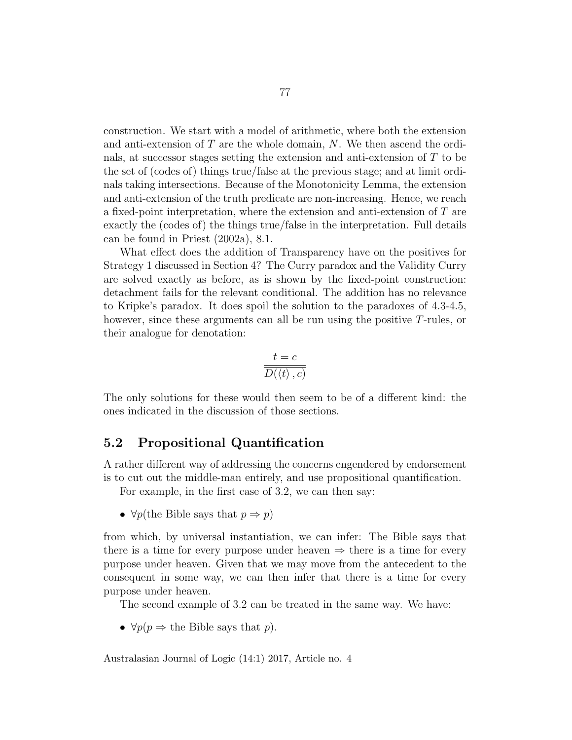construction. We start with a model of arithmetic, where both the extension and anti-extension of $T$ are the whole domain, $N$. We then ascend the ordinals, at successor stages setting the extension and anti-extension of $T$ to be the set of (codes of) things true/false at the previous stage; and at limit ordinals taking intersections. Because of the Monotonicity Lemma, the extension and anti-extension of the truth predicate are non-increasing. Hence, we reach a fixed-point interpretation, where the extension and anti-extension of $T$ are exactly the (codes of) the things true/false in the interpretation. Full details can be found in Priest (2002a), 8.1.

What effect does the addition of Transparency have on the positives for Strategy 1 discussed in Section 4? The Curry paradox and the Validity Curry are solved exactly as before, as is shown by the fixed-point construction: detachment fails for the relevant conditional. The addition has no relevance to Kripke's paradox. It does spoil the solution to the paradoxes of 4.3-4.5, however, since these arguments can all be run using the positive $T$-rules, or their analogue for denotation:

$$\frac{t = c}{\overline{D(\langle t \rangle\, , c)}}$$

The only solutions for these would then seem to be of a different kind: the ones indicated in the discussion of those sections.

## 5.2 Propositional Quantification

A rather different way of addressing the concerns engendered by endorsement is to cut out the middle-man entirely, and use propositional quantification.

For example, in the first case of 3.2, we can then say:

- $\forall p$(the Bible says that $p \Rightarrow p$)

from which, by universal instantiation, we can infer: The Bible says that there is a time for every purpose under heaven $\Rightarrow$ there is a time for every purpose under heaven. Given that we may move from the antecedent to the consequent in some way, we can then infer that there is a time for every purpose under heaven.

The second example of 3.2 can be treated in the same way. We have:

- $\forall p(p \Rightarrow$ the Bible says that $p)$.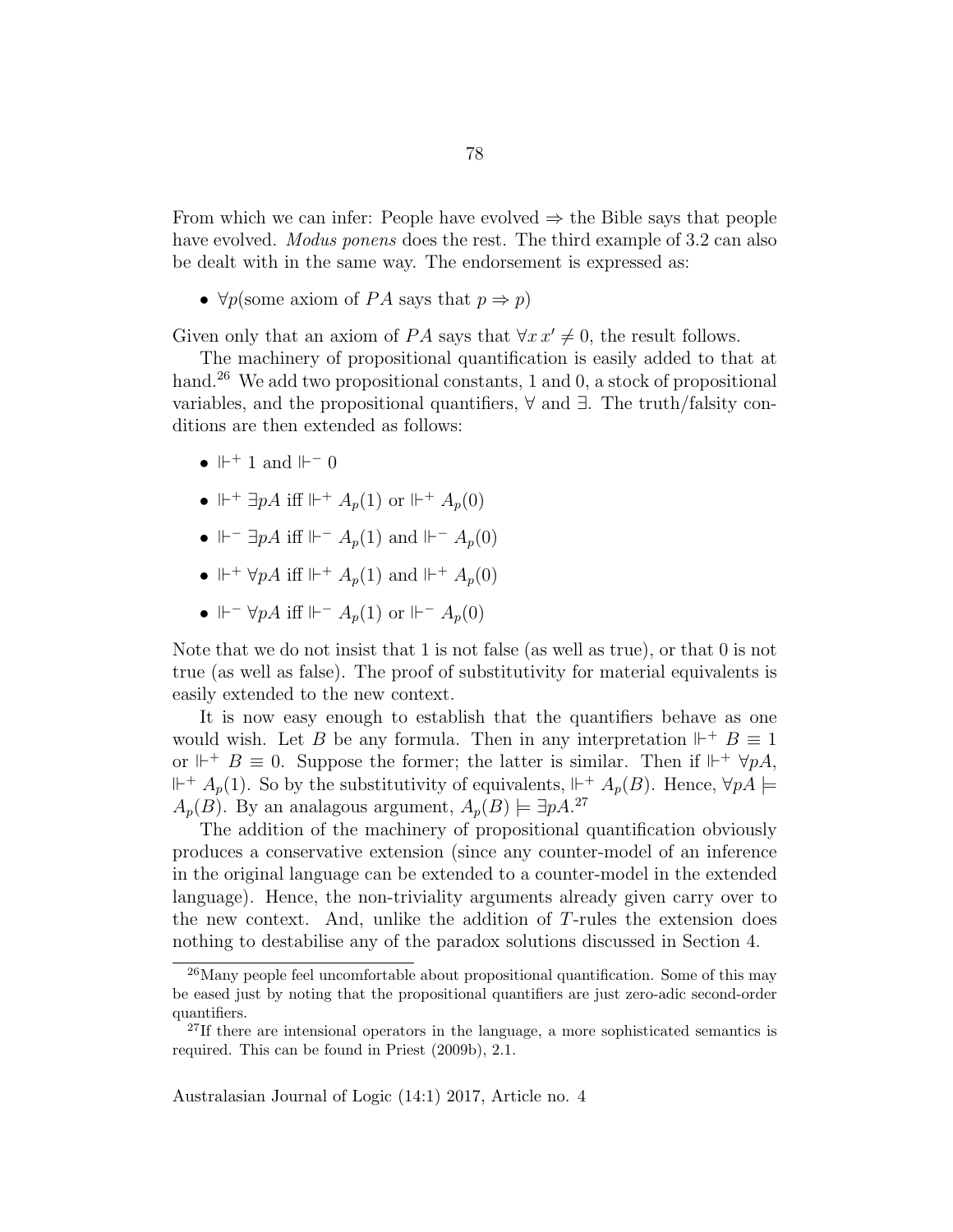From which we can infer: People have evolved $\Rightarrow$ the Bible says that people have evolved. *Modus ponens* does the rest. The third example of 3.2 can also be dealt with in the same way. The endorsement is expressed as:

- $\forall p$(some axiom of $PA$ says that $p \Rightarrow p$)

Given only that an axiom of $PA$ says that $\forall x\, x' \neq 0$, the result follows.

The machinery of propositional quantification is easily added to that at hand.[26] We add two propositional constants, 1 and 0, a stock of propositional variables, and the propositional quantifiers, $\forall$ and $\exists$. The truth/falsity conditions are then extended as follows:

- $\Vdash^+ 1$ and $\Vdash^- 0$
- $\Vdash^+ \exists pA$ iff $\Vdash^+ A_p(1)$ or $\Vdash^+ A_p(0)$
- $\Vdash^- \exists pA$ iff $\Vdash^- A_p(1)$ and $\Vdash^- A_p(0)$
- $\Vdash^+ \forall pA$ iff $\Vdash^+ A_p(1)$ and $\Vdash^+ A_p(0)$
- $\Vdash^- \forall pA$ iff $\Vdash^- A_p(1)$ or $\Vdash^- A_p(0)$

Note that we do not insist that 1 is not false (as well as true), or that 0 is not true (as well as false). The proof of substitutivity for material equivalents is easily extended to the new context.

It is now easy enough to establish that the quantifiers behave as one would wish. Let $B$ be any formula. Then in any interpretation $\Vdash^+ B \equiv 1$ or $\Vdash^+ B \equiv 0$. Suppose the former; the latter is similar. Then if $\Vdash^+ \forall pA$, $\Vdash^+ A_p(1)$. So by the substitutivity of equivalents, $\Vdash^+ A_p(B)$. Hence, $\forall pA \models A_p(B)$. By an analagous argument, $A_p(B) \models \exists pA$.[27]

The addition of the machinery of propositional quantification obviously produces a conservative extension (since any counter-model of an inference in the original language can be extended to a counter-model in the extended language). Hence, the non-triviality arguments already given carry over to the new context. And, unlike the addition of $T$-rules the extension does nothing to destabilise any of the paradox solutions discussed in Section 4.

---

[26] Many people feel uncomfortable about propositional quantification. Some of this may be eased just by noting that the propositional quantifiers are just zero-adic second-order quantifiers.

[27] If there are intensional operators in the language, a more sophisticated semantics is required. This can be found in Priest (2009b), 2.1.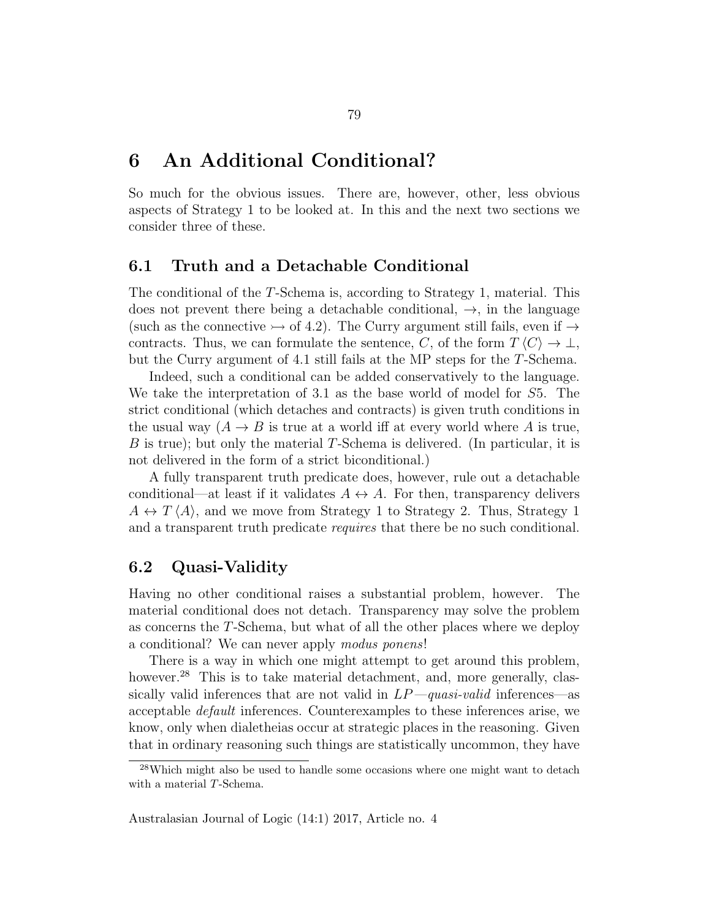# 6 An Additional Conditional?

So much for the obvious issues. There are, however, other, less obvious aspects of Strategy 1 to be looked at. In this and the next two sections we consider three of these.

## 6.1 Truth and a Detachable Conditional

The conditional of the $T$-Schema is, according to Strategy 1, material. This does not prevent there being a detachable conditional, $\to$, in the language (such as the connective $\rightarrowtail$ of 4.2). The Curry argument still fails, even if $\to$ contracts. Thus, we can formulate the sentence, $C$, of the form $T\langle C\rangle \to \bot$, but the Curry argument of 4.1 still fails at the MP steps for the $T$-Schema.

Indeed, such a conditional can be added conservatively to the language. We take the interpretation of 3.1 as the base world of model for $S5$. The strict conditional (which detaches and contracts) is given truth conditions in the usual way ($A \to B$ is true at a world iff at every world where $A$ is true, $B$ is true); but only the material $T$-Schema is delivered. (In particular, it is not delivered in the form of a strict biconditional.)

A fully transparent truth predicate does, however, rule out a detachable conditional—at least if it validates $A \leftrightarrow A$. For then, transparency delivers $A \leftrightarrow T\langle A\rangle$, and we move from Strategy 1 to Strategy 2. Thus, Strategy 1 and a transparent truth predicate *requires* that there be no such conditional.

## 6.2 Quasi-Validity

Having no other conditional raises a substantial problem, however. The material conditional does not detach. Transparency may solve the problem as concerns the $T$-Schema, but what of all the other places where we deploy a conditional? We can never apply *modus ponens*!

There is a way in which one might attempt to get around this problem, however.[28] This is to take material detachment, and, more generally, classically valid inferences that are not valid in $LP$—*quasi-valid* inferences—as acceptable *default* inferences. Counterexamples to these inferences arise, we know, only when dialetheias occur at strategic places in the reasoning. Given that in ordinary reasoning such things are statistically uncommon, they have

[28] Which might also be used to handle some occasions where one might want to detach with a material $T$-Schema.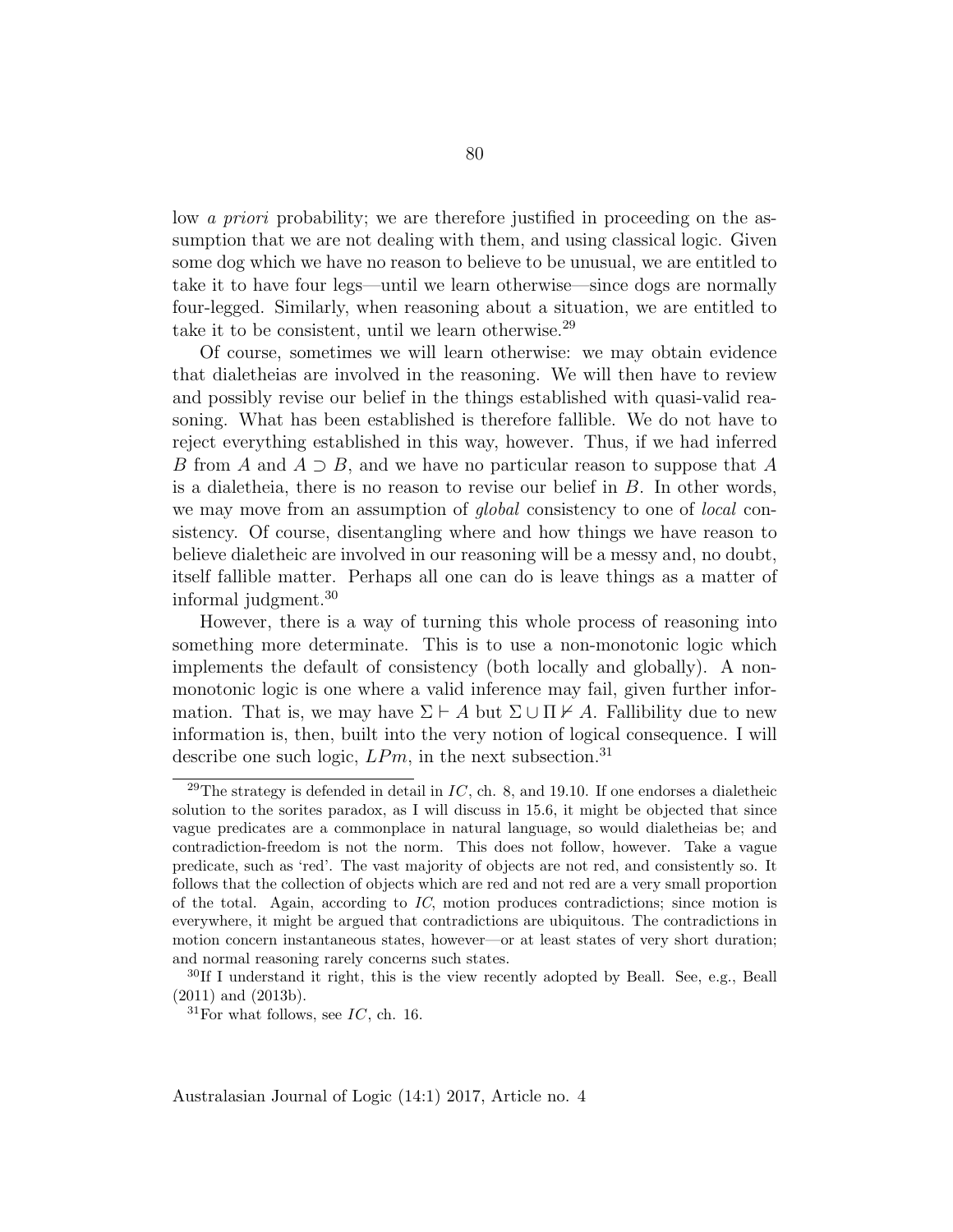low *a priori* probability; we are therefore justified in proceeding on the assumption that we are not dealing with them, and using classical logic. Given some dog which we have no reason to believe to be unusual, we are entitled to take it to have four legs—until we learn otherwise—since dogs are normally four-legged. Similarly, when reasoning about a situation, we are entitled to take it to be consistent, until we learn otherwise.[29]

Of course, sometimes we will learn otherwise: we may obtain evidence that dialetheias are involved in the reasoning. We will then have to review and possibly revise our belief in the things established with quasi-valid reasoning. What has been established is therefore fallible. We do not have to reject everything established in this way, however. Thus, if we had inferred $B$ from $A$ and $A \supset B$, and we have no particular reason to suppose that $A$ is a dialetheia, there is no reason to revise our belief in $B$. In other words, we may move from an assumption of *global* consistency to one of *local* consistency. Of course, disentangling where and how things we have reason to believe dialetheic are involved in our reasoning will be a messy and, no doubt, itself fallible matter. Perhaps all one can do is leave things as a matter of informal judgment.[30]

However, there is a way of turning this whole process of reasoning into something more determinate. This is to use a non-monotonic logic which implements the default of consistency (both locally and globally). A non-monotonic logic is one where a valid inference may fail, given further information. That is, we may have $\Sigma \vdash A$ but $\Sigma \cup \Pi \nvdash A$. Fallibility due to new information is, then, built into the very notion of logical consequence. I will describe one such logic, $LPm$, in the next subsection.[31]

[29] The strategy is defended in detail in *IC*, ch. 8, and 19.10. If one endorses a dialetheic solution to the sorites paradox, as I will discuss in 15.6, it might be objected that since vague predicates are a commonplace in natural language, so would dialetheias be; and contradiction-freedom is not the norm. This does not follow, however. Take a vague predicate, such as 'red'. The vast majority of objects are not red, and consistently so. It follows that the collection of objects which are red and not red are a very small proportion of the total. Again, according to *IC*, motion produces contradictions; since motion is everywhere, it might be argued that contradictions are ubiquitous. The contradictions in motion concern instantaneous states, however—or at least states of very short duration; and normal reasoning rarely concerns such states.

[30] If I understand it right, this is the view recently adopted by Beall. See, e.g., Beall (2011) and (2013b).

[31] For what follows, see *IC*, ch. 16.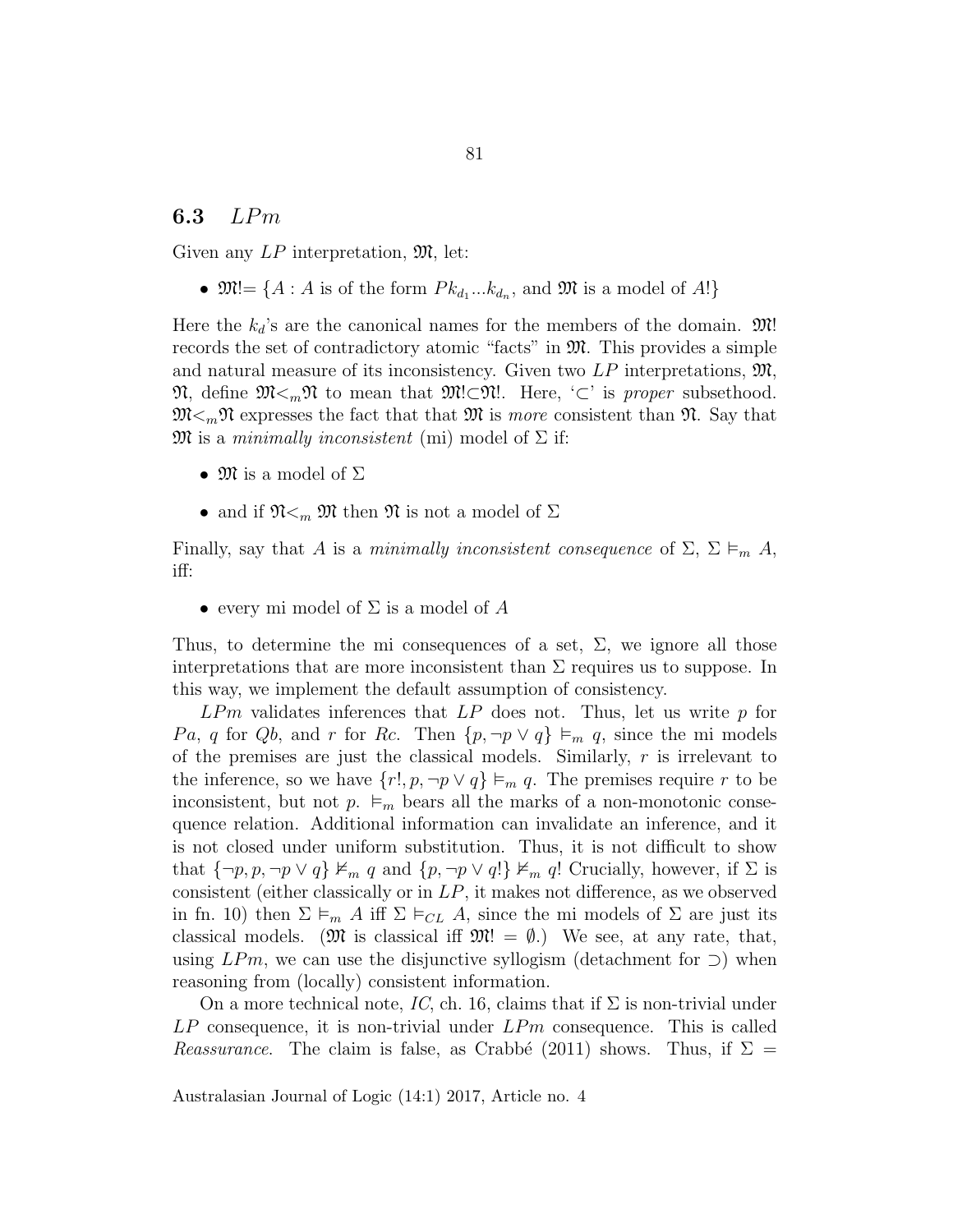## 6.3 *LPm*

Given any $LP$ interpretation, $\mathfrak{M}$, let:

- $\mathfrak{M}! = \{A : A$ is of the form $Pk_{d_1}...k_{d_n}$, and $\mathfrak{M}$ is a model of $A!\}$

Here the $k_d$'s are the canonical names for the members of the domain. $\mathfrak{M}!$ records the set of contradictory atomic "facts" in $\mathfrak{M}$. This provides a simple and natural measure of its inconsistency. Given two $LP$ interpretations, $\mathfrak{M}$, $\mathfrak{N}$, define $\mathfrak{M} <_m \mathfrak{N}$ to mean that $\mathfrak{M}! \subset \mathfrak{N}!$. Here, '$\subset$' is *proper* subsethood. $\mathfrak{M} <_m \mathfrak{N}$ expresses the fact that that $\mathfrak{M}$ is *more* consistent than $\mathfrak{N}$. Say that $\mathfrak{M}$ is a *minimally inconsistent* (mi) model of $\Sigma$ if:

- $\mathfrak{M}$ is a model of $\Sigma$
- and if $\mathfrak{N} <_m \mathfrak{M}$ then $\mathfrak{N}$ is not a model of $\Sigma$

Finally, say that $A$ is a *minimally inconsistent consequence* of $\Sigma$, $\Sigma \vDash_m A$, iff:

- every mi model of $\Sigma$ is a model of $A$

Thus, to determine the mi consequences of a set, $\Sigma$, we ignore all those interpretations that are more inconsistent than $\Sigma$ requires us to suppose. In this way, we implement the default assumption of consistency.

*LPm* validates inferences that $LP$ does not. Thus, let us write $p$ for $Pa$, $q$ for $Qb$, and $r$ for $Rc$. Then $\{p, \neg p \vee q\} \vDash_m q$, since the mi models of the premises are just the classical models. Similarly, $r$ is irrelevant to the inference, so we have $\{r!, p, \neg p \vee q\} \vDash_m q$. The premises require $r$ to be inconsistent, but not $p$. $\vDash_m$ bears all the marks of a non-monotonic consequence relation. Additional information can invalidate an inference, and it is not closed under uniform substitution. Thus, it is not difficult to show that $\{\neg p, p, \neg p \vee q\} \nvDash_m q$ and $\{p, \neg p \vee q!\} \nvDash_m q!$ Crucially, however, if $\Sigma$ is consistent (either classically or in $LP$, it makes not difference, as we observed in fn. 10) then $\Sigma \vDash_m A$ iff $\Sigma \vDash_{CL} A$, since the mi models of $\Sigma$ are just its classical models. ($\mathfrak{M}$ is classical iff $\mathfrak{M}! = \emptyset$.) We see, at any rate, that, using *LPm*, we can use the disjunctive syllogism (detachment for $\supset$) when reasoning from (locally) consistent information.

On a more technical note, *IC*, ch. 16, claims that if $\Sigma$ is non-trivial under $LP$ consequence, it is non-trivial under *LPm* consequence. This is called *Reassurance*. The claim is false, as Crabbé (2011) shows. Thus, if $\Sigma =$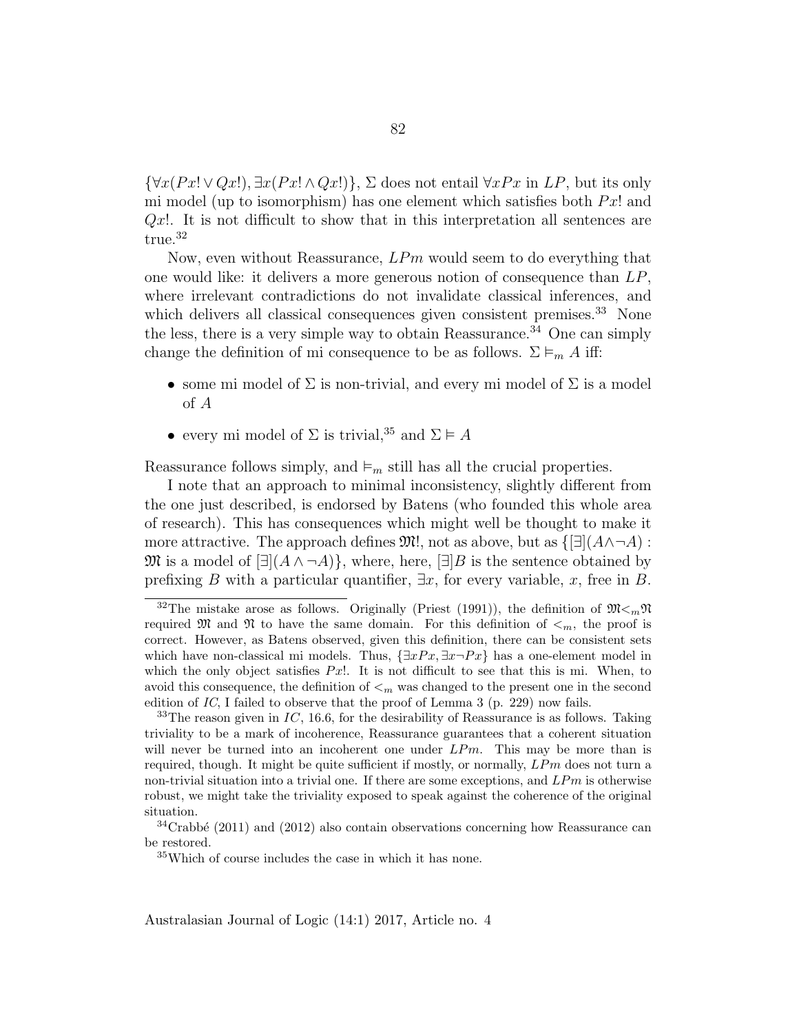$\{\forall x(Px! \vee Qx!), \exists x(Px! \wedge Qx!)\}$, $\Sigma$ does not entail $\forall x Px$ in $LP$, but its only mi model (up to isomorphism) has one element which satisfies both $Px!$ and $Qx!$. It is not difficult to show that in this interpretation all sentences are true.[32]

Now, even without Reassurance, $LPm$ would seem to do everything that one would like: it delivers a more generous notion of consequence than $LP$, where irrelevant contradictions do not invalidate classical inferences, and which delivers all classical consequences given consistent premises.[33] None the less, there is a very simple way to obtain Reassurance.[34] One can simply change the definition of mi consequence to be as follows. $\Sigma \vDash_m A$ iff:

- some mi model of $\Sigma$ is non-trivial, and every mi model of $\Sigma$ is a model of $A$
- every mi model of $\Sigma$ is trivial,[35] and $\Sigma \vDash A$

Reassurance follows simply, and $\vDash_m$ still has all the crucial properties.

I note that an approach to minimal inconsistency, slightly different from the one just described, is endorsed by Batens (who founded this whole area of research). This has consequences which might well be thought to make it more attractive. The approach defines $\mathfrak{M}!$, not as above, but as $\{[\exists](A \wedge \neg A) : \mathfrak{M}$ is a model of $[\exists](A \wedge \neg A)\}$, where, here, $[\exists]B$ is the sentence obtained by prefixing $B$ with a particular quantifier, $\exists x$, for every variable, $x$, free in $B$.

---

[32] The mistake arose as follows. Originally (Priest (1991)), the definition of $\mathfrak{M} <_m \mathfrak{N}$ required $\mathfrak{M}$ and $\mathfrak{N}$ to have the same domain. For this definition of $<_m$, the proof is correct. However, as Batens observed, given this definition, there can be consistent sets which have non-classical mi models. Thus, $\{\exists x Px, \exists x \neg Px\}$ has a one-element model in which the only object satisfies $Px!$. It is not difficult to see that this is mi. When, to avoid this consequence, the definition of $<_m$ was changed to the present one in the second edition of *IC*, I failed to observe that the proof of Lemma 3 (p. 229) now fails.

[33] The reason given in *IC*, 16.6, for the desirability of Reassurance is as follows. Taking triviality to be a mark of incoherence, Reassurance guarantees that a coherent situation will never be turned into an incoherent one under $LPm$. This may be more than is required, though. It might be quite sufficient if mostly, or normally, $LPm$ does not turn a non-trivial situation into a trivial one. If there are some exceptions, and $LPm$ is otherwise robust, we might take the triviality exposed to speak against the coherence of the original situation.

[34] Crabbé (2011) and (2012) also contain observations concerning how Reassurance can be restored.

[35] Which of course includes the case in which it has none.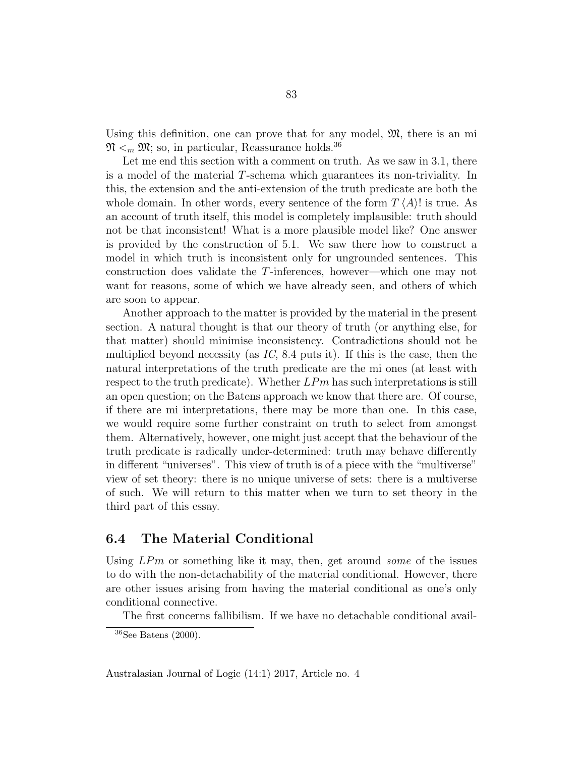Using this definition, one can prove that for any model, $\mathfrak{M}$, there is an mi $\mathfrak{N} <_m \mathfrak{M}$; so, in particular, Reassurance holds.[36]

Let me end this section with a comment on truth. As we saw in 3.1, there is a model of the material $T$-schema which guarantees its non-triviality. In this, the extension and the anti-extension of the truth predicate are both the whole domain. In other words, every sentence of the form $T\langle A\rangle!$ is true. As an account of truth itself, this model is completely implausible: truth should not be that inconsistent! What is a more plausible model like? One answer is provided by the construction of 5.1. We saw there how to construct a model in which truth is inconsistent only for ungrounded sentences. This construction does validate the $T$-inferences, however—which one may not want for reasons, some of which we have already seen, and others of which are soon to appear.

Another approach to the matter is provided by the material in the present section. A natural thought is that our theory of truth (or anything else, for that matter) should minimise inconsistency. Contradictions should not be multiplied beyond necessity (as *IC*, 8.4 puts it). If this is the case, then the natural interpretations of the truth predicate are the mi ones (at least with respect to the truth predicate). Whether $LPm$ has such interpretations is still an open question; on the Batens approach we know that there are. Of course, if there are mi interpretations, there may be more than one. In this case, we would require some further constraint on truth to select from amongst them. Alternatively, however, one might just accept that the behaviour of the truth predicate is radically under-determined: truth may behave differently in different "universes". This view of truth is of a piece with the "multiverse" view of set theory: there is no unique universe of sets: there is a multiverse of such. We will return to this matter when we turn to set theory in the third part of this essay.

## 6.4 The Material Conditional

Using $LPm$ or something like it may, then, get around *some* of the issues to do with the non-detachability of the material conditional. However, there are other issues arising from having the material conditional as one's only conditional connective.

The first concerns fallibilism. If we have no detachable conditional avail-

[36] See Batens (2000).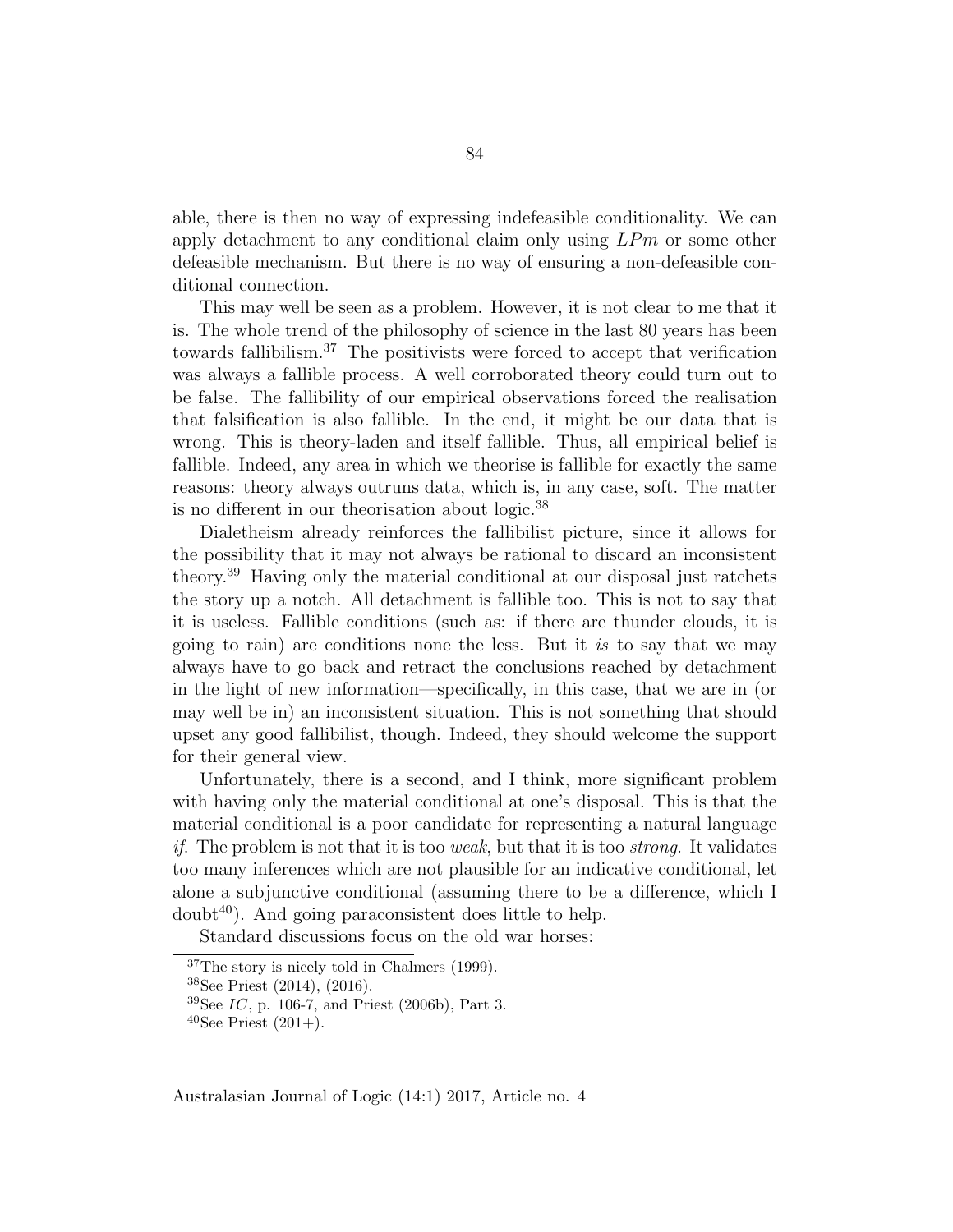able, there is then no way of expressing indefeasible conditionality. We can apply detachment to any conditional claim only using $LPm$ or some other defeasible mechanism. But there is no way of ensuring a non-defeasible conditional connection.

This may well be seen as a problem. However, it is not clear to me that it is. The whole trend of the philosophy of science in the last 80 years has been towards fallibilism.[37] The positivists were forced to accept that verification was always a fallible process. A well corroborated theory could turn out to be false. The fallibility of our empirical observations forced the realisation that falsification is also fallible. In the end, it might be our data that is wrong. This is theory-laden and itself fallible. Thus, all empirical belief is fallible. Indeed, any area in which we theorise is fallible for exactly the same reasons: theory always outruns data, which is, in any case, soft. The matter is no different in our theorisation about logic.[38]

Dialetheism already reinforces the fallibilist picture, since it allows for the possibility that it may not always be rational to discard an inconsistent theory.[39] Having only the material conditional at our disposal just ratchets the story up a notch. All detachment is fallible too. This is not to say that it is useless. Fallible conditions (such as: if there are thunder clouds, it is going to rain) are conditions none the less. But it *is* to say that we may always have to go back and retract the conclusions reached by detachment in the light of new information—specifically, in this case, that we are in (or may well be in) an inconsistent situation. This is not something that should upset any good fallibilist, though. Indeed, they should welcome the support for their general view.

Unfortunately, there is a second, and I think, more significant problem with having only the material conditional at one's disposal. This is that the material conditional is a poor candidate for representing a natural language *if*. The problem is not that it is too *weak*, but that it is too *strong*. It validates too many inferences which are not plausible for an indicative conditional, let alone a subjunctive conditional (assuming there to be a difference, which I doubt[40]). And going paraconsistent does little to help.

Standard discussions focus on the old war horses:

---

[37] The story is nicely told in Chalmers (1999).

[38] See Priest (2014), (2016).

[39] See *IC*, p. 106-7, and Priest (2006b), Part 3.

[40] See Priest (201+).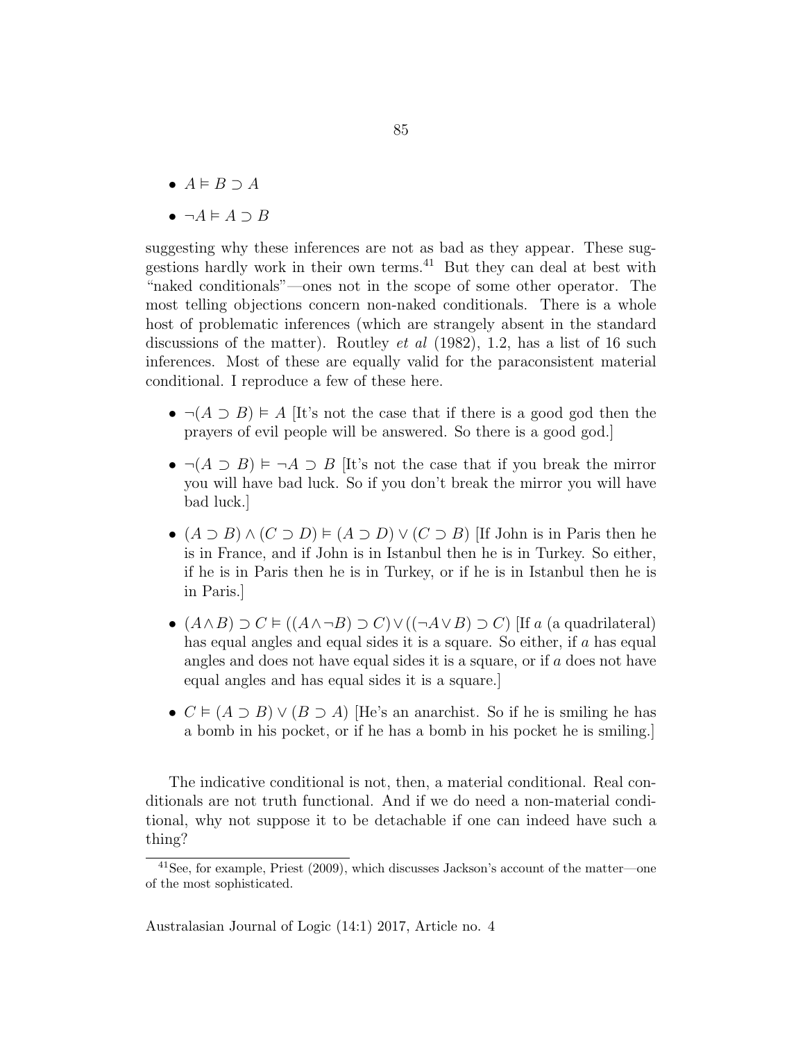- $A \vDash B \supset A$
- $\neg A \vDash A \supset B$

suggesting why these inferences are not as bad as they appear. These suggestions hardly work in their own terms.[41] But they can deal at best with "naked conditionals"—ones not in the scope of some other operator. The most telling objections concern non-naked conditionals. There is a whole host of problematic inferences (which are strangely absent in the standard discussions of the matter). Routley *et al* (1982), 1.2, has a list of 16 such inferences. Most of these are equally valid for the paraconsistent material conditional. I reproduce a few of these here.

- $\neg(A \supset B) \vDash A$ [It's not the case that if there is a good god then the prayers of evil people will be answered. So there is a good god.]
- $\neg(A \supset B) \vDash \neg A \supset B$ [It's not the case that if you break the mirror you will have bad luck. So if you don't break the mirror you will have bad luck.]
- $(A \supset B) \wedge (C \supset D) \vDash (A \supset D) \vee (C \supset B)$ [If John is in Paris then he is in France, and if John is in Istanbul then he is in Turkey. So either, if he is in Paris then he is in Turkey, or if he is in Istanbul then he is in Paris.]
- $(A \wedge B) \supset C \vDash ((A \wedge \neg B) \supset C) \vee ((\neg A \vee B) \supset C)$ [If $a$ (a quadrilateral) has equal angles and equal sides it is a square. So either, if $a$ has equal angles and does not have equal sides it is a square, or if $a$ does not have equal angles and has equal sides it is a square.]
- $C \vDash (A \supset B) \vee (B \supset A)$ [He's an anarchist. So if he is smiling he has a bomb in his pocket, or if he has a bomb in his pocket he is smiling.]

The indicative conditional is not, then, a material conditional. Real conditionals are not truth functional. And if we do need a non-material conditional, why not suppose it to be detachable if one can indeed have such a thing?

[41] See, for example, Priest (2009), which discusses Jackson's account of the matter—one of the most sophisticated.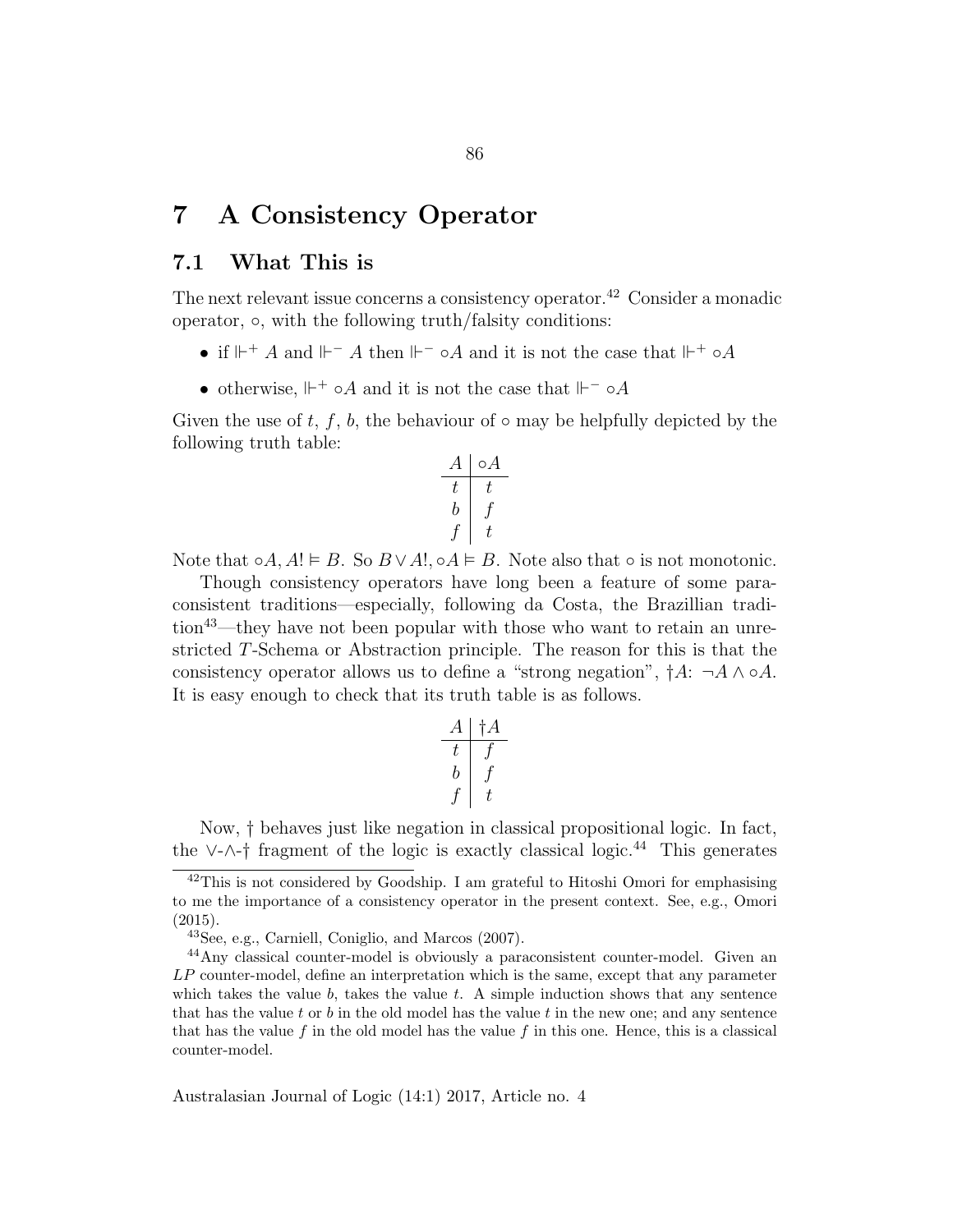# 7 A Consistency Operator

## 7.1 What This is

The next relevant issue concerns a consistency operator.[42] Consider a monadic operator, $\circ$, with the following truth/falsity conditions:

- if $\Vdash^+ A$ and $\Vdash^- A$ then $\Vdash^- \circ A$ and it is not the case that $\Vdash^+ \circ A$
- otherwise, $\Vdash^+ \circ A$ and it is not the case that $\Vdash^- \circ A$

Given the use of $t$, $f$, $b$, the behaviour of $\circ$ may be helpfully depicted by the following truth table:

| $A$ | $\circ A$ |
|---|---|
| $t$ | $t$ |
| $b$ | $f$ |
| $f$ | $t$ |

Note that $\circ A, A! \vDash B$. So $B \vee A!, \circ A \vDash B$. Note also that $\circ$ is not monotonic.

Though consistency operators have long been a feature of some paraconsistent traditions—especially, following da Costa, the Brazillian tradition[43]—they have not been popular with those who want to retain an unrestricted $T$-Schema or Abstraction principle. The reason for this is that the consistency operator allows us to define a "strong negation", $\dagger A$: $\neg A \wedge \circ A$. It is easy enough to check that its truth table is as follows.

| $A$ | $\dagger A$ |
|---|---|
| $t$ | $f$ |
| $b$ | $f$ |
| $f$ | $t$ |

Now, $\dagger$ behaves just like negation in classical propositional logic. In fact, the $\vee$-$\wedge$-$\dagger$ fragment of the logic is exactly classical logic.[44] This generates

[42] This is not considered by Goodship. I am grateful to Hitoshi Omori for emphasising to me the importance of a consistency operator in the present context. See, e.g., Omori (2015).

[43] See, e.g., Carniell, Coniglio, and Marcos (2007).

[44] Any classical counter-model is obviously a paraconsistent counter-model. Given an $LP$ counter-model, define an interpretation which is the same, except that any parameter which takes the value $b$, takes the value $t$. A simple induction shows that any sentence that has the value $t$ or $b$ in the old model has the value $t$ in the new one; and any sentence that has the value $f$ in the old model has the value $f$ in this one. Hence, this is a classical counter-model.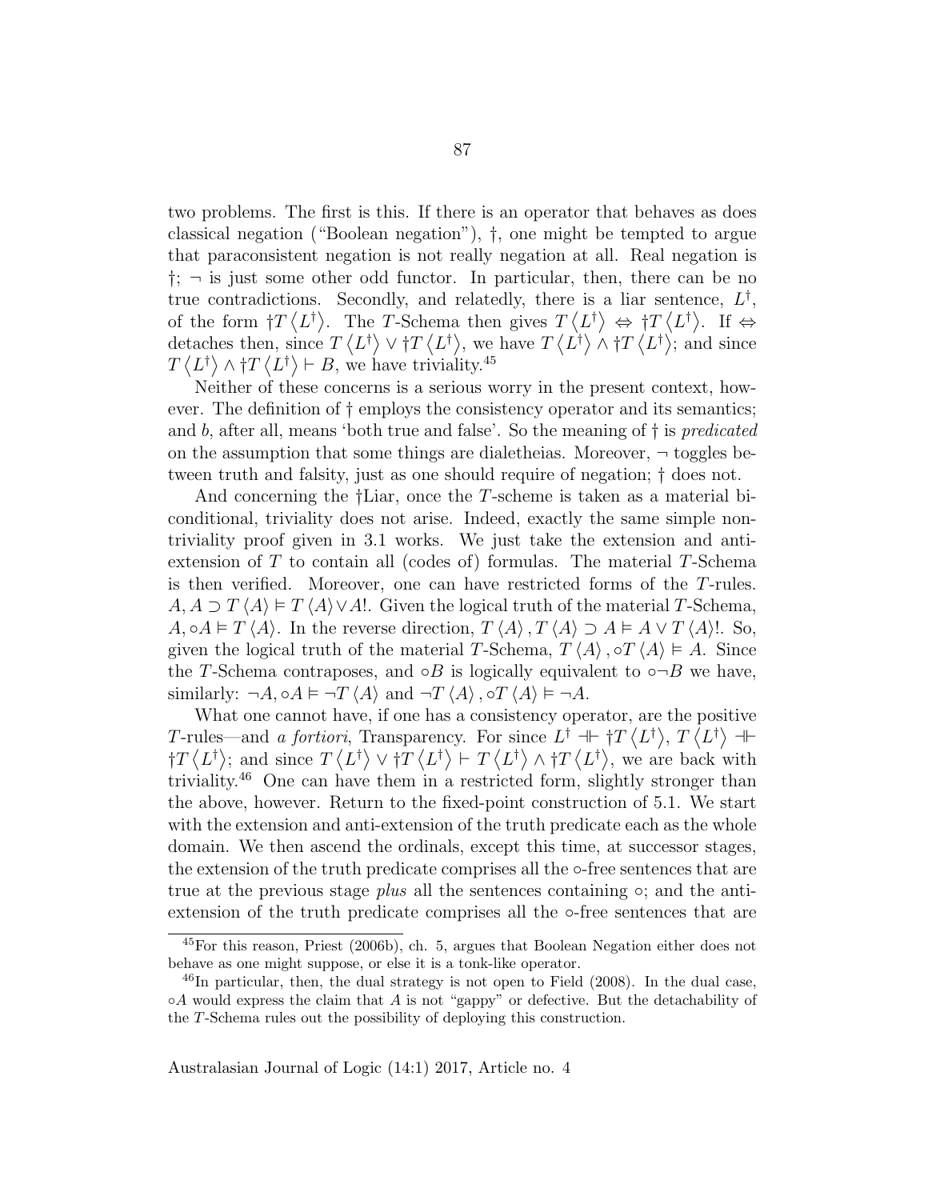two problems. The first is this. If there is an operator that behaves as does classical negation ("Boolean negation"), †, one might be tempted to argue that paraconsistent negation is not really negation at all. Real negation is †; $\neg$ is just some other odd functor. In particular, then, there can be no true contradictions. Secondly, and relatedly, there is a liar sentence, $L^\dagger$, of the form $\dagger T\langle L^\dagger\rangle$. The $T$-Schema then gives $T\langle L^\dagger\rangle \Leftrightarrow \dagger T\langle L^\dagger\rangle$. If $\Leftrightarrow$ detaches then, since $T\langle L^\dagger\rangle \vee \dagger T\langle L^\dagger\rangle$, we have $T\langle L^\dagger\rangle \wedge \dagger T\langle L^\dagger\rangle$; and since $T\langle L^\dagger\rangle \wedge \dagger T\langle L^\dagger\rangle \vdash B$, we have triviality.[45]

Neither of these concerns is a serious worry in the present context, however. The definition of † employs the consistency operator and its semantics; and $b$, after all, means 'both true and false'. So the meaning of † is *predicated* on the assumption that some things are dialetheias. Moreover, $\neg$ toggles between truth and falsity, just as one should require of negation; † does not.

And concerning the †Liar, once the $T$-scheme is taken as a material biconditional, triviality does not arise. Indeed, exactly the same simple non-triviality proof given in 3.1 works. We just take the extension and anti-extension of $T$ to contain all (codes of) formulas. The material $T$-Schema is then verified. Moreover, one can have restricted forms of the $T$-rules. $A, A \supset T\langle A\rangle \vDash T\langle A\rangle \vee A!$. Given the logical truth of the material $T$-Schema, $A, \circ A \vDash T\langle A\rangle$. In the reverse direction, $T\langle A\rangle, T\langle A\rangle \supset A \vDash A \vee T\langle A\rangle!$. So, given the logical truth of the material $T$-Schema, $T\langle A\rangle, \circ T\langle A\rangle \vDash A$. Since the $T$-Schema contraposes, and $\circ B$ is logically equivalent to $\circ\neg B$ we have, similarly: $\neg A, \circ A \vDash \neg T\langle A\rangle$ and $\neg T\langle A\rangle, \circ T\langle A\rangle \vDash \neg A$.

What one cannot have, if one has a consistency operator, are the positive $T$-rules—and *a fortiori*, Transparency. For since $L^\dagger \dashv\vdash \dagger T\langle L^\dagger\rangle$, $T\langle L^\dagger\rangle \dashv\vdash \dagger T\langle L^\dagger\rangle$; and since $T\langle L^\dagger\rangle \vee \dagger T\langle L^\dagger\rangle \vdash T\langle L^\dagger\rangle \wedge \dagger T\langle L^\dagger\rangle$, we are back with triviality.[46] One can have them in a restricted form, slightly stronger than the above, however. Return to the fixed-point construction of 5.1. We start with the extension and anti-extension of the truth predicate each as the whole domain. We then ascend the ordinals, except this time, at successor stages, the extension of the truth predicate comprises all the $\circ$-free sentences that are true at the previous stage *plus* all the sentences containing $\circ$; and the anti-extension of the truth predicate comprises all the $\circ$-free sentences that are

---

[45] For this reason, Priest (2006b), ch. 5, argues that Boolean Negation either does not behave as one might suppose, or else it is a tonk-like operator.

[46] In particular, then, the dual strategy is not open to Field (2008). In the dual case, $\circ A$ would express the claim that $A$ is not "gappy" or defective. But the detachability of the $T$-Schema rules out the possibility of deploying this construction.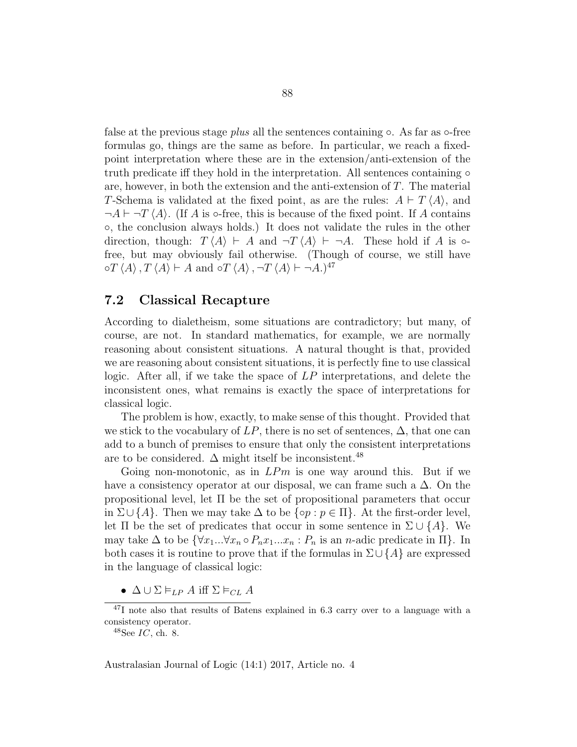false at the previous stage *plus* all the sentences containing $\circ$. As far as $\circ$-free formulas go, things are the same as before. In particular, we reach a fixed-point interpretation where these are in the extension/anti-extension of the truth predicate iff they hold in the interpretation. All sentences containing $\circ$ are, however, in both the extension and the anti-extension of $T$. The material $T$-Schema is validated at the fixed point, as are the rules: $A \vdash T\langle A\rangle$, and $\neg A \vdash \neg T\langle A\rangle$. (If $A$ is $\circ$-free, this is because of the fixed point. If $A$ contains $\circ$, the conclusion always holds.) It does not validate the rules in the other direction, though: $T\langle A\rangle \vdash A$ and $\neg T\langle A\rangle \vdash \neg A$. These hold if $A$ is $\circ$-free, but may obviously fail otherwise. (Though of course, we still have $\circ T\langle A\rangle, T\langle A\rangle \vdash A$ and $\circ T\langle A\rangle, \neg T\langle A\rangle \vdash \neg A$.)[47]

## 7.2 Classical Recapture

According to dialetheism, some situations are contradictory; but many, of course, are not. In standard mathematics, for example, we are normally reasoning about consistent situations. A natural thought is that, provided we are reasoning about consistent situations, it is perfectly fine to use classical logic. After all, if we take the space of $LP$ interpretations, and delete the inconsistent ones, what remains is exactly the space of interpretations for classical logic.

The problem is how, exactly, to make sense of this thought. Provided that we stick to the vocabulary of $LP$, there is no set of sentences, $\Delta$, that one can add to a bunch of premises to ensure that only the consistent interpretations are to be considered. $\Delta$ might itself be inconsistent.[48]

Going non-monotonic, as in $LPm$ is one way around this. But if we have a consistency operator at our disposal, we can frame such a $\Delta$. On the propositional level, let $\Pi$ be the set of propositional parameters that occur in $\Sigma \cup \{A\}$. Then we may take $\Delta$ to be $\{\circ p : p \in \Pi\}$. At the first-order level, let $\Pi$ be the set of predicates that occur in some sentence in $\Sigma \cup \{A\}$. We may take $\Delta$ to be $\{\forall x_1 ... \forall x_n \circ P_n x_1 ... x_n : P_n \text{ is an } n\text{-adic predicate in } \Pi\}$. In both cases it is routine to prove that if the formulas in $\Sigma \cup \{A\}$ are expressed in the language of classical logic:

- $\Delta \cup \Sigma \vDash_{LP} A$ iff $\Sigma \vDash_{CL} A$

[47] I note also that results of Batens explained in 6.3 carry over to a language with a consistency operator.

[48] See *IC*, ch. 8.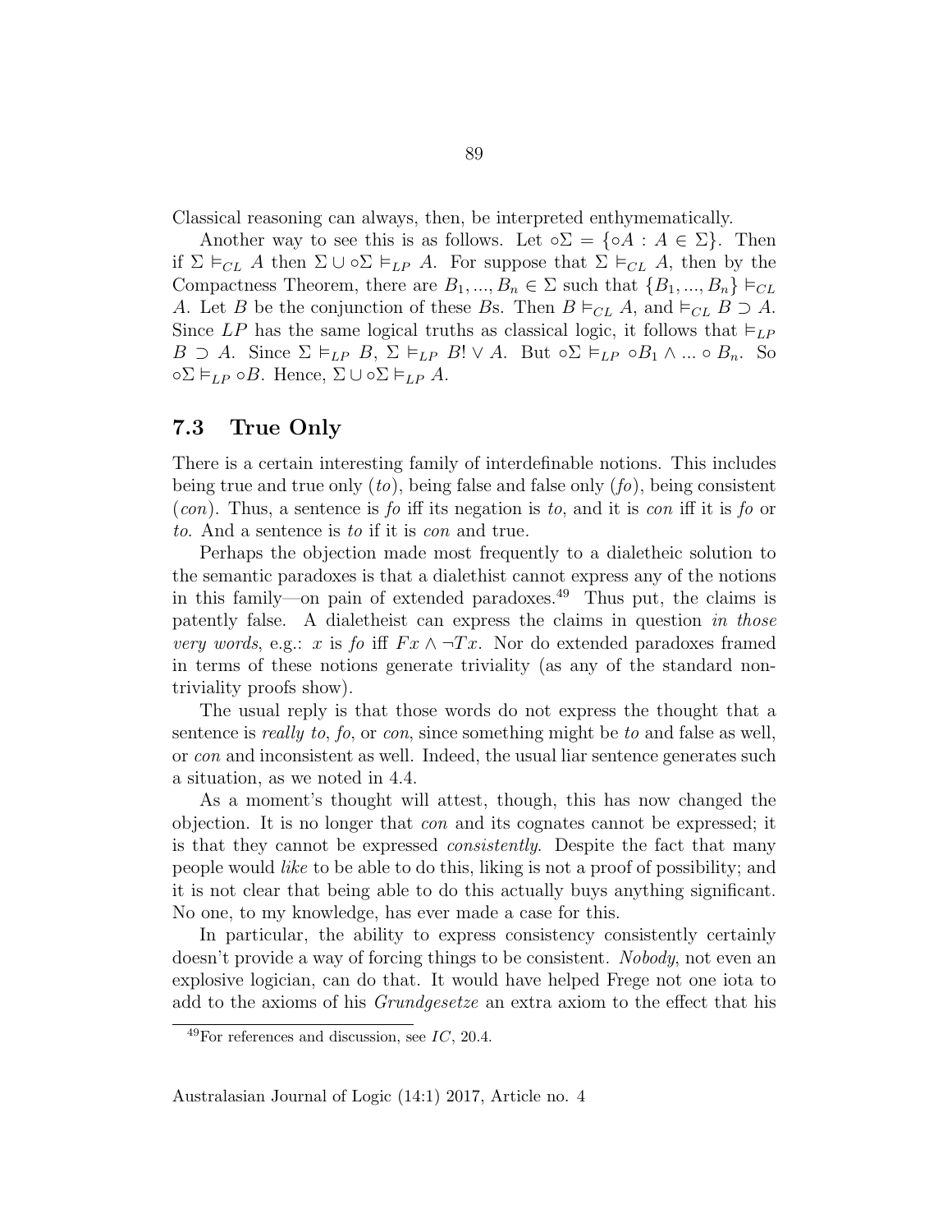Classical reasoning can always, then, be interpreted enthymematically.

Another way to see this is as follows. Let $\circ\Sigma = \{\circ A : A \in \Sigma\}$. Then if $\Sigma \vDash_{CL} A$ then $\Sigma \cup \circ\Sigma \vDash_{LP} A$. For suppose that $\Sigma \vDash_{CL} A$, then by the Compactness Theorem, there are $B_1, ..., B_n \in \Sigma$ such that $\{B_1, ..., B_n\} \vDash_{CL} A$. Let $B$ be the conjunction of these $B$s. Then $B \vDash_{CL} A$, and $\vDash_{CL} B \supset A$. Since $LP$ has the same logical truths as classical logic, it follows that $\vDash_{LP} B \supset A$. Since $\Sigma \vDash_{LP} B$, $\Sigma \vDash_{LP} B! \vee A$. But $\circ\Sigma \vDash_{LP} \circ B_1 \wedge ... \circ B_n$. So $\circ\Sigma \vDash_{LP} \circ B$. Hence, $\Sigma \cup \circ\Sigma \vDash_{LP} A$.

## 7.3 True Only

There is a certain interesting family of interdefinable notions. This includes being true and true only (*to*), being false and false only (*fo*), being consistent (*con*). Thus, a sentence is *fo* iff its negation is *to*, and it is *con* iff it is *fo* or *to*. And a sentence is *to* if it is *con* and true.

Perhaps the objection made most frequently to a dialetheic solution to the semantic paradoxes is that a dialethist cannot express any of the notions in this family—on pain of extended paradoxes.[49] Thus put, the claims is patently false. A dialetheist can express the claims in question *in those very words*, e.g.: $x$ is *fo* iff $Fx \wedge \neg Tx$. Nor do extended paradoxes framed in terms of these notions generate triviality (as any of the standard non-triviality proofs show).

The usual reply is that those words do not express the thought that a sentence is *really to*, *fo*, or *con*, since something might be *to* and false as well, or *con* and inconsistent as well. Indeed, the usual liar sentence generates such a situation, as we noted in 4.4.

As a moment's thought will attest, though, this has now changed the objection. It is no longer that *con* and its cognates cannot be expressed; it is that they cannot be expressed *consistently*. Despite the fact that many people would *like* to be able to do this, liking is not a proof of possibility; and it is not clear that being able to do this actually buys anything significant. No one, to my knowledge, has ever made a case for this.

In particular, the ability to express consistency consistently certainly doesn't provide a way of forcing things to be consistent. *Nobody*, not even an explosive logician, can do that. It would have helped Frege not one iota to add to the axioms of his *Grundgesetze* an extra axiom to the effect that his

[49] For references and discussion, see *IC*, 20.4.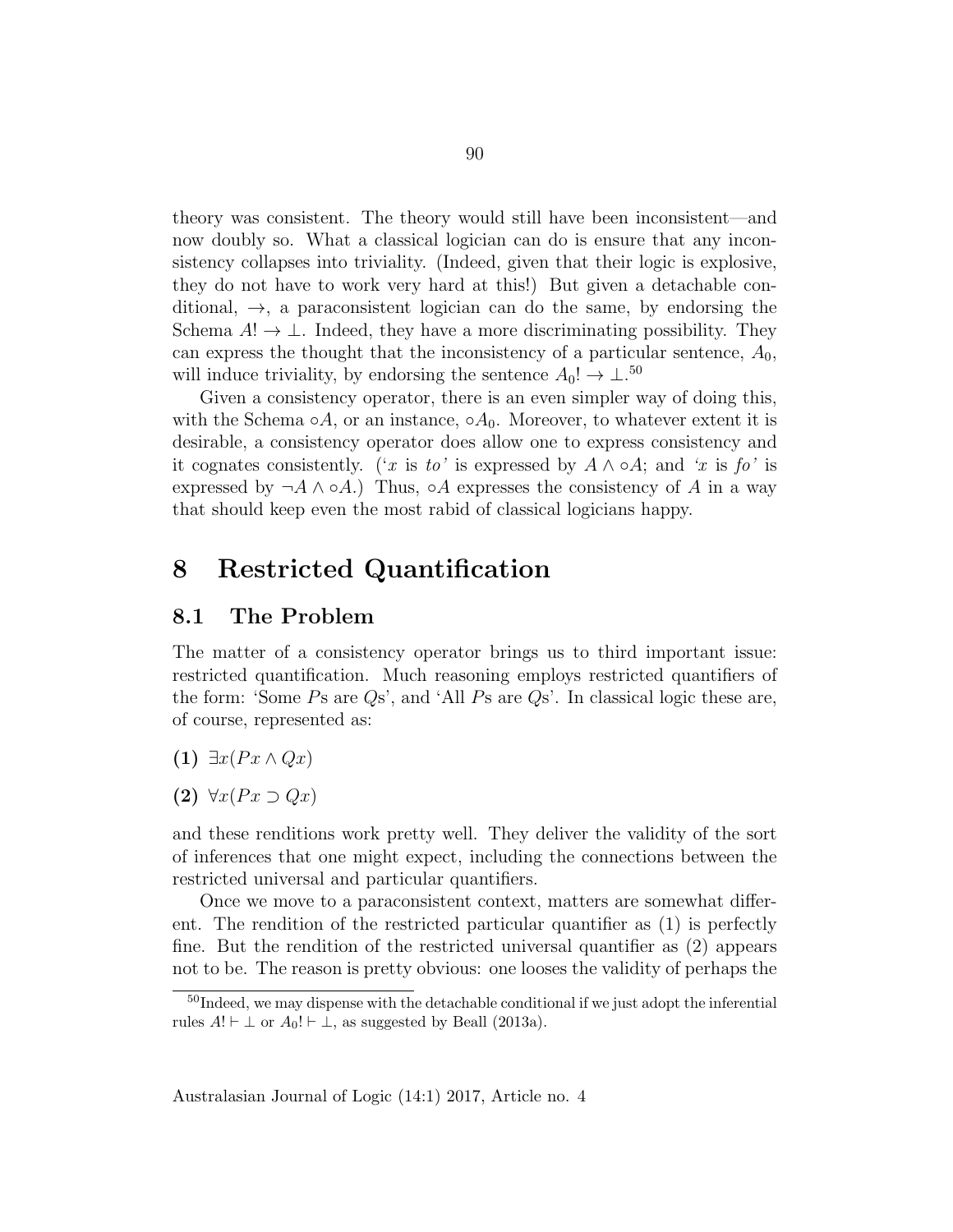theory was consistent. The theory would still have been inconsistent—and now doubly so. What a classical logician can do is ensure that any inconsistency collapses into triviality. (Indeed, given that their logic is explosive, they do not have to work very hard at this!) But given a detachable conditional, $\rightarrow$, a paraconsistent logician can do the same, by endorsing the Schema $A! \rightarrow \bot$. Indeed, they have a more discriminating possibility. They can express the thought that the inconsistency of a particular sentence, $A_0$, will induce triviality, by endorsing the sentence $A_0! \rightarrow \bot$.[50]

Given a consistency operator, there is an even simpler way of doing this, with the Schema $\circ A$, or an instance, $\circ A_0$. Moreover, to whatever extent it is desirable, a consistency operator does allow one to express consistency and it cognates consistently. ('$x$ is *to*' is expressed by $A \wedge \circ A$; and '$x$ is *fo*' is expressed by $\neg A \wedge \circ A$.) Thus, $\circ A$ expresses the consistency of $A$ in a way that should keep even the most rabid of classical logicians happy.

# 8 Restricted Quantification

## 8.1 The Problem

The matter of a consistency operator brings us to third important issue: restricted quantification. Much reasoning employs restricted quantifiers of the form: 'Some $P$s are $Q$s', and 'All $P$s are $Q$s'. In classical logic these are, of course, represented as:

**(1)** $\exists x(Px \wedge Qx)$

**(2)** $\forall x(Px \supset Qx)$

and these renditions work pretty well. They deliver the validity of the sort of inferences that one might expect, including the connections between the restricted universal and particular quantifiers.

Once we move to a paraconsistent context, matters are somewhat different. The rendition of the restricted particular quantifier as (1) is perfectly fine. But the rendition of the restricted universal quantifier as (2) appears not to be. The reason is pretty obvious: one looses the validity of perhaps the

[50]Indeed, we may dispense with the detachable conditional if we just adopt the inferential rules $A! \vdash \bot$ or $A_0! \vdash \bot$, as suggested by Beall (2013a).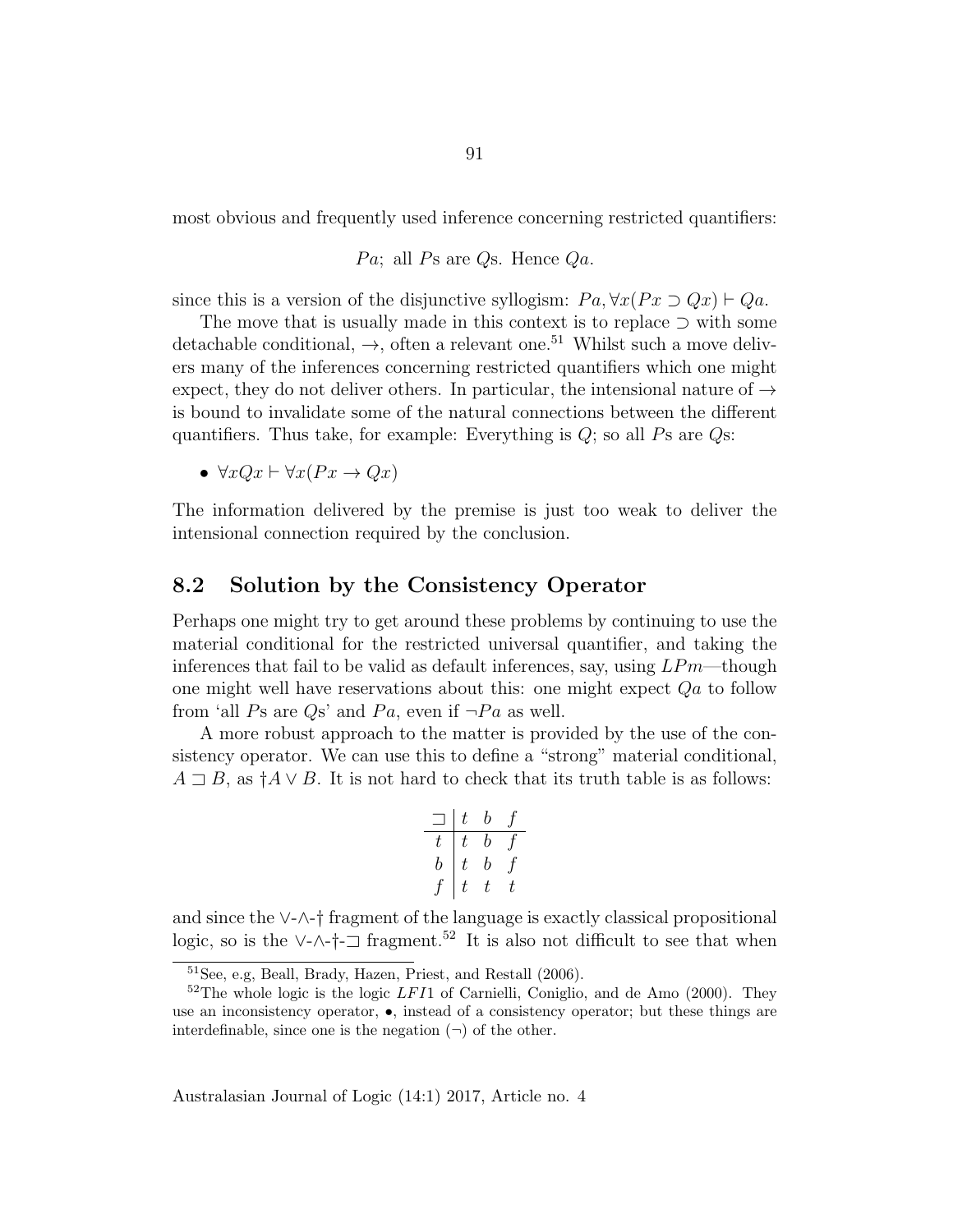most obvious and frequently used inference concerning restricted quantifiers:

$$Pa; \text{ all } P\text{s are } Q\text{s. Hence } Qa.$$

since this is a version of the disjunctive syllogism: $Pa, \forall x(Px \supset Qx) \vdash Qa$.

The move that is usually made in this context is to replace $\supset$ with some detachable conditional, $\rightarrow$, often a relevant one.[51] Whilst such a move delivers many of the inferences concerning restricted quantifiers which one might expect, they do not deliver others. In particular, the intensional nature of $\rightarrow$ is bound to invalidate some of the natural connections between the different quantifiers. Thus take, for example: Everything is $Q$; so all $P$s are $Q$s:

- $\forall xQx \vdash \forall x(Px \rightarrow Qx)$

The information delivered by the premise is just too weak to deliver the intensional connection required by the conclusion.

## 8.2 Solution by the Consistency Operator

Perhaps one might try to get around these problems by continuing to use the material conditional for the restricted universal quantifier, and taking the inferences that fail to be valid as default inferences, say, using $LPm$—though one might well have reservations about this: one might expect $Qa$ to follow from 'all $P$s are $Q$s' and $Pa$, even if $\neg Pa$ as well.

A more robust approach to the matter is provided by the use of the consistency operator. We can use this to define a "strong" material conditional, $A \sqsupset B$, as $\dagger A \vee B$. It is not hard to check that its truth table is as follows:

| $\sqsupset$ | $t$ | $b$ | $f$ |
|---|---|---|---|
| $t$ | $t$ | $b$ | $f$ |
| $b$ | $t$ | $b$ | $f$ |
| $f$ | $t$ | $t$ | $t$ |

and since the $\vee$-$\wedge$-$\dagger$ fragment of the language is exactly classical propositional logic, so is the $\vee$-$\wedge$-$\dagger$-$\sqsupset$ fragment.[52] It is also not difficult to see that when

[51] See, e.g, Beall, Brady, Hazen, Priest, and Restall (2006).

[52] The whole logic is the logic $LFI1$ of Carnielli, Coniglio, and de Amo (2000). They use an inconsistency operator, $\bullet$, instead of a consistency operator; but these things are interdefinable, since one is the negation ($\neg$) of the other.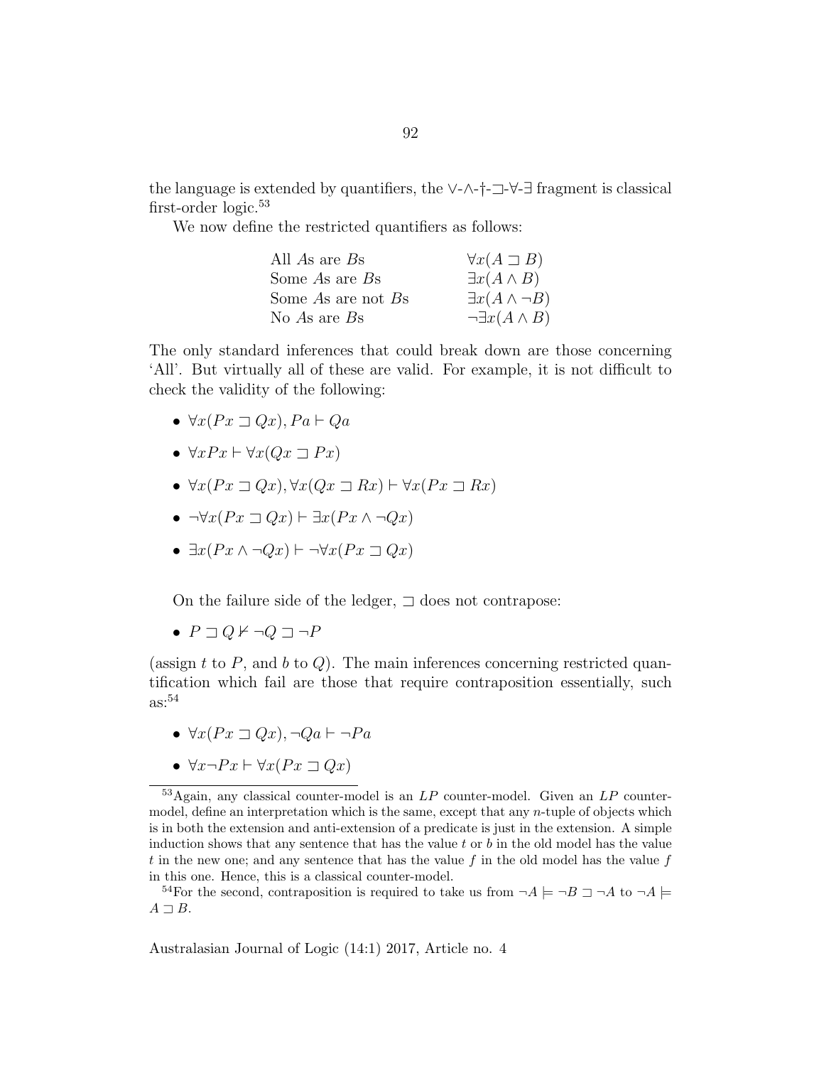the language is extended by quantifiers, the $\vee$-$\wedge$-$\dagger$-$\sqsupset$-$\forall$-$\exists$ fragment is classical first-order logic.[53]

We now define the restricted quantifiers as follows:

| | |
|---|---|
| All $A$s are $B$s | $\forall x(A \sqsupset B)$ |
| Some $A$s are $B$s | $\exists x(A \wedge B)$ |
| Some $A$s are not $B$s | $\exists x(A \wedge \neg B)$ |
| No $A$s are $B$s | $\neg\exists x(A \wedge B)$ |

The only standard inferences that could break down are those concerning 'All'. But virtually all of these are valid. For example, it is not difficult to check the validity of the following:

- $\forall x(Px \sqsupset Qx), Pa \vdash Qa$
- $\forall x Px \vdash \forall x(Qx \sqsupset Px)$
- $\forall x(Px \sqsupset Qx), \forall x(Qx \sqsupset Rx) \vdash \forall x(Px \sqsupset Rx)$
- $\neg\forall x(Px \sqsupset Qx) \vdash \exists x(Px \wedge \neg Qx)$
- $\exists x(Px \wedge \neg Qx) \vdash \neg\forall x(Px \sqsupset Qx)$

On the failure side of the ledger, $\sqsupset$ does not contrapose:

- $P \sqsupset Q \nvdash \neg Q \sqsupset \neg P$

(assign $t$ to $P$, and $b$ to $Q$). The main inferences concerning restricted quantification which fail are those that require contraposition essentially, such as:[54]

- $\forall x(Px \sqsupset Qx), \neg Qa \vdash \neg Pa$
- $\forall x \neg Px \vdash \forall x(Px \sqsupset Qx)$

---

[53] Again, any classical counter-model is an $LP$ counter-model. Given an $LP$ counter-model, define an interpretation which is the same, except that any $n$-tuple of objects which is in both the extension and anti-extension of a predicate is just in the extension. A simple induction shows that any sentence that has the value $t$ or $b$ in the old model has the value $t$ in the new one; and any sentence that has the value $f$ in the old model has the value $f$ in this one. Hence, this is a classical counter-model.

[54] For the second, contraposition is required to take us from $\neg A \models \neg B \sqsupset \neg A$ to $\neg A \models A \sqsupset B$.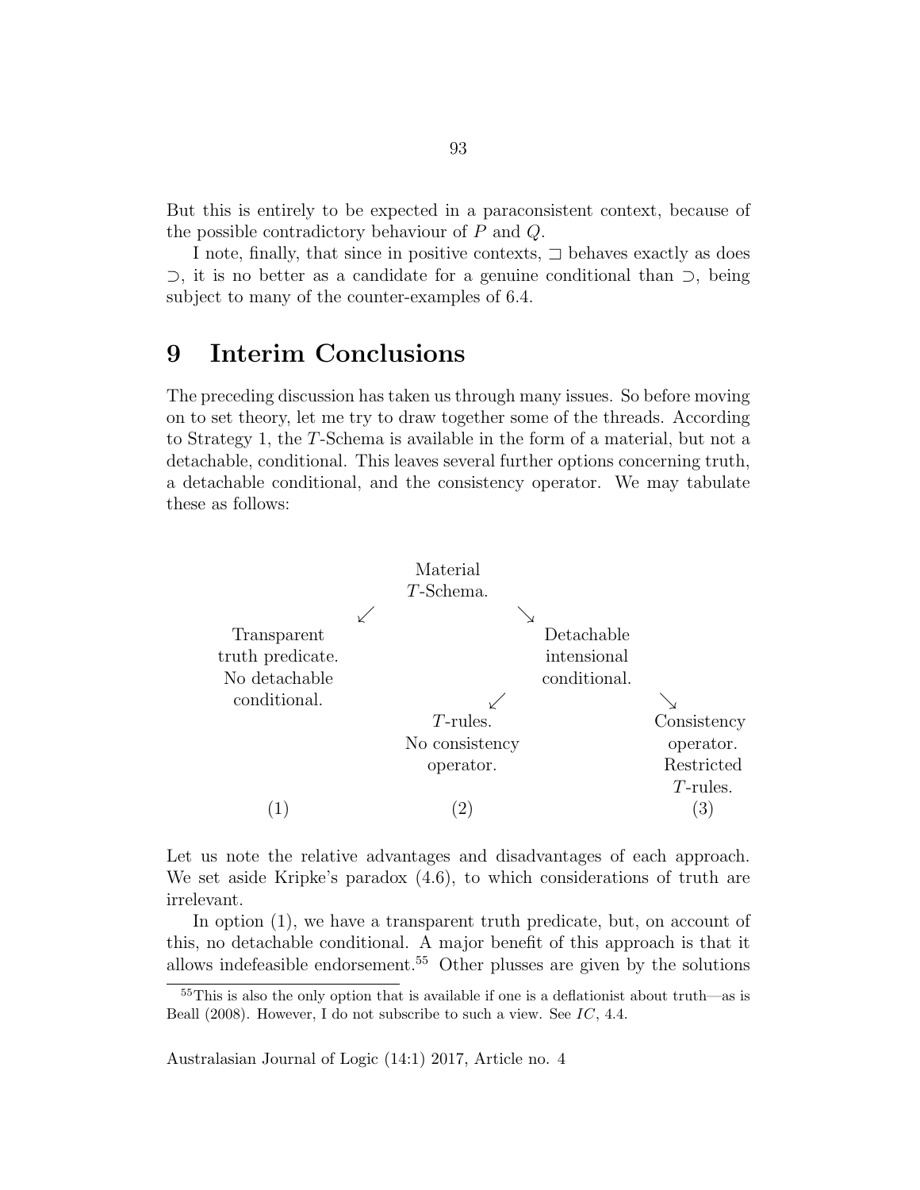But this is entirely to be expected in a paraconsistent context, because of the possible contradictory behaviour of $P$ and $Q$.

I note, finally, that since in positive contexts, $\sqsupset$ behaves exactly as does $\supset$, it is no better as a candidate for a genuine conditional than $\supset$, being subject to many of the counter-examples of 6.4.

# 9 Interim Conclusions

The preceding discussion has taken us through many issues. So before moving on to set theory, let me try to draw together some of the threads. According to Strategy 1, the $T$-Schema is available in the form of a material, but not a detachable, conditional. This leaves several further options concerning truth, a detachable conditional, and the consistency operator. We may tabulate these as follows:

```
                          Material
                          T-Schema.
                       ↙             ↘
     Transparent                          Detachable
   truth predicate.                       intensional
    No detachable                         conditional.
     conditional.                      ↙               ↘
                            T-rules.                      Consistency
                         No consistency                    operator.
                            operator.                      Restricted
                                                            T-rules.
         (1)                   (2)                            (3)
```

Let us note the relative advantages and disadvantages of each approach. We set aside Kripke's paradox (4.6), to which considerations of truth are irrelevant.

In option (1), we have a transparent truth predicate, but, on account of this, no detachable conditional. A major benefit of this approach is that it allows indefeasible endorsement.[55] Other plusses are given by the solutions

[55] This is also the only option that is available if one is a deflationist about truth—as is Beall (2008). However, I do not subscribe to such a view. See *IC*, 4.4.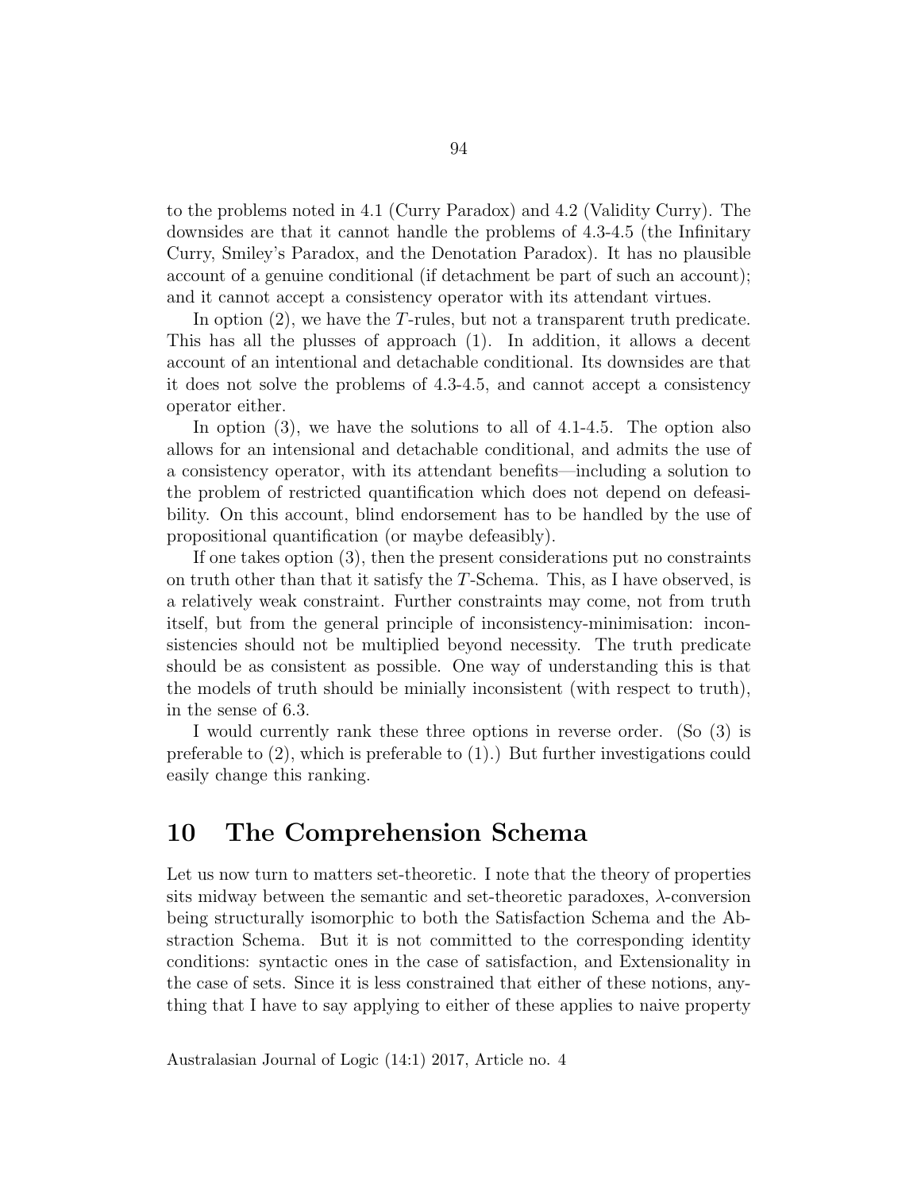to the problems noted in 4.1 (Curry Paradox) and 4.2 (Validity Curry). The downsides are that it cannot handle the problems of 4.3-4.5 (the Infinitary Curry, Smiley's Paradox, and the Denotation Paradox). It has no plausible account of a genuine conditional (if detachment be part of such an account); and it cannot accept a consistency operator with its attendant virtues.

In option (2), we have the $T$-rules, but not a transparent truth predicate. This has all the plusses of approach (1). In addition, it allows a decent account of an intentional and detachable conditional. Its downsides are that it does not solve the problems of 4.3-4.5, and cannot accept a consistency operator either.

In option (3), we have the solutions to all of 4.1-4.5. The option also allows for an intensional and detachable conditional, and admits the use of a consistency operator, with its attendant benefits—including a solution to the problem of restricted quantification which does not depend on defeasibility. On this account, blind endorsement has to be handled by the use of propositional quantification (or maybe defeasibly).

If one takes option (3), then the present considerations put no constraints on truth other than that it satisfy the $T$-Schema. This, as I have observed, is a relatively weak constraint. Further constraints may come, not from truth itself, but from the general principle of inconsistency-minimisation: inconsistencies should not be multiplied beyond necessity. The truth predicate should be as consistent as possible. One way of understanding this is that the models of truth should be minially inconsistent (with respect to truth), in the sense of 6.3.

I would currently rank these three options in reverse order. (So (3) is preferable to (2), which is preferable to (1).) But further investigations could easily change this ranking.

# 10 The Comprehension Schema

Let us now turn to matters set-theoretic. I note that the theory of properties sits midway between the semantic and set-theoretic paradoxes, $\lambda$-conversion being structurally isomorphic to both the Satisfaction Schema and the Abstraction Schema. But it is not committed to the corresponding identity conditions: syntactic ones in the case of satisfaction, and Extensionality in the case of sets. Since it is less constrained that either of these notions, anything that I have to say applying to either of these applies to naive property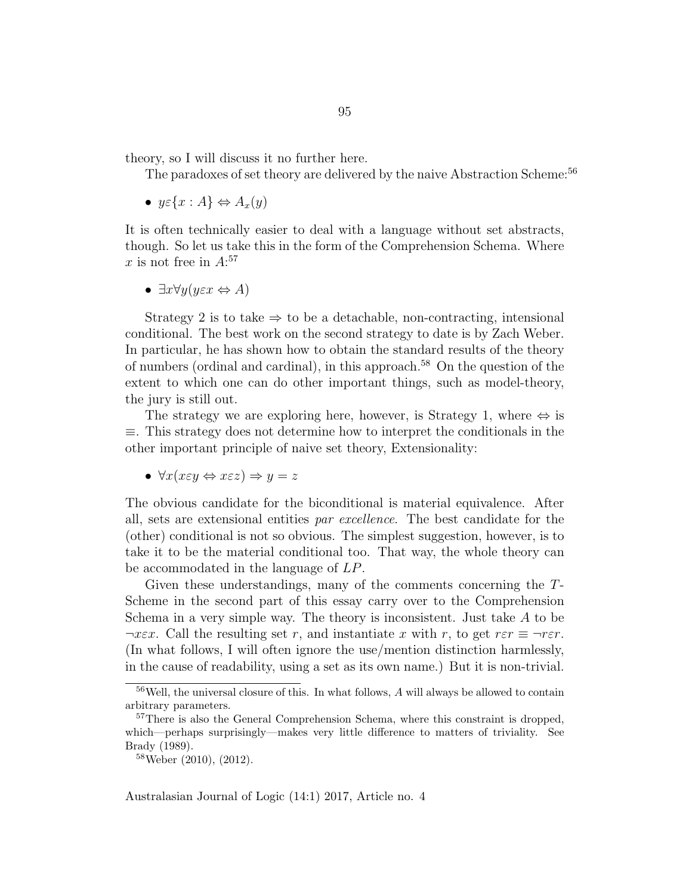theory, so I will discuss it no further here.

The paradoxes of set theory are delivered by the naive Abstraction Scheme:[56]

- $y \varepsilon \{x : A\} \Leftrightarrow A_x(y)$

It is often technically easier to deal with a language without set abstracts, though. So let us take this in the form of the Comprehension Schema. Where $x$ is not free in $A$:[57]

- $\exists x \forall y (y \varepsilon x \Leftrightarrow A)$

Strategy 2 is to take $\Rightarrow$ to be a detachable, non-contracting, intensional conditional. The best work on the second strategy to date is by Zach Weber. In particular, he has shown how to obtain the standard results of the theory of numbers (ordinal and cardinal), in this approach.[58] On the question of the extent to which one can do other important things, such as model-theory, the jury is still out.

The strategy we are exploring here, however, is Strategy 1, where $\Leftrightarrow$ is $\equiv$. This strategy does not determine how to interpret the conditionals in the other important principle of naive set theory, Extensionality:

- $\forall x (x \varepsilon y \Leftrightarrow x \varepsilon z) \Rightarrow y = z$

The obvious candidate for the biconditional is material equivalence. After all, sets are extensional entities *par excellence*. The best candidate for the (other) conditional is not so obvious. The simplest suggestion, however, is to take it to be the material conditional too. That way, the whole theory can be accommodated in the language of *LP*.

Given these understandings, many of the comments concerning the $T$-Scheme in the second part of this essay carry over to the Comprehension Schema in a very simple way. The theory is inconsistent. Just take $A$ to be $\neg x \varepsilon x$. Call the resulting set $r$, and instantiate $x$ with $r$, to get $r \varepsilon r \equiv \neg r \varepsilon r$. (In what follows, I will often ignore the use/mention distinction harmlessly, in the cause of readability, using a set as its own name.) But it is non-trivial.

[56] Well, the universal closure of this. In what follows, $A$ will always be allowed to contain arbitrary parameters.

[57] There is also the General Comprehension Schema, where this constraint is dropped, which—perhaps surprisingly—makes very little difference to matters of triviality. See Brady (1989).

[58] Weber (2010), (2012).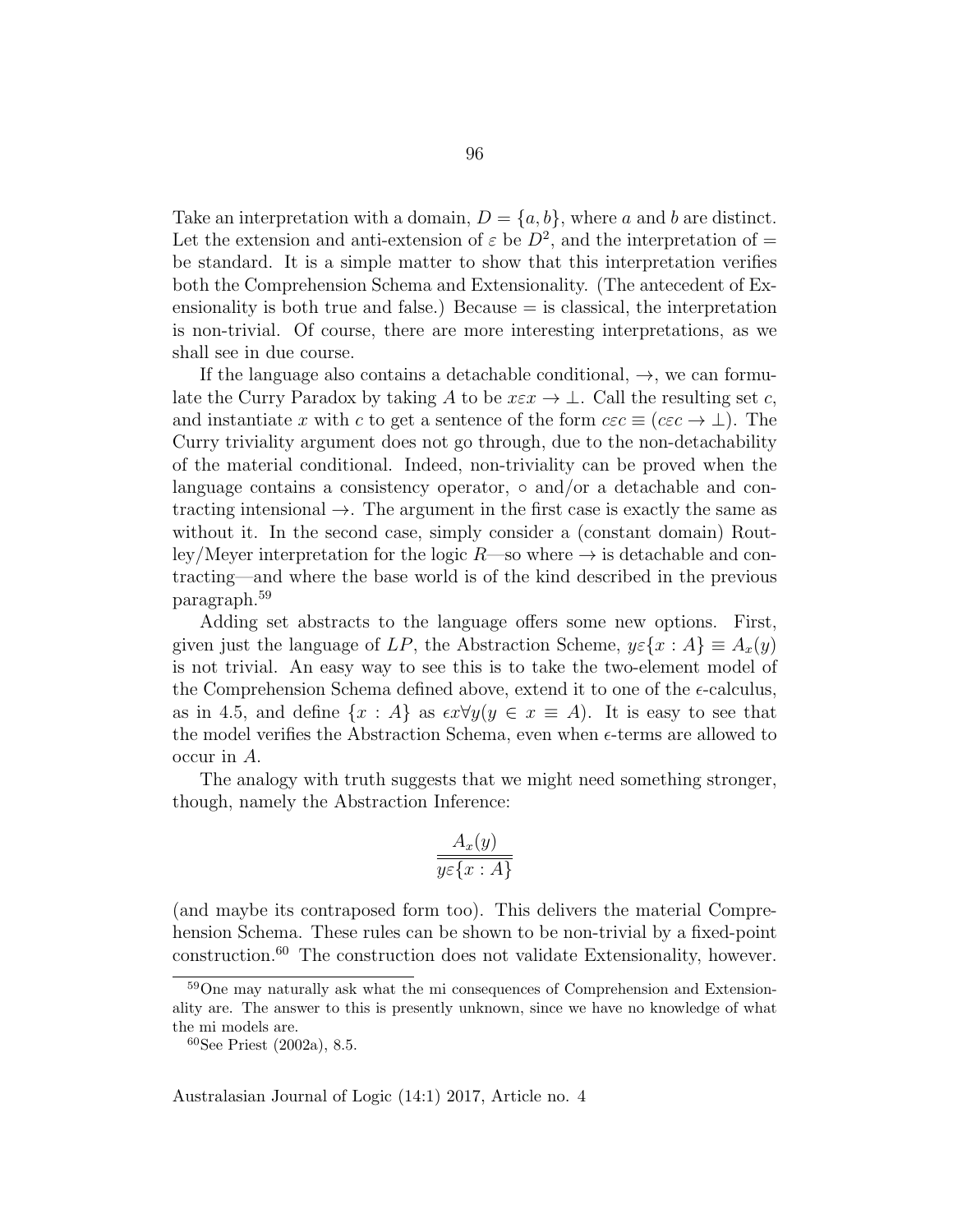Take an interpretation with a domain, $D = \{a, b\}$, where $a$ and $b$ are distinct. Let the extension and anti-extension of $\varepsilon$ be $D^2$, and the interpretation of $=$ be standard. It is a simple matter to show that this interpretation verifies both the Comprehension Schema and Extensionality. (The antecedent of Exensionality is both true and false.) Because $=$ is classical, the interpretation is non-trivial. Of course, there are more interesting interpretations, as we shall see in due course.

If the language also contains a detachable conditional, $\rightarrow$, we can formulate the Curry Paradox by taking $A$ to be $x\varepsilon x \rightarrow \bot$. Call the resulting set $c$, and instantiate $x$ with $c$ to get a sentence of the form $c\varepsilon c \equiv (c\varepsilon c \rightarrow \bot)$. The Curry triviality argument does not go through, due to the non-detachability of the material conditional. Indeed, non-triviality can be proved when the language contains a consistency operator, $\circ$ and/or a detachable and contracting intensional $\rightarrow$. The argument in the first case is exactly the same as without it. In the second case, simply consider a (constant domain) Routley/Meyer interpretation for the logic $R$—so where $\rightarrow$ is detachable and contracting—and where the base world is of the kind described in the previous paragraph.[59]

Adding set abstracts to the language offers some new options. First, given just the language of $LP$, the Abstraction Scheme, $y\varepsilon\{x : A\} \equiv A_x(y)$ is not trivial. An easy way to see this is to take the two-element model of the Comprehension Schema defined above, extend it to one of the $\epsilon$-calculus, as in 4.5, and define $\{x : A\}$ as $\epsilon x \forall y(y \in x \equiv A)$. It is easy to see that the model verifies the Abstraction Schema, even when $\epsilon$-terms are allowed to occur in $A$.

The analogy with truth suggests that we might need something stronger, though, namely the Abstraction Inference:

$$\frac{A_x(y)}{\overline{y\varepsilon\{x : A\}}}$$

(and maybe its contraposed form too). This delivers the material Comprehension Schema. These rules can be shown to be non-trivial by a fixed-point construction.[60] The construction does not validate Extensionality, however.

[59] One may naturally ask what the mi consequences of Comprehension and Extensionality are. The answer to this is presently unknown, since we have no knowledge of what the mi models are.

[60] See Priest (2002a), 8.5.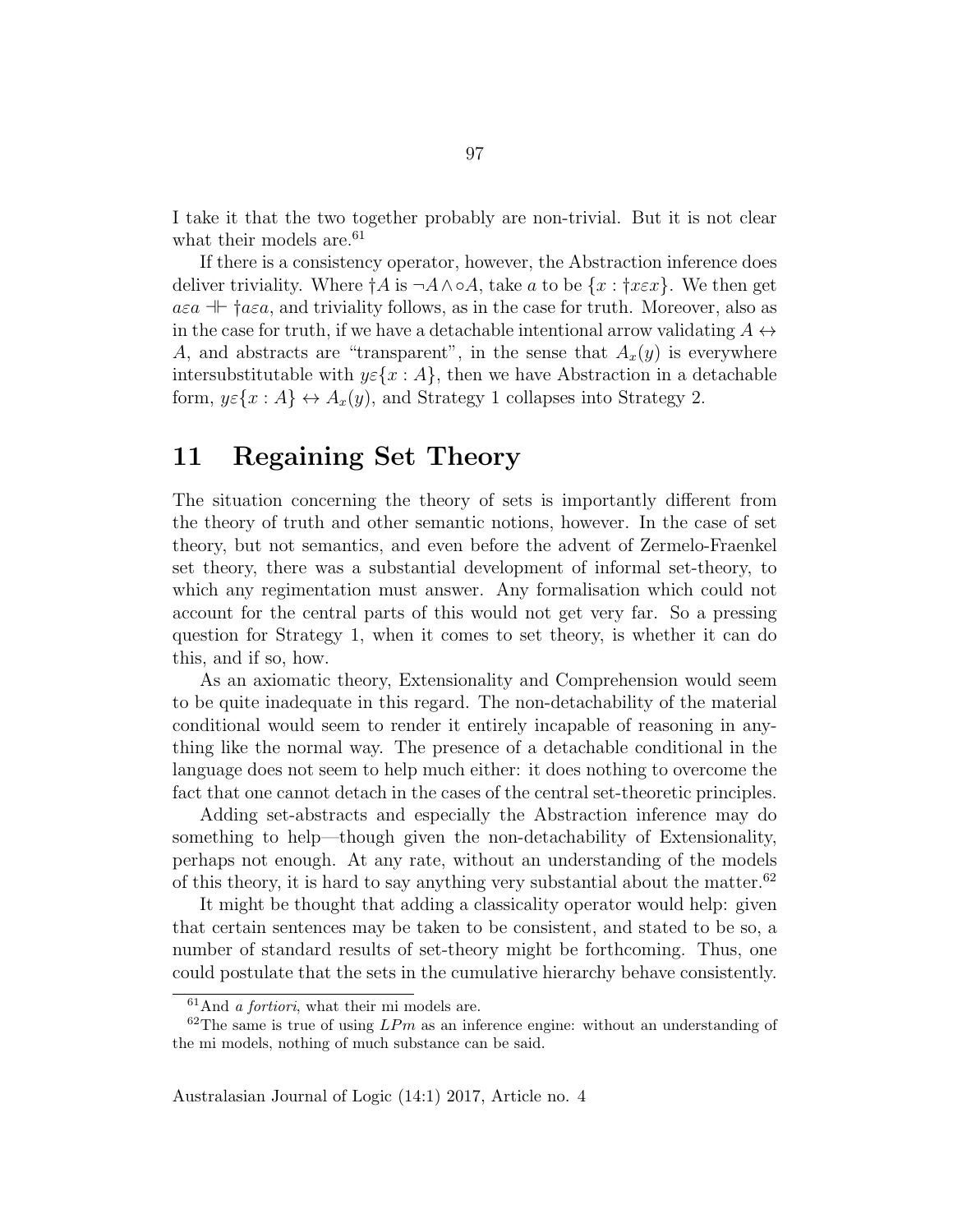I take it that the two together probably are non-trivial. But it is not clear what their models are.[61]

If there is a consistency operator, however, the Abstraction inference does deliver triviality. Where $\dagger A$ is $\neg A \wedge \circ A$, take $a$ to be $\{x : \dagger x\varepsilon x\}$. We then get $a\varepsilon a \dashv\vdash \dagger a\varepsilon a$, and triviality follows, as in the case for truth. Moreover, also as in the case for truth, if we have a detachable intentional arrow validating $A \leftrightarrow A$, and abstracts are "transparent", in the sense that $A_x(y)$ is everywhere intersubstitutable with $y\varepsilon\{x : A\}$, then we have Abstraction in a detachable form, $y\varepsilon\{x : A\} \leftrightarrow A_x(y)$, and Strategy 1 collapses into Strategy 2.

# 11 Regaining Set Theory

The situation concerning the theory of sets is importantly different from the theory of truth and other semantic notions, however. In the case of set theory, but not semantics, and even before the advent of Zermelo-Fraenkel set theory, there was a substantial development of informal set-theory, to which any regimentation must answer. Any formalisation which could not account for the central parts of this would not get very far. So a pressing question for Strategy 1, when it comes to set theory, is whether it can do this, and if so, how.

As an axiomatic theory, Extensionality and Comprehension would seem to be quite inadequate in this regard. The non-detachability of the material conditional would seem to render it entirely incapable of reasoning in anything like the normal way. The presence of a detachable conditional in the language does not seem to help much either: it does nothing to overcome the fact that one cannot detach in the cases of the central set-theoretic principles.

Adding set-abstracts and especially the Abstraction inference may do something to help—though given the non-detachability of Extensionality, perhaps not enough. At any rate, without an understanding of the models of this theory, it is hard to say anything very substantial about the matter.[62]

It might be thought that adding a classicality operator would help: given that certain sentences may be taken to be consistent, and stated to be so, a number of standard results of set-theory might be forthcoming. Thus, one could postulate that the sets in the cumulative hierarchy behave consistently.

[61] And *a fortiori*, what their mi models are.

[62] The same is true of using $LPm$ as an inference engine: without an understanding of the mi models, nothing of much substance can be said.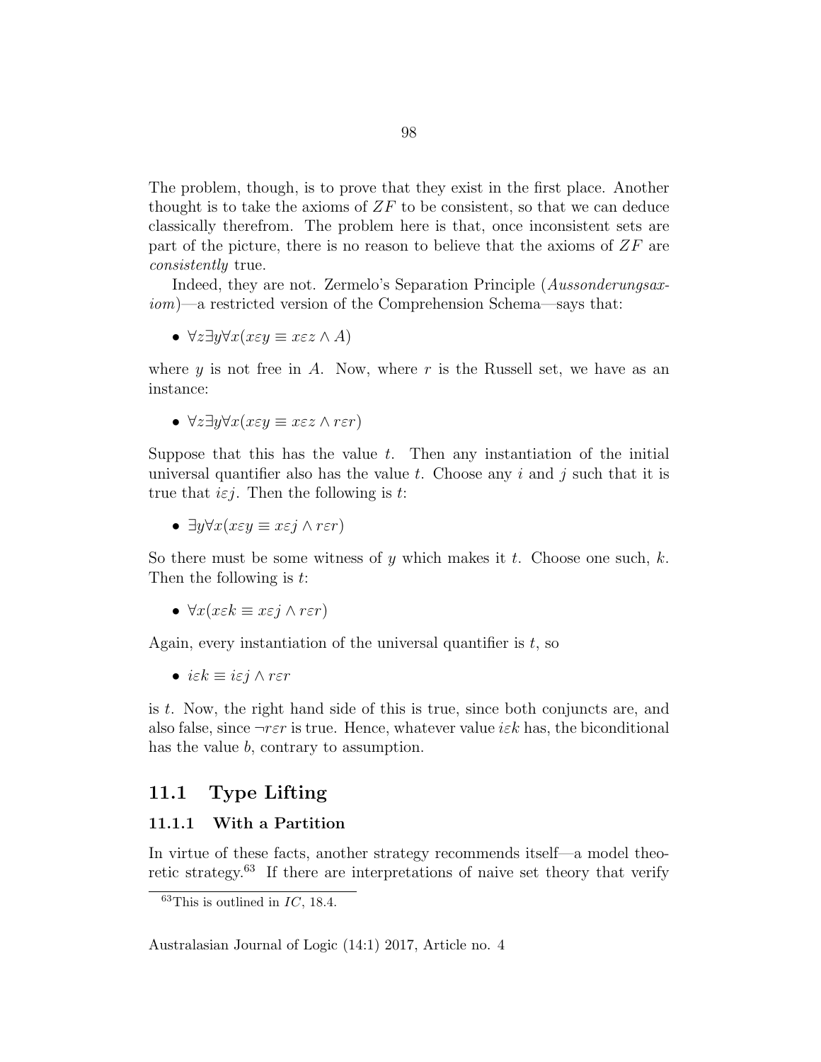The problem, though, is to prove that they exist in the first place. Another thought is to take the axioms of $ZF$ to be consistent, so that we can deduce classically therefrom. The problem here is that, once inconsistent sets are part of the picture, there is no reason to believe that the axioms of $ZF$ are *consistently* true.

Indeed, they are not. Zermelo's Separation Principle (*Aussonderungsaxiom*)—a restricted version of the Comprehension Schema—says that:

- $\forall z \exists y \forall x (x \varepsilon y \equiv x \varepsilon z \wedge A)$

where $y$ is not free in $A$. Now, where $r$ is the Russell set, we have as an instance:

- $\forall z \exists y \forall x (x \varepsilon y \equiv x \varepsilon z \wedge r \varepsilon r)$

Suppose that this has the value $t$. Then any instantiation of the initial universal quantifier also has the value $t$. Choose any $i$ and $j$ such that it is true that $i \varepsilon j$. Then the following is $t$:

- $\exists y \forall x (x \varepsilon y \equiv x \varepsilon j \wedge r \varepsilon r)$

So there must be some witness of $y$ which makes it $t$. Choose one such, $k$. Then the following is $t$:

- $\forall x (x \varepsilon k \equiv x \varepsilon j \wedge r \varepsilon r)$

Again, every instantiation of the universal quantifier is $t$, so

- $i \varepsilon k \equiv i \varepsilon j \wedge r \varepsilon r$

is $t$. Now, the right hand side of this is true, since both conjuncts are, and also false, since $\neg r \varepsilon r$ is true. Hence, whatever value $i \varepsilon k$ has, the biconditional has the value $b$, contrary to assumption.

## 11.1 Type Lifting

### 11.1.1 With a Partition

In virtue of these facts, another strategy recommends itself—a model theoretic strategy.[63] If there are interpretations of naive set theory that verify

[63] This is outlined in *IC*, 18.4.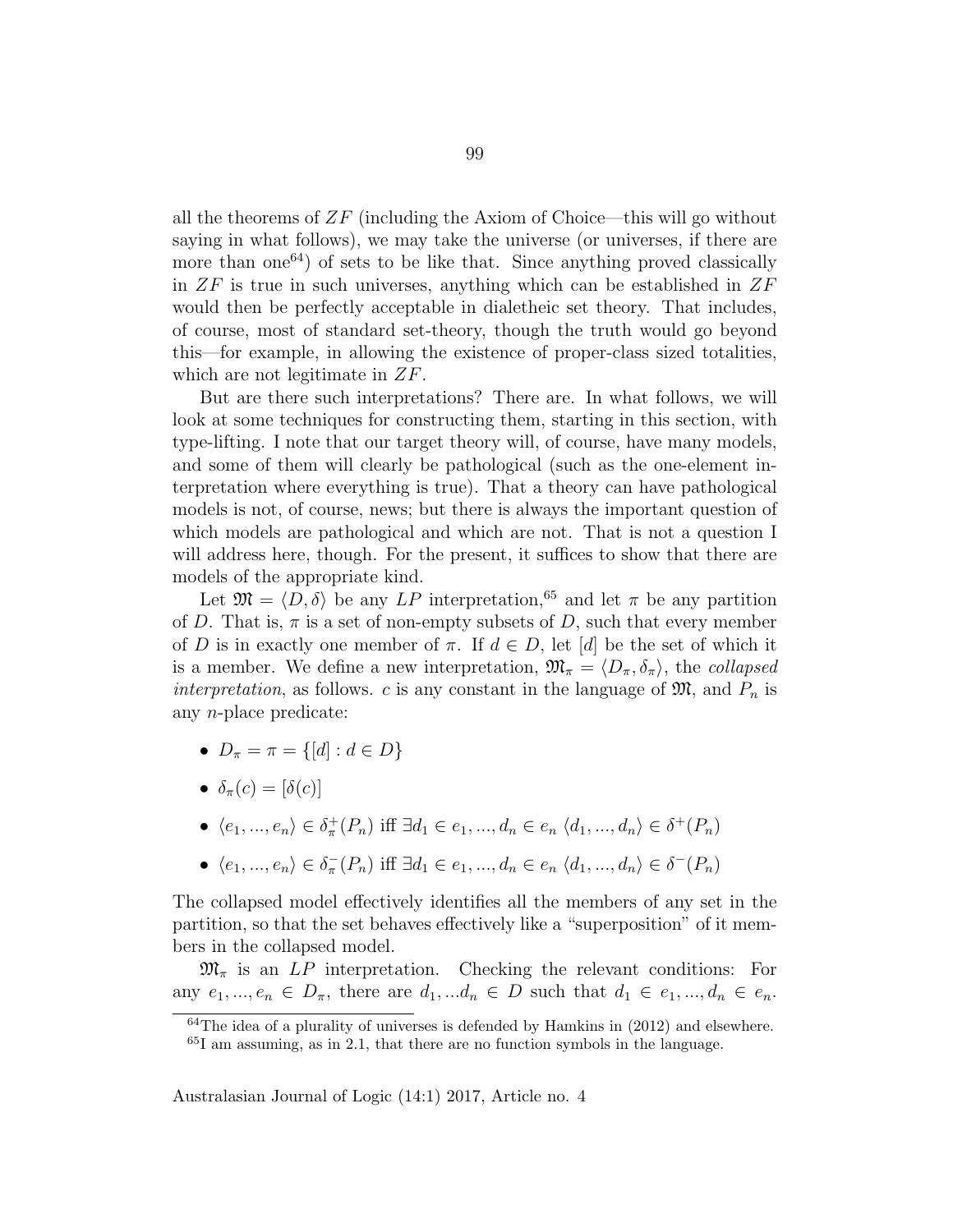all the theorems of $ZF$ (including the Axiom of Choice—this will go without saying in what follows), we may take the universe (or universes, if there are more than one[64]) of sets to be like that. Since anything proved classically in $ZF$ is true in such universes, anything which can be established in $ZF$ would then be perfectly acceptable in dialetheic set theory. That includes, of course, most of standard set-theory, though the truth would go beyond this—for example, in allowing the existence of proper-class sized totalities, which are not legitimate in $ZF$.

But are there such interpretations? There are. In what follows, we will look at some techniques for constructing them, starting in this section, with type-lifting. I note that our target theory will, of course, have many models, and some of them will clearly be pathological (such as the one-element interpretation where everything is true). That a theory can have pathological models is not, of course, news; but there is always the important question of which models are pathological and which are not. That is not a question I will address here, though. For the present, it suffices to show that there are models of the appropriate kind.

Let $\mathfrak{M} = \langle D, \delta \rangle$ be any $LP$ interpretation,[65] and let $\pi$ be any partition of $D$. That is, $\pi$ is a set of non-empty subsets of $D$, such that every member of $D$ is in exactly one member of $\pi$. If $d \in D$, let $[d]$ be the set of which it is a member. We define a new interpretation, $\mathfrak{M}_\pi = \langle D_\pi, \delta_\pi \rangle$, the *collapsed interpretation*, as follows. $c$ is any constant in the language of $\mathfrak{M}$, and $P_n$ is any $n$-place predicate:

- $D_\pi = \pi = \{[d] : d \in D\}$
- $\delta_\pi(c) = [\delta(c)]$
- $\langle e_1, ..., e_n \rangle \in \delta^+_\pi(P_n)$ iff $\exists d_1 \in e_1, ..., d_n \in e_n \ \langle d_1, ..., d_n \rangle \in \delta^+(P_n)$
- $\langle e_1, ..., e_n \rangle \in \delta^-_\pi(P_n)$ iff $\exists d_1 \in e_1, ..., d_n \in e_n \ \langle d_1, ..., d_n \rangle \in \delta^-(P_n)$

The collapsed model effectively identifies all the members of any set in the partition, so that the set behaves effectively like a "superposition" of it members in the collapsed model.

$\mathfrak{M}_\pi$ is an $LP$ interpretation. Checking the relevant conditions: For any $e_1, ..., e_n \in D_\pi$, there are $d_1, ...d_n \in D$ such that $d_1 \in e_1, ..., d_n \in e_n$.

[64] The idea of a plurality of universes is defended by Hamkins in (2012) and elsewhere.

[65] I am assuming, as in 2.1, that there are no function symbols in the language.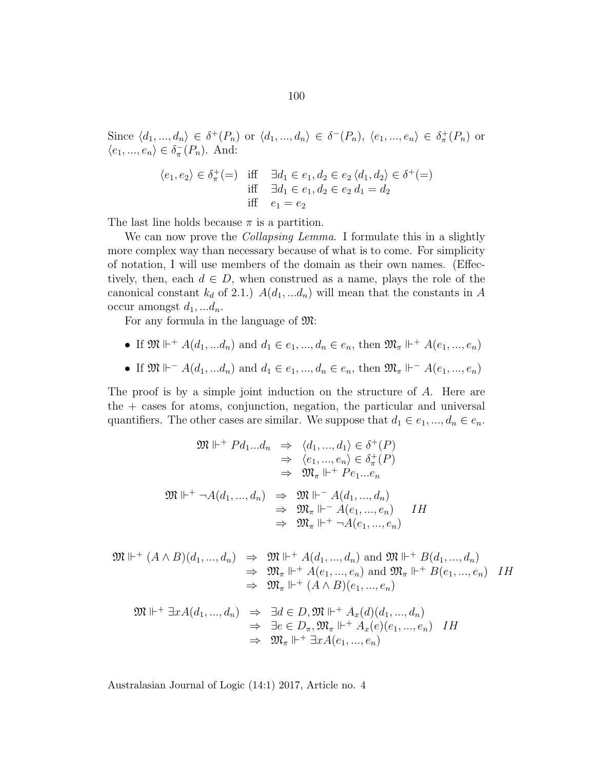Since $\langle d_1, ..., d_n \rangle \in \delta^+(P_n)$ or $\langle d_1, ..., d_n \rangle \in \delta^-(P_n)$, $\langle e_1, ..., e_n \rangle \in \delta^+_\pi(P_n)$ or $\langle e_1, ..., e_n \rangle \in \delta^-_\pi(P_n)$. And:

$$\begin{array}{rll} \langle e_1, e_2 \rangle \in \delta^+_\pi(=) & \text{iff} & \exists d_1 \in e_1, d_2 \in e_2 \, \langle d_1, d_2 \rangle \in \delta^+(=) \\ & \text{iff} & \exists d_1 \in e_1, d_2 \in e_2 \, d_1 = d_2 \\ & \text{iff} & e_1 = e_2 \end{array}$$

The last line holds because $\pi$ is a partition.

We can now prove the *Collapsing Lemma*. I formulate this in a slightly more complex way than necessary because of what is to come. For simplicity of notation, I will use members of the domain as their own names. (Effectively, then, each $d \in D$, when construed as a name, plays the role of the canonical constant $k_d$ of 2.1.) $A(d_1, ...d_n)$ will mean that the constants in $A$ occur amongst $d_1, ...d_n$.

For any formula in the language of $\mathfrak{M}$:

- If $\mathfrak{M} \Vdash^+ A(d_1, ...d_n)$ and $d_1 \in e_1, ..., d_n \in e_n$, then $\mathfrak{M}_\pi \Vdash^+ A(e_1, ..., e_n)$
- If $\mathfrak{M} \Vdash^- A(d_1, ...d_n)$ and $d_1 \in e_1, ..., d_n \in e_n$, then $\mathfrak{M}_\pi \Vdash^- A(e_1, ..., e_n)$

The proof is by a simple joint induction on the structure of $A$. Here are the $+$ cases for atoms, conjunction, negation, the particular and universal quantifiers. The other cases are similar. We suppose that $d_1 \in e_1, ..., d_n \in e_n$.

$$\begin{array}{rll} \mathfrak{M} \Vdash^+ Pd_1...d_n & \Rightarrow & \langle d_1, ..., d_1 \rangle \in \delta^+(P) \\ & \Rightarrow & \langle e_1, ..., e_n \rangle \in \delta^+_\pi(P) \\ & \Rightarrow & \mathfrak{M}_\pi \Vdash^+ Pe_1...e_n \end{array}$$

$$\begin{array}{rlll} \mathfrak{M} \Vdash^+ \neg A(d_1, ..., d_n) & \Rightarrow & \mathfrak{M} \Vdash^- A(d_1, ..., d_n) & \\ & \Rightarrow & \mathfrak{M}_\pi \Vdash^- A(e_1, ..., e_n) & IH \\ & \Rightarrow & \mathfrak{M}_\pi \Vdash^+ \neg A(e_1, ..., e_n) & \end{array}$$

$$\begin{array}{rlll} \mathfrak{M} \Vdash^+ (A \wedge B)(d_1, ..., d_n) & \Rightarrow & \mathfrak{M} \Vdash^+ A(d_1, ..., d_n) \text{ and } \mathfrak{M} \Vdash^+ B(d_1, ..., d_n) & \\ & \Rightarrow & \mathfrak{M}_\pi \Vdash^+ A(e_1, ..., e_n) \text{ and } \mathfrak{M}_\pi \Vdash^+ B(e_1, ..., e_n) & IH \\ & \Rightarrow & \mathfrak{M}_\pi \Vdash^+ (A \wedge B)(e_1, ..., e_n) & \end{array}$$

$$\begin{array}{rlll} \mathfrak{M} \Vdash^+ \exists x A(d_1, ..., d_n) & \Rightarrow & \exists d \in D, \mathfrak{M} \Vdash^+ A_x(d)(d_1, ..., d_n) & \\ & \Rightarrow & \exists e \in D_\pi, \mathfrak{M}_\pi \Vdash^+ A_x(e)(e_1, ..., e_n) & IH \\ & \Rightarrow & \mathfrak{M}_\pi \Vdash^+ \exists x A(e_1, ..., e_n) & \end{array}$$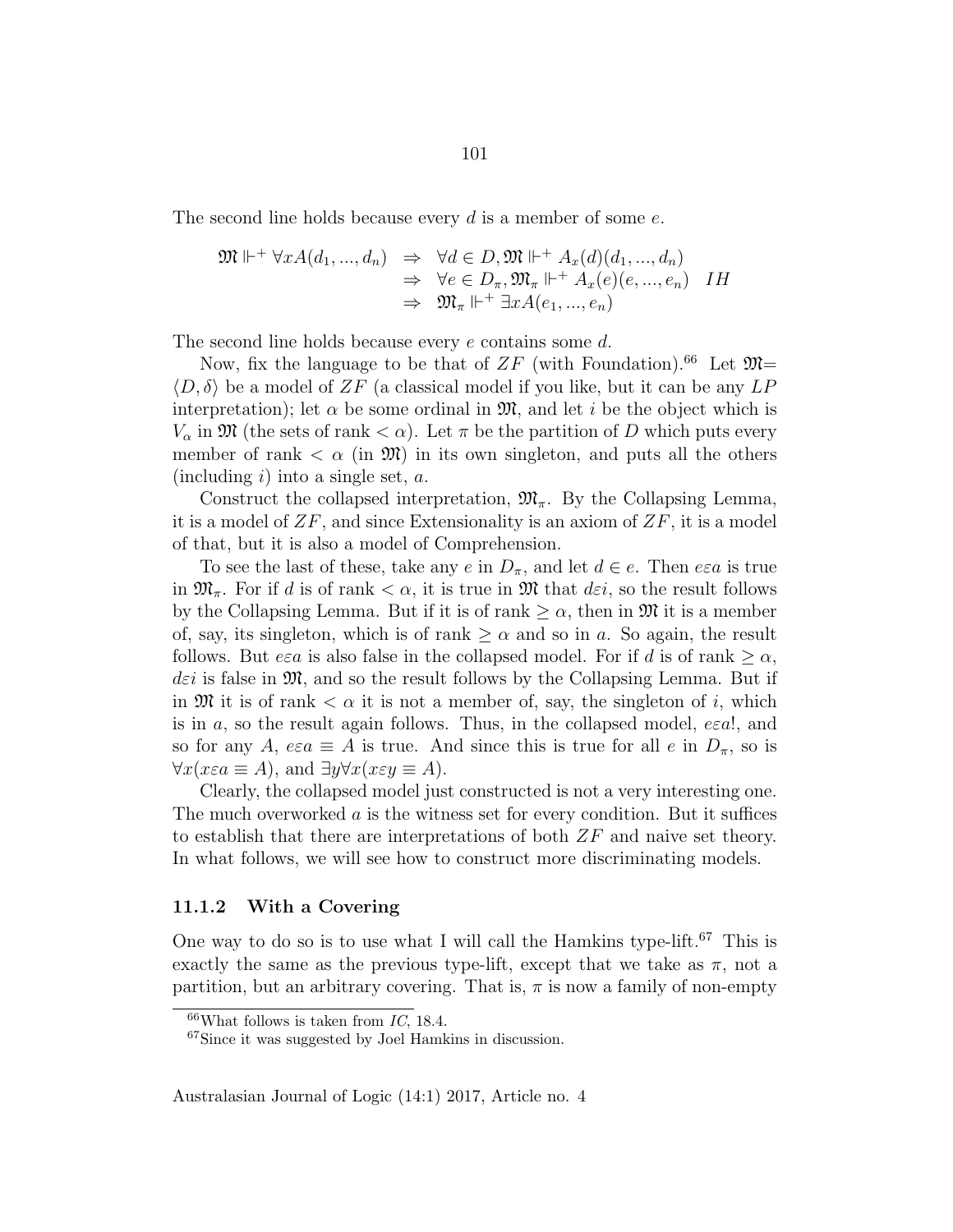The second line holds because every $d$ is a member of some $e$.

$$\begin{array}{lll}
\mathfrak{M} \Vdash^+ \forall x A(d_1, ..., d_n) & \Rightarrow & \forall d \in D, \mathfrak{M} \Vdash^+ A_x(d)(d_1, ..., d_n) \\
& \Rightarrow & \forall e \in D_\pi, \mathfrak{M}_\pi \Vdash^+ A_x(e)(e, ..., e_n) \quad IH \\
& \Rightarrow & \mathfrak{M}_\pi \Vdash^+ \exists x A(e_1, ..., e_n)
\end{array}$$

The second line holds because every $e$ contains some $d$.

Now, fix the language to be that of $ZF$ (with Foundation).[66] Let $\mathfrak{M} = \langle D, \delta \rangle$ be a model of $ZF$ (a classical model if you like, but it can be any $LP$ interpretation); let $\alpha$ be some ordinal in $\mathfrak{M}$, and let $i$ be the object which is $V_\alpha$ in $\mathfrak{M}$ (the sets of rank $< \alpha$). Let $\pi$ be the partition of $D$ which puts every member of rank $< \alpha$ (in $\mathfrak{M}$) in its own singleton, and puts all the others (including $i$) into a single set, $a$.

Construct the collapsed interpretation, $\mathfrak{M}_\pi$. By the Collapsing Lemma, it is a model of $ZF$, and since Extensionality is an axiom of $ZF$, it is a model of that, but it is also a model of Comprehension.

To see the last of these, take any $e$ in $D_\pi$, and let $d \in e$. Then $e\varepsilon a$ is true in $\mathfrak{M}_\pi$. For if $d$ is of rank $< \alpha$, it is true in $\mathfrak{M}$ that $d\varepsilon i$, so the result follows by the Collapsing Lemma. But if it is of rank $\geq \alpha$, then in $\mathfrak{M}$ it is a member of, say, its singleton, which is of rank $\geq \alpha$ and so in $a$. So again, the result follows. But $e\varepsilon a$ is also false in the collapsed model. For if $d$ is of rank $\geq \alpha$, $d\varepsilon i$ is false in $\mathfrak{M}$, and so the result follows by the Collapsing Lemma. But if in $\mathfrak{M}$ it is of rank $< \alpha$ it is not a member of, say, the singleton of $i$, which is in $a$, so the result again follows. Thus, in the collapsed model, $e\varepsilon a!$, and so for any $A$, $e\varepsilon a \equiv A$ is true. And since this is true for all $e$ in $D_\pi$, so is $\forall x(x\varepsilon a \equiv A)$, and $\exists y \forall x(x\varepsilon y \equiv A)$.

Clearly, the collapsed model just constructed is not a very interesting one. The much overworked $a$ is the witness set for every condition. But it suffices to establish that there are interpretations of both $ZF$ and naive set theory. In what follows, we will see how to construct more discriminating models.

### 11.1.2 With a Covering

One way to do so is to use what I will call the Hamkins type-lift.[67] This is exactly the same as the previous type-lift, except that we take as $\pi$, not a partition, but an arbitrary covering. That is, $\pi$ is now a family of non-empty

[66] What follows is taken from *IC*, 18.4.

[67] Since it was suggested by Joel Hamkins in discussion.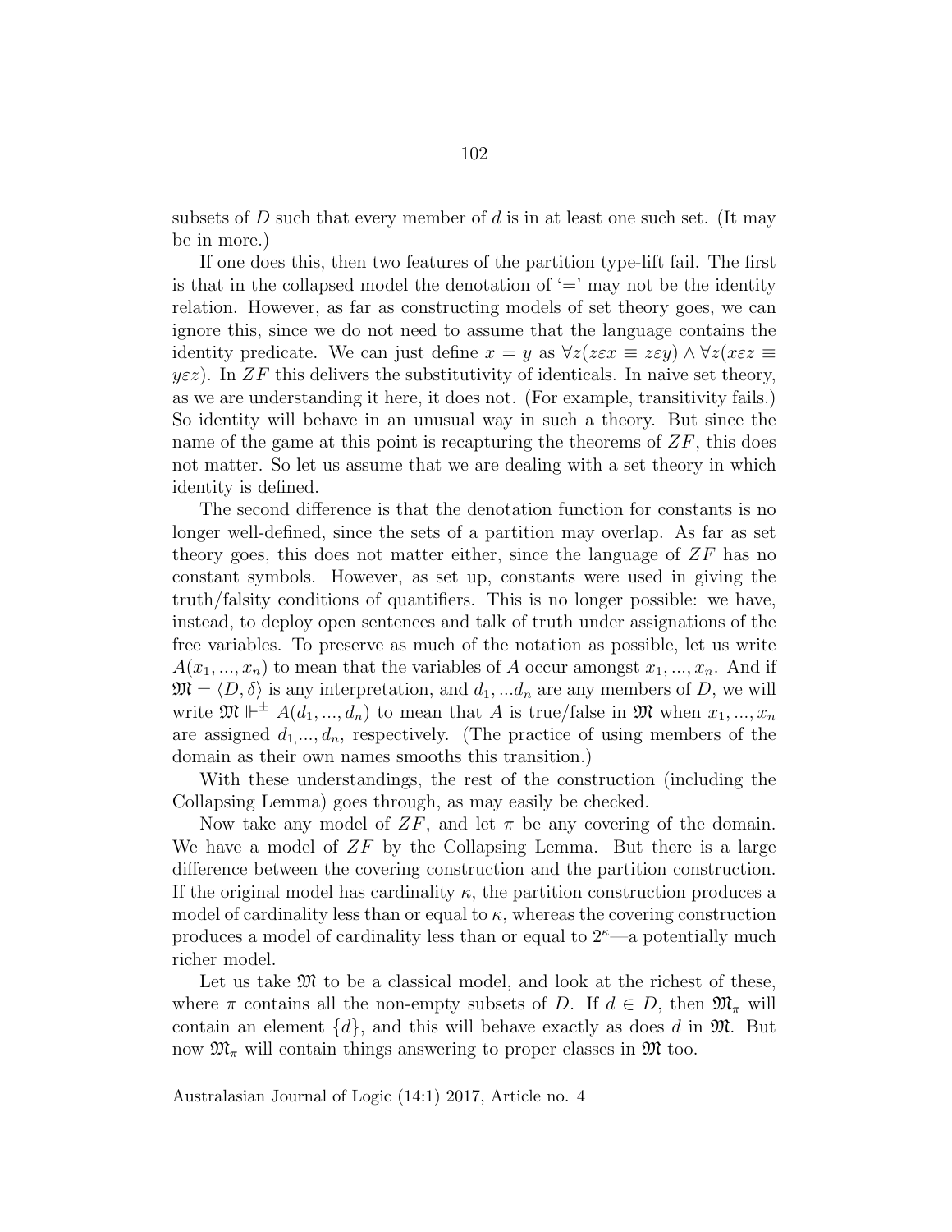subsets of $D$ such that every member of $d$ is in at least one such set. (It may be in more.)

If one does this, then two features of the partition type-lift fail. The first is that in the collapsed model the denotation of '=' may not be the identity relation. However, as far as constructing models of set theory goes, we can ignore this, since we do not need to assume that the language contains the identity predicate. We can just define $x = y$ as $\forall z(z\varepsilon x \equiv z\varepsilon y) \wedge \forall z(x\varepsilon z \equiv y\varepsilon z)$. In $ZF$ this delivers the substitutivity of identicals. In naive set theory, as we are understanding it here, it does not. (For example, transitivity fails.) So identity will behave in an unusual way in such a theory. But since the name of the game at this point is recapturing the theorems of $ZF$, this does not matter. So let us assume that we are dealing with a set theory in which identity is defined.

The second difference is that the denotation function for constants is no longer well-defined, since the sets of a partition may overlap. As far as set theory goes, this does not matter either, since the language of $ZF$ has no constant symbols. However, as set up, constants were used in giving the truth/falsity conditions of quantifiers. This is no longer possible: we have, instead, to deploy open sentences and talk of truth under assignations of the free variables. To preserve as much of the notation as possible, let us write $A(x_1, ..., x_n)$ to mean that the variables of $A$ occur amongst $x_1, ..., x_n$. And if $\mathfrak{M} = \langle D, \delta \rangle$ is any interpretation, and $d_1, ...d_n$ are any members of $D$, we will write $\mathfrak{M} \Vdash^{\pm} A(d_1, ..., d_n)$ to mean that $A$ is true/false in $\mathfrak{M}$ when $x_1, ..., x_n$ are assigned $d_{1,}..., d_n$, respectively. (The practice of using members of the domain as their own names smooths this transition.)

With these understandings, the rest of the construction (including the Collapsing Lemma) goes through, as may easily be checked.

Now take any model of $ZF$, and let $\pi$ be any covering of the domain. We have a model of $ZF$ by the Collapsing Lemma. But there is a large difference between the covering construction and the partition construction. If the original model has cardinality $\kappa$, the partition construction produces a model of cardinality less than or equal to $\kappa$, whereas the covering construction produces a model of cardinality less than or equal to $2^\kappa$—a potentially much richer model.

Let us take $\mathfrak{M}$ to be a classical model, and look at the richest of these, where $\pi$ contains all the non-empty subsets of $D$. If $d \in D$, then $\mathfrak{M}_\pi$ will contain an element $\{d\}$, and this will behave exactly as does $d$ in $\mathfrak{M}$. But now $\mathfrak{M}_\pi$ will contain things answering to proper classes in $\mathfrak{M}$ too.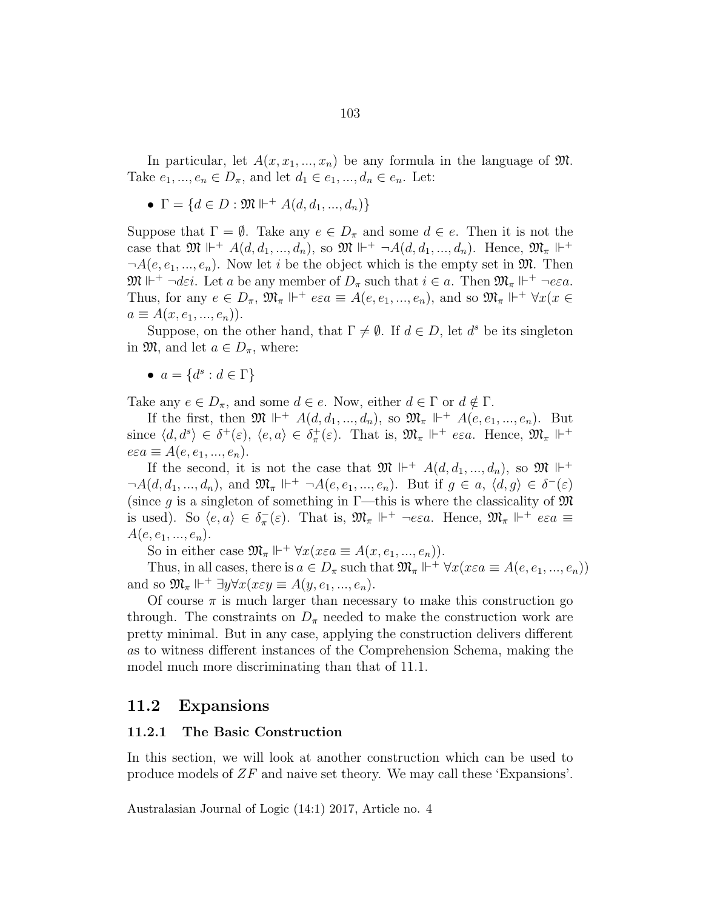In particular, let $A(x, x_1, ..., x_n)$ be any formula in the language of $\mathfrak{M}$. Take $e_1, ..., e_n \in D_\pi$, and let $d_1 \in e_1, ..., d_n \in e_n$. Let:

- $\Gamma = \{d \in D : \mathfrak{M} \Vdash^+ A(d, d_1, ..., d_n)\}$

Suppose that $\Gamma = \emptyset$. Take any $e \in D_\pi$ and some $d \in e$. Then it is not the case that $\mathfrak{M} \Vdash^+ A(d, d_1, ..., d_n)$, so $\mathfrak{M} \Vdash^+ \neg A(d, d_1, ..., d_n)$. Hence, $\mathfrak{M}_\pi \Vdash^+ \neg A(e, e_1, ..., e_n)$. Now let $i$ be the object which is the empty set in $\mathfrak{M}$. Then $\mathfrak{M} \Vdash^+ \neg d\varepsilon i$. Let $a$ be any member of $D_\pi$ such that $i \in a$. Then $\mathfrak{M}_\pi \Vdash^+ \neg e\varepsilon a$. Thus, for any $e \in D_\pi$, $\mathfrak{M}_\pi \Vdash^+ e\varepsilon a \equiv A(e, e_1, ..., e_n)$, and so $\mathfrak{M}_\pi \Vdash^+ \forall x(x \in a \equiv A(x, e_1, ..., e_n))$.

Suppose, on the other hand, that $\Gamma \neq \emptyset$. If $d \in D$, let $d^s$ be its singleton in $\mathfrak{M}$, and let $a \in D_\pi$, where:

- $a = \{d^s : d \in \Gamma\}$

Take any $e \in D_\pi$, and some $d \in e$. Now, either $d \in \Gamma$ or $d \notin \Gamma$.

If the first, then $\mathfrak{M} \Vdash^+ A(d, d_1, ..., d_n)$, so $\mathfrak{M}_\pi \Vdash^+ A(e, e_1, ..., e_n)$. But since $\langle d, d^s \rangle \in \delta^+(\varepsilon)$, $\langle e, a \rangle \in \delta^+_\pi(\varepsilon)$. That is, $\mathfrak{M}_\pi \Vdash^+ e\varepsilon a$. Hence, $\mathfrak{M}_\pi \Vdash^+ e\varepsilon a \equiv A(e, e_1, ..., e_n)$.

If the second, it is not the case that $\mathfrak{M} \Vdash^+ A(d, d_1, ..., d_n)$, so $\mathfrak{M} \Vdash^+ \neg A(d, d_1, ..., d_n)$, and $\mathfrak{M}_\pi \Vdash^+ \neg A(e, e_1, ..., e_n)$. But if $g \in a$, $\langle d, g \rangle \in \delta^-(\varepsilon)$ (since $g$ is a singleton of something in $\Gamma$—this is where the classicality of $\mathfrak{M}$ is used). So $\langle e, a \rangle \in \delta^-_\pi(\varepsilon)$. That is, $\mathfrak{M}_\pi \Vdash^+ \neg e\varepsilon a$. Hence, $\mathfrak{M}_\pi \Vdash^+ e\varepsilon a \equiv A(e, e_1, ..., e_n)$.

So in either case $\mathfrak{M}_\pi \Vdash^+ \forall x(x\varepsilon a \equiv A(x, e_1, ..., e_n))$.

Thus, in all cases, there is $a \in D_\pi$ such that $\mathfrak{M}_\pi \Vdash^+ \forall x(x\varepsilon a \equiv A(e, e_1, ..., e_n))$ and so $\mathfrak{M}_\pi \Vdash^+ \exists y \forall x(x\varepsilon y \equiv A(y, e_1, ..., e_n)$.

Of course $\pi$ is much larger than necessary to make this construction go through. The constraints on $D_\pi$ needed to make the construction work are pretty minimal. But in any case, applying the construction delivers different $a$s to witness different instances of the Comprehension Schema, making the model much more discriminating than that of 11.1.

## 11.2 Expansions

### 11.2.1 The Basic Construction

In this section, we will look at another construction which can be used to produce models of $ZF$ and naive set theory. We may call these 'Expansions'.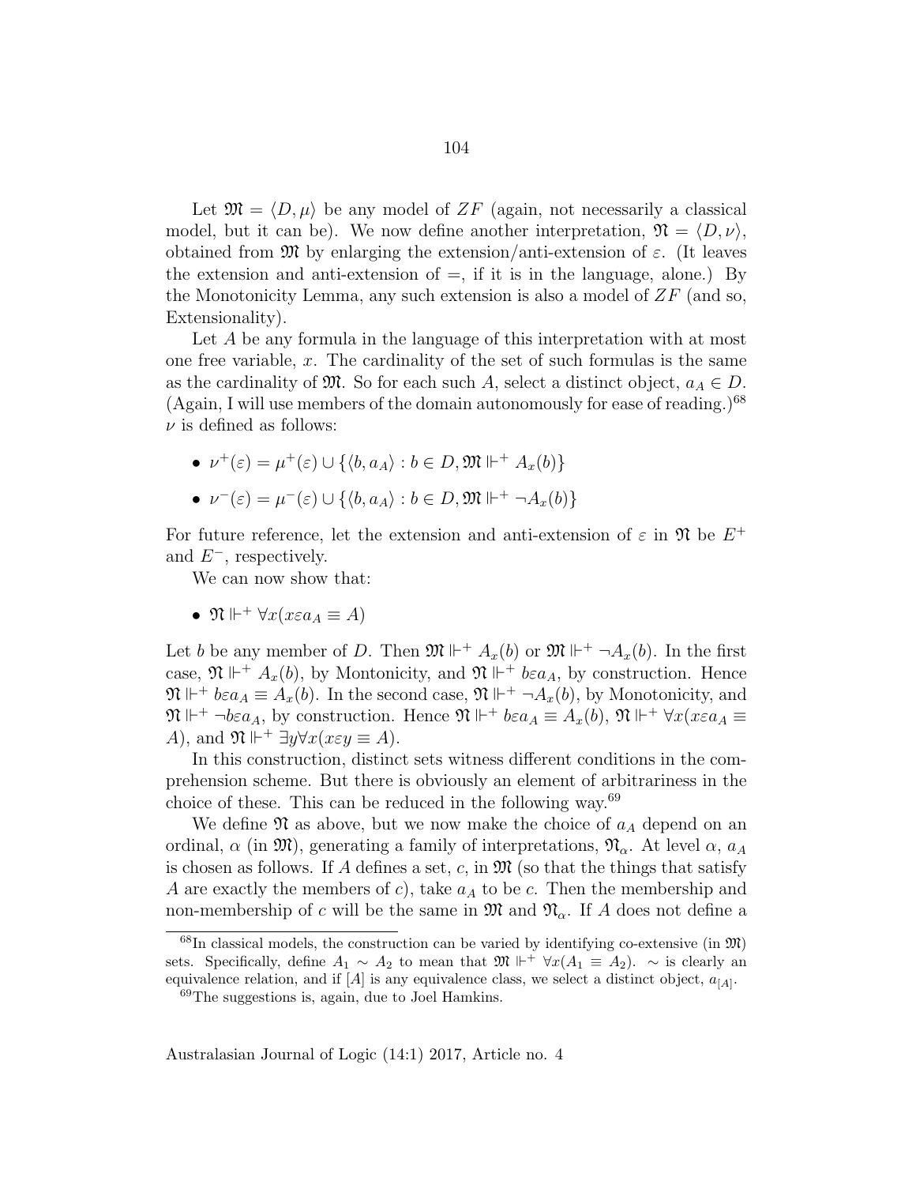Let $\mathfrak{M} = \langle D, \mu \rangle$ be any model of $ZF$ (again, not necessarily a classical model, but it can be). We now define another interpretation, $\mathfrak{N} = \langle D, \nu \rangle$, obtained from $\mathfrak{M}$ by enlarging the extension/anti-extension of $\varepsilon$. (It leaves the extension and anti-extension of $=$, if it is in the language, alone.) By the Monotonicity Lemma, any such extension is also a model of $ZF$ (and so, Extensionality).

Let $A$ be any formula in the language of this interpretation with at most one free variable, $x$. The cardinality of the set of such formulas is the same as the cardinality of $\mathfrak{M}$. So for each such $A$, select a distinct object, $a_A \in D$. (Again, I will use members of the domain autonomously for ease of reading.)[68] $\nu$ is defined as follows:

- $\nu^+(\varepsilon) = \mu^+(\varepsilon) \cup \{\langle b, a_A \rangle : b \in D, \mathfrak{M} \Vdash^+ A_x(b)\}$
- $\nu^-(\varepsilon) = \mu^-(\varepsilon) \cup \{\langle b, a_A \rangle : b \in D, \mathfrak{M} \Vdash^+ \neg A_x(b)\}$

For future reference, let the extension and anti-extension of $\varepsilon$ in $\mathfrak{N}$ be $E^+$ and $E^-$, respectively.

We can now show that:

- $\mathfrak{N} \Vdash^+ \forall x(x\varepsilon a_A \equiv A)$

Let $b$ be any member of $D$. Then $\mathfrak{M} \Vdash^+ A_x(b)$ or $\mathfrak{M} \Vdash^+ \neg A_x(b)$. In the first case, $\mathfrak{N} \Vdash^+ A_x(b)$, by Montonicity, and $\mathfrak{N} \Vdash^+ b\varepsilon a_A$, by construction. Hence $\mathfrak{N} \Vdash^+ b\varepsilon a_A \equiv A_x(b)$. In the second case, $\mathfrak{N} \Vdash^+ \neg A_x(b)$, by Monotonicity, and $\mathfrak{N} \Vdash^+ \neg b\varepsilon a_A$, by construction. Hence $\mathfrak{N} \Vdash^+ b\varepsilon a_A \equiv A_x(b)$, $\mathfrak{N} \Vdash^+ \forall x(x\varepsilon a_A \equiv A)$, and $\mathfrak{N} \Vdash^+ \exists y \forall x(x\varepsilon y \equiv A)$.

In this construction, distinct sets witness different conditions in the comprehension scheme. But there is obviously an element of arbitrariness in the choice of these. This can be reduced in the following way.[69]

We define $\mathfrak{N}$ as above, but we now make the choice of $a_A$ depend on an ordinal, $\alpha$ (in $\mathfrak{M}$), generating a family of interpretations, $\mathfrak{N}_\alpha$. At level $\alpha$, $a_A$ is chosen as follows. If $A$ defines a set, $c$, in $\mathfrak{M}$ (so that the things that satisfy $A$ are exactly the members of $c$), take $a_A$ to be $c$. Then the membership and non-membership of $c$ will be the same in $\mathfrak{M}$ and $\mathfrak{N}_\alpha$. If $A$ does not define a

[68] In classical models, the construction can be varied by identifying co-extensive (in $\mathfrak{M}$) sets. Specifically, define $A_1 \sim A_2$ to mean that $\mathfrak{M} \Vdash^+ \forall x(A_1 \equiv A_2)$. $\sim$ is clearly an equivalence relation, and if $[A]$ is any equivalence class, we select a distinct object, $a_{[A]}$.

[69] The suggestions is, again, due to Joel Hamkins.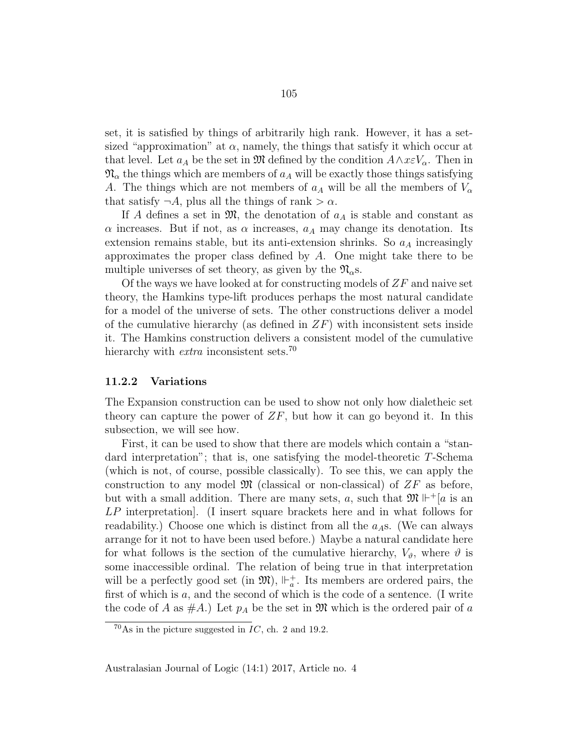set, it is satisfied by things of arbitrarily high rank. However, it has a set-sized "approximation" at $\alpha$, namely, the things that satisfy it which occur at that level. Let $a_A$ be the set in $\mathfrak{M}$ defined by the condition $A \wedge x \varepsilon V_\alpha$. Then in $\mathfrak{N}_\alpha$ the things which are members of $a_A$ will be exactly those things satisfying $A$. The things which are not members of $a_A$ will be all the members of $V_\alpha$ that satisfy $\neg A$, plus all the things of rank $> \alpha$.

If $A$ defines a set in $\mathfrak{M}$, the denotation of $a_A$ is stable and constant as $\alpha$ increases. But if not, as $\alpha$ increases, $a_A$ may change its denotation. Its extension remains stable, but its anti-extension shrinks. So $a_A$ increasingly approximates the proper class defined by $A$. One might take there to be multiple universes of set theory, as given by the $\mathfrak{N}_\alpha$s.

Of the ways we have looked at for constructing models of $ZF$ and naive set theory, the Hamkins type-lift produces perhaps the most natural candidate for a model of the universe of sets. The other constructions deliver a model of the cumulative hierarchy (as defined in $ZF$) with inconsistent sets inside it. The Hamkins construction delivers a consistent model of the cumulative hierarchy with *extra* inconsistent sets.[70]

### 11.2.2 Variations

The Expansion construction can be used to show not only how dialetheic set theory can capture the power of $ZF$, but how it can go beyond it. In this subsection, we will see how.

First, it can be used to show that there are models which contain a "standard interpretation"; that is, one satisfying the model-theoretic $T$-Schema (which is not, of course, possible classically). To see this, we can apply the construction to any model $\mathfrak{M}$ (classical or non-classical) of $ZF$ as before, but with a small addition. There are many sets, $a$, such that $\mathfrak{M} \Vdash^+ [a$ is an $LP$ interpretation]. (I insert square brackets here and in what follows for readability.) Choose one which is distinct from all the $a_A$s. (We can always arrange for it not to have been used before.) Maybe a natural candidate here for what follows is the section of the cumulative hierarchy, $V_\vartheta$, where $\vartheta$ is some inaccessible ordinal. The relation of being true in that interpretation will be a perfectly good set (in $\mathfrak{M}$), $\Vdash^+_a$. Its members are ordered pairs, the first of which is $a$, and the second of which is the code of a sentence. (I write the code of $A$ as $\#A$.) Let $p_A$ be the set in $\mathfrak{M}$ which is the ordered pair of $a$

[70] As in the picture suggested in *IC*, ch. 2 and 19.2.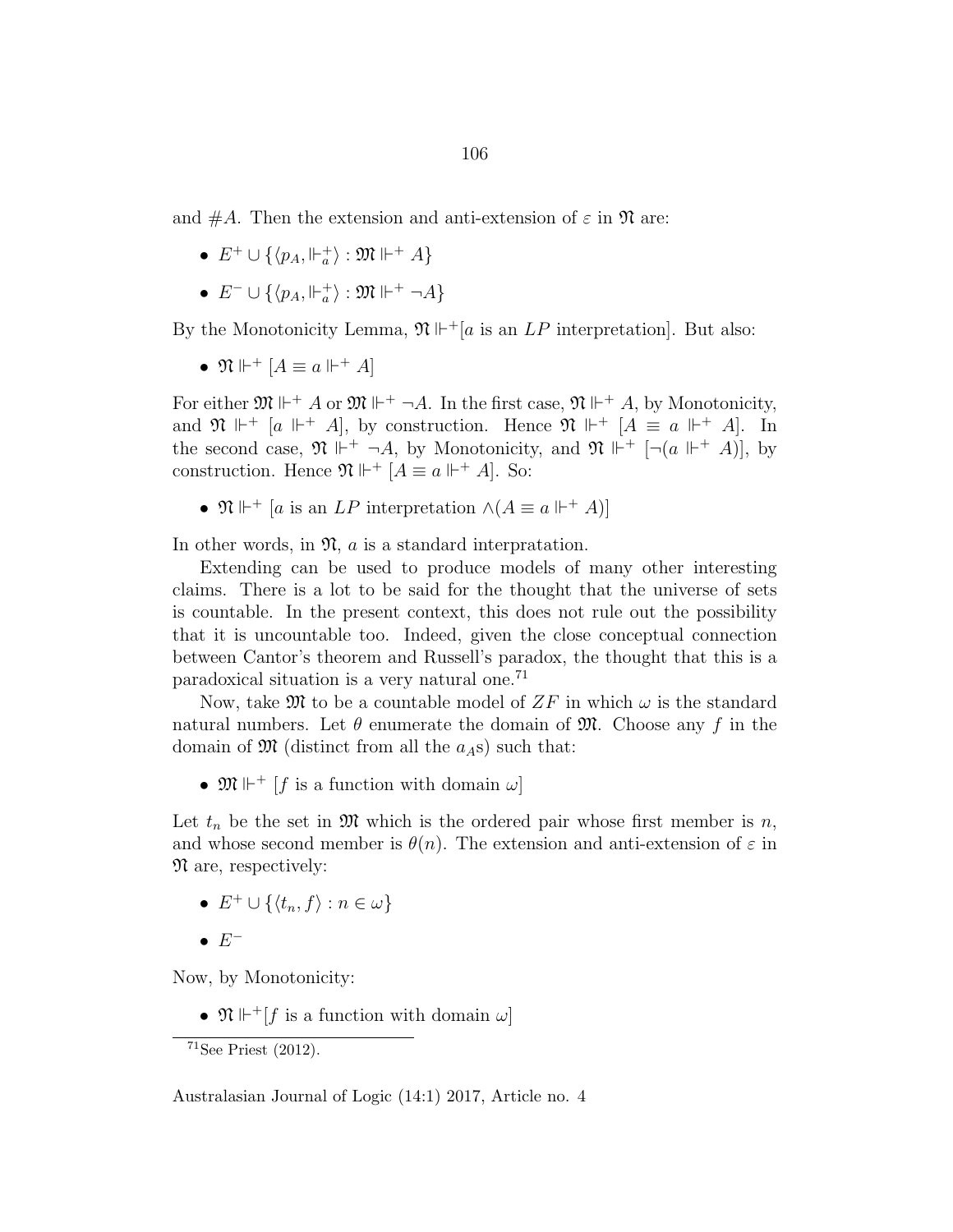and $\#A$. Then the extension and anti-extension of $\varepsilon$ in $\mathfrak{N}$ are:

- $E^+ \cup \{\langle p_A, \Vdash_a^+ \rangle : \mathfrak{M} \Vdash^+ A\}$
- $E^- \cup \{\langle p_A, \Vdash_a^+ \rangle : \mathfrak{M} \Vdash^+ \neg A\}$

By the Monotonicity Lemma, $\mathfrak{N} \Vdash^+[a$ is an $LP$ interpretation$]$. But also:

- $\mathfrak{N} \Vdash^+ [A \equiv a \Vdash^+ A]$

For either $\mathfrak{M} \Vdash^+ A$ or $\mathfrak{M} \Vdash^+ \neg A$. In the first case, $\mathfrak{N} \Vdash^+ A$, by Monotonicity, and $\mathfrak{N} \Vdash^+ [a \Vdash^+ A]$, by construction. Hence $\mathfrak{N} \Vdash^+ [A \equiv a \Vdash^+ A]$. In the second case, $\mathfrak{N} \Vdash^+ \neg A$, by Monotonicity, and $\mathfrak{N} \Vdash^+ [\neg(a \Vdash^+ A)]$, by construction. Hence $\mathfrak{N} \Vdash^+ [A \equiv a \Vdash^+ A]$. So:

- $\mathfrak{N} \Vdash^+ [a$ is an $LP$ interpretation $\wedge (A \equiv a \Vdash^+ A)]$

In other words, in $\mathfrak{N}$, $a$ is a standard interpratation.

Extending can be used to produce models of many other interesting claims. There is a lot to be said for the thought that the universe of sets is countable. In the present context, this does not rule out the possibility that it is uncountable too. Indeed, given the close conceptual connection between Cantor's theorem and Russell's paradox, the thought that this is a paradoxical situation is a very natural one.[71]

Now, take $\mathfrak{M}$ to be a countable model of $ZF$ in which $\omega$ is the standard natural numbers. Let $\theta$ enumerate the domain of $\mathfrak{M}$. Choose any $f$ in the domain of $\mathfrak{M}$ (distinct from all the $a_A$s) such that:

- $\mathfrak{M} \Vdash^+ [f$ is a function with domain $\omega]$

Let $t_n$ be the set in $\mathfrak{M}$ which is the ordered pair whose first member is $n$, and whose second member is $\theta(n)$. The extension and anti-extension of $\varepsilon$ in $\mathfrak{N}$ are, respectively:

- $E^+ \cup \{\langle t_n, f \rangle : n \in \omega\}$
- $E^-$

Now, by Monotonicity:

- $\mathfrak{N} \Vdash^+[f$ is a function with domain $\omega]$

[71] See Priest (2012).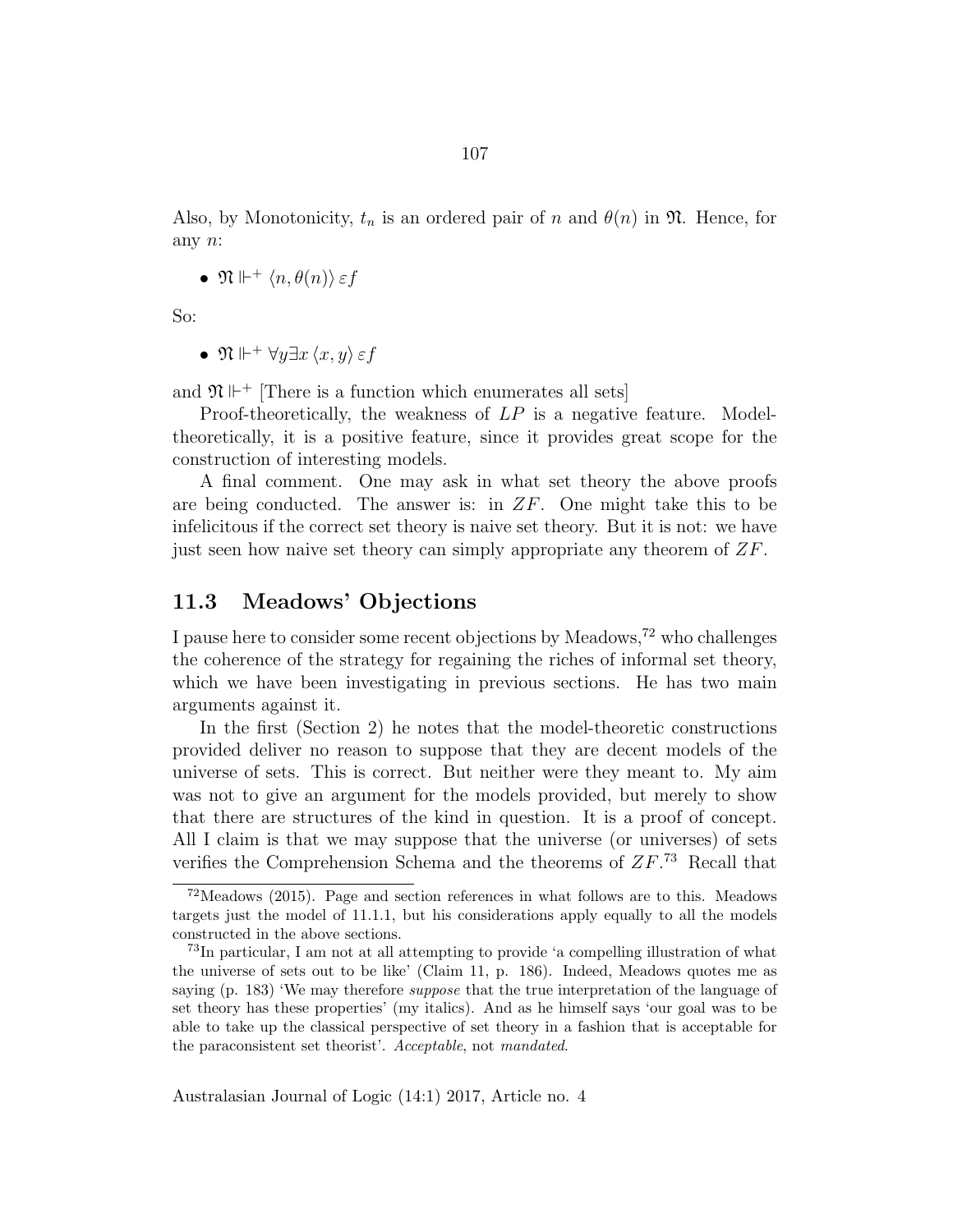Also, by Monotonicity, $t_n$ is an ordered pair of $n$ and $\theta(n)$ in $\mathfrak{N}$. Hence, for any $n$:

- $\mathfrak{N} \Vdash^+ \langle n, \theta(n) \rangle \, \varepsilon f$

So:

- $\mathfrak{N} \Vdash^+ \forall y \exists x \, \langle x, y \rangle \, \varepsilon f$

and $\mathfrak{N} \Vdash^+$ [There is a function which enumerates all sets]

Proof-theoretically, the weakness of $LP$ is a negative feature. Model-theoretically, it is a positive feature, since it provides great scope for the construction of interesting models.

A final comment. One may ask in what set theory the above proofs are being conducted. The answer is: in $ZF$. One might take this to be infelicitous if the correct set theory is naive set theory. But it is not: we have just seen how naive set theory can simply appropriate any theorem of $ZF$.

## 11.3 Meadows' Objections

I pause here to consider some recent objections by Meadows,[72] who challenges the coherence of the strategy for regaining the riches of informal set theory, which we have been investigating in previous sections. He has two main arguments against it.

In the first (Section 2) he notes that the model-theoretic constructions provided deliver no reason to suppose that they are decent models of the universe of sets. This is correct. But neither were they meant to. My aim was not to give an argument for the models provided, but merely to show that there are structures of the kind in question. It is a proof of concept. All I claim is that we may suppose that the universe (or universes) of sets verifies the Comprehension Schema and the theorems of $ZF$.[73] Recall that

---

[72] Meadows (2015). Page and section references in what follows are to this. Meadows targets just the model of 11.1.1, but his considerations apply equally to all the models constructed in the above sections.

[73] In particular, I am not at all attempting to provide 'a compelling illustration of what the universe of sets out to be like' (Claim 11, p. 186). Indeed, Meadows quotes me as saying (p. 183) 'We may therefore *suppose* that the true interpretation of the language of set theory has these properties' (my italics). And as he himself says 'our goal was to be able to take up the classical perspective of set theory in a fashion that is acceptable for the paraconsistent set theorist'. *Acceptable*, not *mandated*.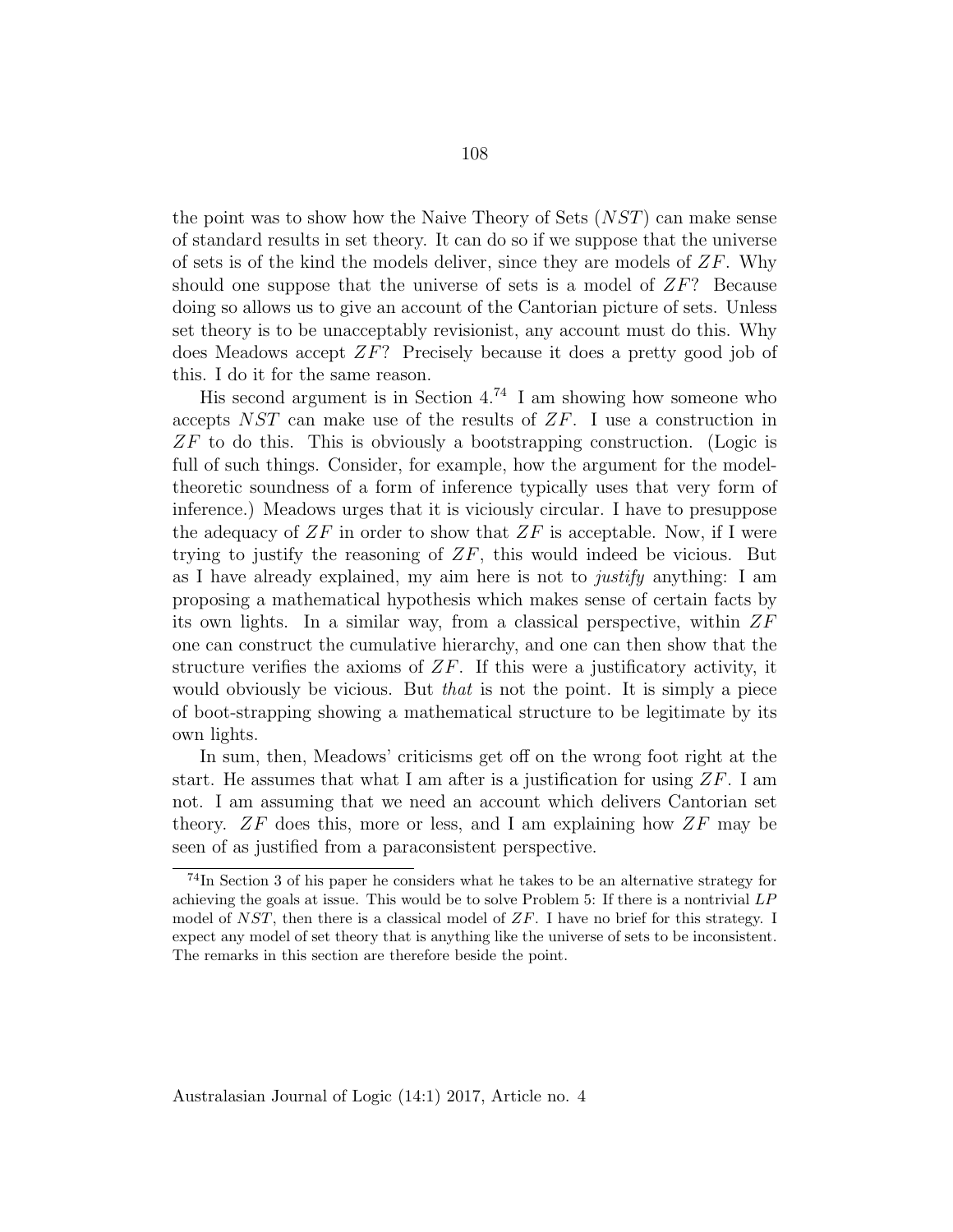the point was to show how the Naive Theory of Sets ($NST$) can make sense of standard results in set theory. It can do so if we suppose that the universe of sets is of the kind the models deliver, since they are models of $ZF$. Why should one suppose that the universe of sets is a model of $ZF$? Because doing so allows us to give an account of the Cantorian picture of sets. Unless set theory is to be unacceptably revisionist, any account must do this. Why does Meadows accept $ZF$? Precisely because it does a pretty good job of this. I do it for the same reason.

His second argument is in Section 4.[74] I am showing how someone who accepts $NST$ can make use of the results of $ZF$. I use a construction in $ZF$ to do this. This is obviously a bootstrapping construction. (Logic is full of such things. Consider, for example, how the argument for the model-theoretic soundness of a form of inference typically uses that very form of inference.) Meadows urges that it is viciously circular. I have to presuppose the adequacy of $ZF$ in order to show that $ZF$ is acceptable. Now, if I were trying to justify the reasoning of $ZF$, this would indeed be vicious. But as I have already explained, my aim here is not to *justify* anything: I am proposing a mathematical hypothesis which makes sense of certain facts by its own lights. In a similar way, from a classical perspective, within $ZF$ one can construct the cumulative hierarchy, and one can then show that the structure verifies the axioms of $ZF$. If this were a justificatory activity, it would obviously be vicious. But *that* is not the point. It is simply a piece of boot-strapping showing a mathematical structure to be legitimate by its own lights.

In sum, then, Meadows' criticisms get off on the wrong foot right at the start. He assumes that what I am after is a justification for using $ZF$. I am not. I am assuming that we need an account which delivers Cantorian set theory. $ZF$ does this, more or less, and I am explaining how $ZF$ may be seen of as justified from a paraconsistent perspective.

[74] In Section 3 of his paper he considers what he takes to be an alternative strategy for achieving the goals at issue. This would be to solve Problem 5: If there is a nontrivial $LP$ model of $NST$, then there is a classical model of $ZF$. I have no brief for this strategy. I expect any model of set theory that is anything like the universe of sets to be inconsistent. The remarks in this section are therefore beside the point.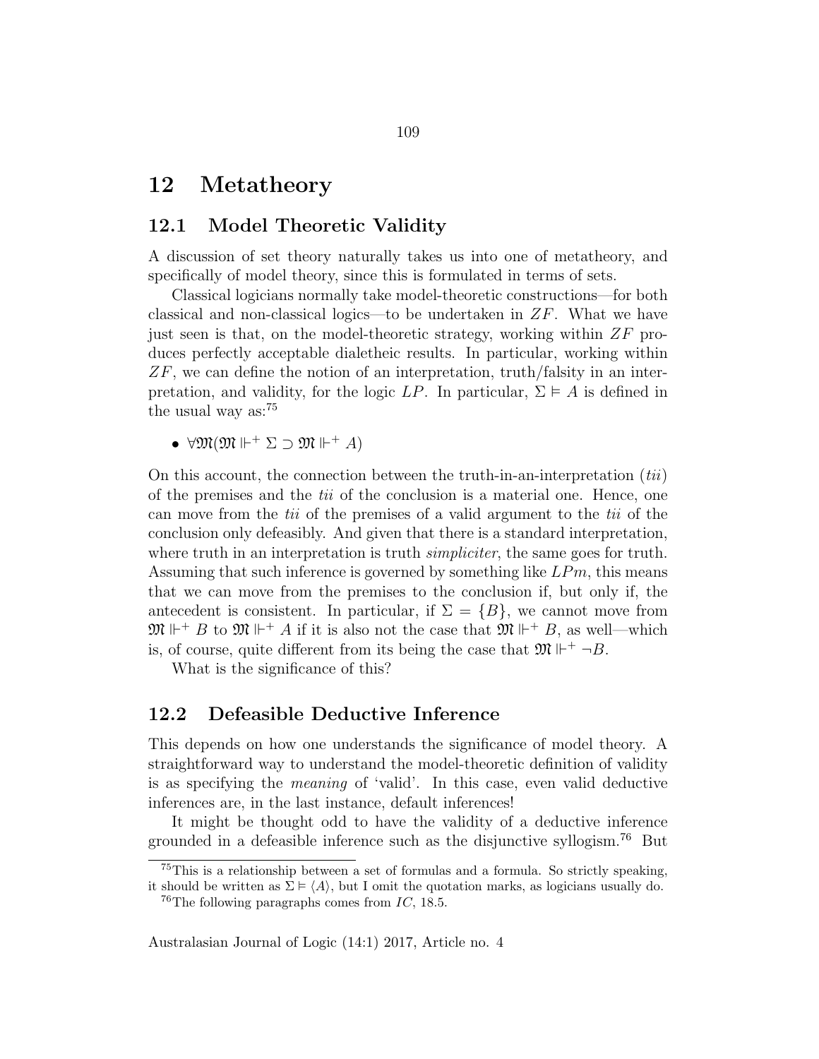# 12 Metatheory

## 12.1 Model Theoretic Validity

A discussion of set theory naturally takes us into one of metatheory, and specifically of model theory, since this is formulated in terms of sets.

Classical logicians normally take model-theoretic constructions—for both classical and non-classical logics—to be undertaken in $ZF$. What we have just seen is that, on the model-theoretic strategy, working within $ZF$ produces perfectly acceptable dialetheic results. In particular, working within $ZF$, we can define the notion of an interpretation, truth/falsity in an interpretation, and validity, for the logic $LP$. In particular, $\Sigma \vDash A$ is defined in the usual way as:[75]

- $\forall \mathfrak{M}(\mathfrak{M} \Vdash^{+} \Sigma \supset \mathfrak{M} \Vdash^{+} A)$

On this account, the connection between the truth-in-an-interpretation (*tii*) of the premises and the *tii* of the conclusion is a material one. Hence, one can move from the *tii* of the premises of a valid argument to the *tii* of the conclusion only defeasibly. And given that there is a standard interpretation, where truth in an interpretation is truth *simpliciter*, the same goes for truth. Assuming that such inference is governed by something like $LPm$, this means that we can move from the premises to the conclusion if, but only if, the antecedent is consistent. In particular, if $\Sigma = \{B\}$, we cannot move from $\mathfrak{M} \Vdash^{+} B$ to $\mathfrak{M} \Vdash^{+} A$ if it is also not the case that $\mathfrak{M} \Vdash^{+} B$, as well—which is, of course, quite different from its being the case that $\mathfrak{M} \Vdash^{+} \neg B$.

What is the significance of this?

## 12.2 Defeasible Deductive Inference

This depends on how one understands the significance of model theory. A straightforward way to understand the model-theoretic definition of validity is as specifying the *meaning* of 'valid'. In this case, even valid deductive inferences are, in the last instance, default inferences!

It might be thought odd to have the validity of a deductive inference grounded in a defeasible inference such as the disjunctive syllogism.[76] But

---

[75] This is a relationship between a set of formulas and a formula. So strictly speaking, it should be written as $\Sigma \vDash \langle A \rangle$, but I omit the quotation marks, as logicians usually do.

[76] The following paragraphs comes from *IC*, 18.5.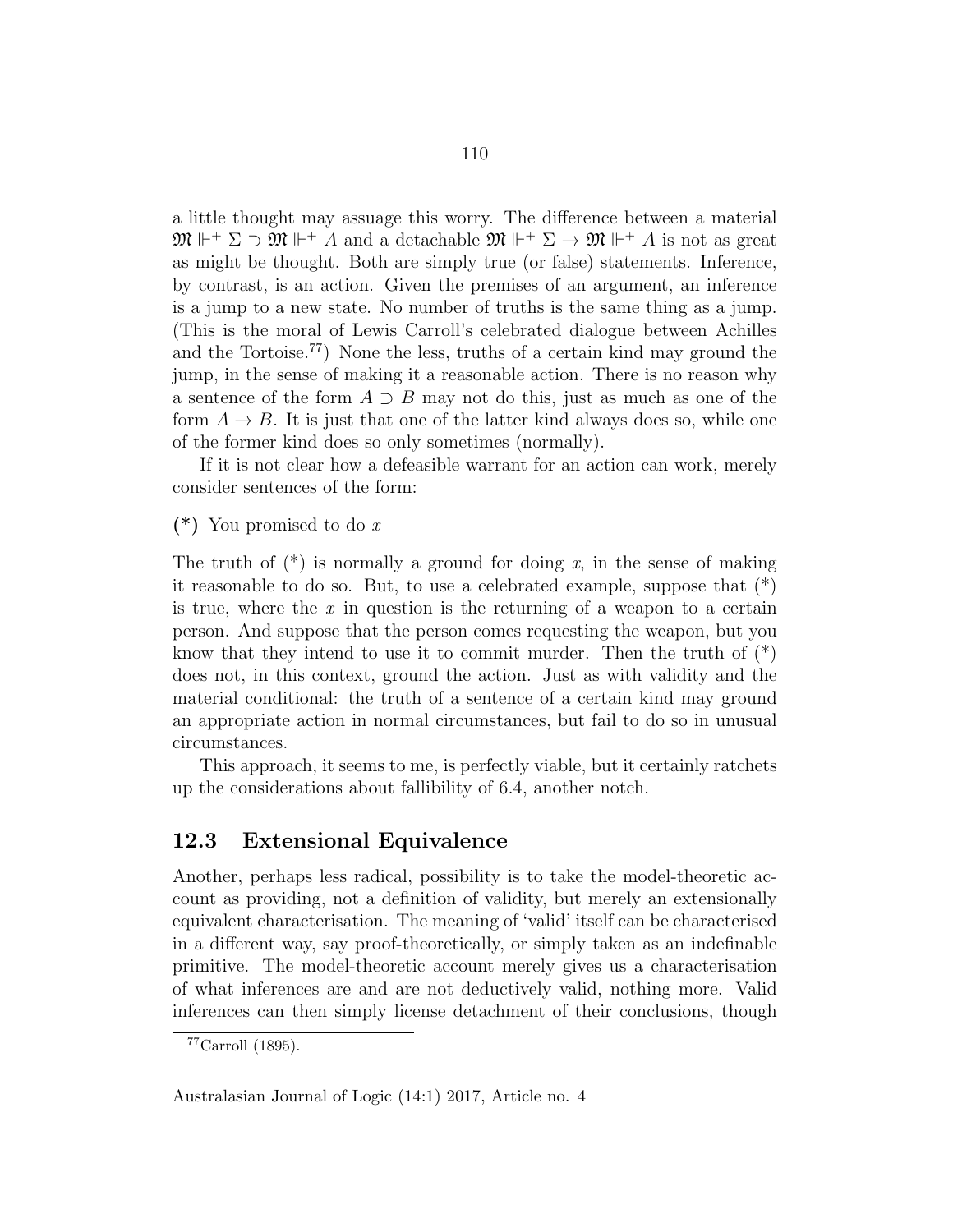a little thought may assuage this worry. The difference between a material $\mathfrak{M} \Vdash^+ \Sigma \supset \mathfrak{M} \Vdash^+ A$ and a detachable $\mathfrak{M} \Vdash^+ \Sigma \to \mathfrak{M} \Vdash^+ A$ is not as great as might be thought. Both are simply true (or false) statements. Inference, by contrast, is an action. Given the premises of an argument, an inference is a jump to a new state. No number of truths is the same thing as a jump. (This is the moral of Lewis Carroll's celebrated dialogue between Achilles and the Tortoise.[77]) None the less, truths of a certain kind may ground the jump, in the sense of making it a reasonable action. There is no reason why a sentence of the form $A \supset B$ may not do this, just as much as one of the form $A \to B$. It is just that one of the latter kind always does so, while one of the former kind does so only sometimes (normally).

If it is not clear how a defeasible warrant for an action can work, merely consider sentences of the form:

**(*)** You promised to do $x$

The truth of (*) is normally a ground for doing $x$, in the sense of making it reasonable to do so. But, to use a celebrated example, suppose that (*) is true, where the $x$ in question is the returning of a weapon to a certain person. And suppose that the person comes requesting the weapon, but you know that they intend to use it to commit murder. Then the truth of (*) does not, in this context, ground the action. Just as with validity and the material conditional: the truth of a sentence of a certain kind may ground an appropriate action in normal circumstances, but fail to do so in unusual circumstances.

This approach, it seems to me, is perfectly viable, but it certainly ratchets up the considerations about fallibility of 6.4, another notch.

## 12.3 Extensional Equivalence

Another, perhaps less radical, possibility is to take the model-theoretic account as providing, not a definition of validity, but merely an extensionally equivalent characterisation. The meaning of 'valid' itself can be characterised in a different way, say proof-theoretically, or simply taken as an indefinable primitive. The model-theoretic account merely gives us a characterisation of what inferences are and are not deductively valid, nothing more. Valid inferences can then simply license detachment of their conclusions, though

[77] Carroll (1895).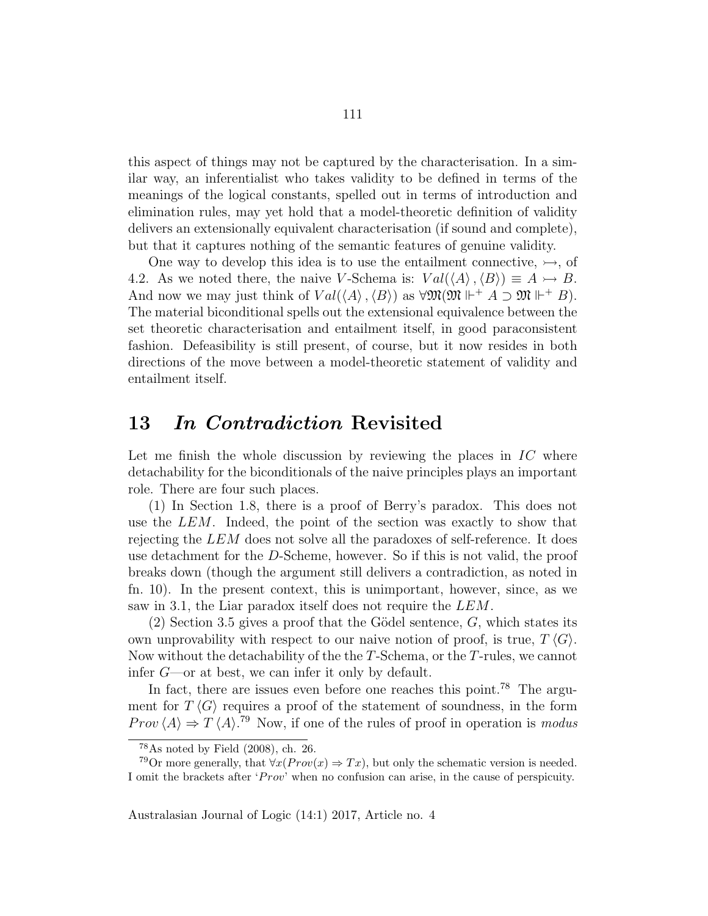this aspect of things may not be captured by the characterisation. In a similar way, an inferentialist who takes validity to be defined in terms of the meanings of the logical constants, spelled out in terms of introduction and elimination rules, may yet hold that a model-theoretic definition of validity delivers an extensionally equivalent characterisation (if sound and complete), but that it captures nothing of the semantic features of genuine validity.

One way to develop this idea is to use the entailment connective, $\rightarrowtail$, of 4.2. As we noted there, the naive $V$-Schema is: $Val(\langle A\rangle, \langle B\rangle) \equiv A \rightarrowtail B$. And now we may just think of $Val(\langle A\rangle, \langle B\rangle)$ as $\forall\mathfrak{M}(\mathfrak{M} \Vdash^{+} A \supset \mathfrak{M} \Vdash^{+} B)$. The material biconditional spells out the extensional equivalence between the set theoretic characterisation and entailment itself, in good paraconsistent fashion. Defeasibility is still present, of course, but it now resides in both directions of the move between a model-theoretic statement of validity and entailment itself.

## 13 *In Contradiction* Revisited

Let me finish the whole discussion by reviewing the places in $IC$ where detachability for the biconditionals of the naive principles plays an important role. There are four such places.

(1) In Section 1.8, there is a proof of Berry's paradox. This does not use the $LEM$. Indeed, the point of the section was exactly to show that rejecting the $LEM$ does not solve all the paradoxes of self-reference. It does use detachment for the $D$-Scheme, however. So if this is not valid, the proof breaks down (though the argument still delivers a contradiction, as noted in fn. 10). In the present context, this is unimportant, however, since, as we saw in 3.1, the Liar paradox itself does not require the $LEM$.

(2) Section 3.5 gives a proof that the Gödel sentence, $G$, which states its own unprovability with respect to our naive notion of proof, is true, $T\langle G\rangle$. Now without the detachability of the the $T$-Schema, or the $T$-rules, we cannot infer $G$—or at best, we can infer it only by default.

In fact, there are issues even before one reaches this point.[78] The argument for $T\langle G\rangle$ requires a proof of the statement of soundness, in the form $Prov\langle A\rangle \Rightarrow T\langle A\rangle$.[79] Now, if one of the rules of proof in operation is *modus*

[78] As noted by Field (2008), ch. 26.

[79] Or more generally, that $\forall x(Prov(x) \Rightarrow Tx)$, but only the schematic version is needed. I omit the brackets after '$Prov$' when no confusion can arise, in the cause of perspicuity.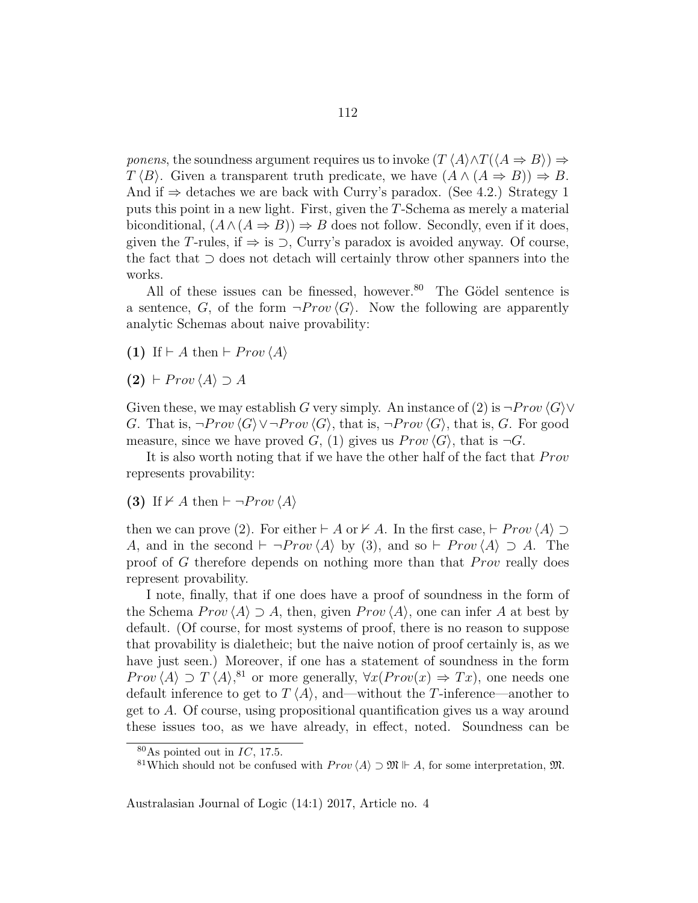*ponens*, the soundness argument requires us to invoke $(T\langle A\rangle \wedge T(\langle A \Rightarrow B\rangle) \Rightarrow T\langle B\rangle$. Given a transparent truth predicate, we have $(A \wedge (A \Rightarrow B)) \Rightarrow B$. And if $\Rightarrow$ detaches we are back with Curry's paradox. (See 4.2.) Strategy 1 puts this point in a new light. First, given the $T$-Schema as merely a material biconditional, $(A \wedge (A \Rightarrow B)) \Rightarrow B$ does not follow. Secondly, even if it does, given the $T$-rules, if $\Rightarrow$ is $\supset$, Curry's paradox is avoided anyway. Of course, the fact that $\supset$ does not detach will certainly throw other spanners into the works.

All of these issues can be finessed, however.[80] The Gödel sentence is a sentence, $G$, of the form $\neg Prov\,\langle G\rangle$. Now the following are apparently analytic Schemas about naive provability:

**(1)** If $\vdash A$ then $\vdash Prov\,\langle A\rangle$

**(2)** $\vdash Prov\,\langle A\rangle \supset A$

Given these, we may establish $G$ very simply. An instance of (2) is $\neg Prov\,\langle G\rangle \vee G$. That is, $\neg Prov\,\langle G\rangle \vee \neg Prov\,\langle G\rangle$, that is, $\neg Prov\,\langle G\rangle$, that is, $G$. For good measure, since we have proved $G$, (1) gives us $Prov\,\langle G\rangle$, that is $\neg G$.

It is also worth noting that if we have the other half of the fact that $Prov$ represents provability:

**(3)** If $\nvdash A$ then $\vdash \neg Prov\,\langle A\rangle$

then we can prove (2). For either $\vdash A$ or $\nvdash A$. In the first case, $\vdash Prov\,\langle A\rangle \supset A$, and in the second $\vdash \neg Prov\,\langle A\rangle$ by (3), and so $\vdash Prov\,\langle A\rangle \supset A$. The proof of $G$ therefore depends on nothing more than that $Prov$ really does represent provability.

I note, finally, that if one does have a proof of soundness in the form of the Schema $Prov\,\langle A\rangle \supset A$, then, given $Prov\,\langle A\rangle$, one can infer $A$ at best by default. (Of course, for most systems of proof, there is no reason to suppose that provability is dialetheic; but the naive notion of proof certainly is, as we have just seen.) Moreover, if one has a statement of soundness in the form $Prov\,\langle A\rangle \supset T\,\langle A\rangle$,[81] or more generally, $\forall x(Prov(x) \Rightarrow Tx)$, one needs one default inference to get to $T\,\langle A\rangle$, and—without the $T$-inference—another to get to $A$. Of course, using propositional quantification gives us a way around these issues too, as we have already, in effect, noted. Soundness can be

---

[80] As pointed out in *IC*, 17.5.

[81] Which should not be confused with $Prov\,\langle A\rangle \supset \mathfrak{M} \Vdash A$, for some interpretation, $\mathfrak{M}$.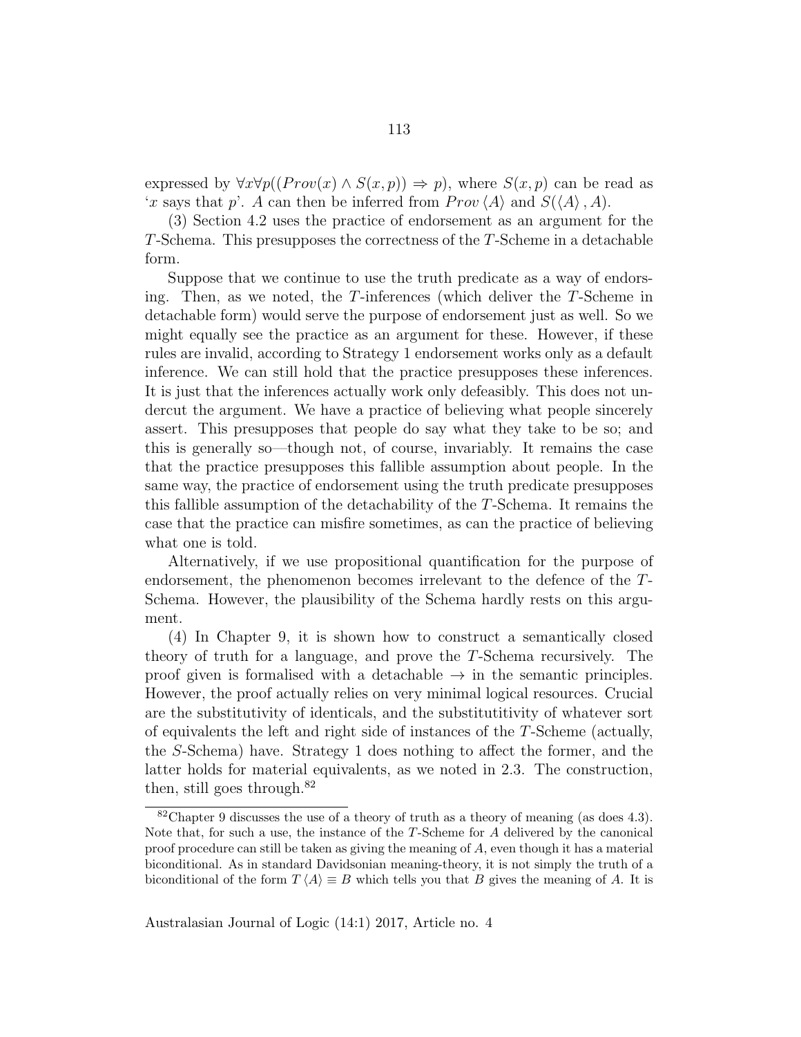expressed by $\forall x \forall p((Prov(x) \wedge S(x,p)) \Rightarrow p)$, where $S(x,p)$ can be read as '$x$ says that $p$'. $A$ can then be inferred from $Prov\,\langle A \rangle$ and $S(\langle A \rangle, A)$.

(3) Section 4.2 uses the practice of endorsement as an argument for the $T$-Schema. This presupposes the correctness of the $T$-Scheme in a detachable form.

Suppose that we continue to use the truth predicate as a way of endorsing. Then, as we noted, the $T$-inferences (which deliver the $T$-Scheme in detachable form) would serve the purpose of endorsement just as well. So we might equally see the practice as an argument for these. However, if these rules are invalid, according to Strategy 1 endorsement works only as a default inference. We can still hold that the practice presupposes these inferences. It is just that the inferences actually work only defeasibly. This does not undercut the argument. We have a practice of believing what people sincerely assert. This presupposes that people do say what they take to be so; and this is generally so—though not, of course, invariably. It remains the case that the practice presupposes this fallible assumption about people. In the same way, the practice of endorsement using the truth predicate presupposes this fallible assumption of the detachability of the $T$-Schema. It remains the case that the practice can misfire sometimes, as can the practice of believing what one is told.

Alternatively, if we use propositional quantification for the purpose of endorsement, the phenomenon becomes irrelevant to the defence of the $T$-Schema. However, the plausibility of the Schema hardly rests on this argument.

(4) In Chapter 9, it is shown how to construct a semantically closed theory of truth for a language, and prove the $T$-Schema recursively. The proof given is formalised with a detachable $\rightarrow$ in the semantic principles. However, the proof actually relies on very minimal logical resources. Crucial are the substitutivity of identicals, and the substitutitivity of whatever sort of equivalents the left and right side of instances of the $T$-Scheme (actually, the $S$-Schema) have. Strategy 1 does nothing to affect the former, and the latter holds for material equivalents, as we noted in 2.3. The construction, then, still goes through.[82]

[82] Chapter 9 discusses the use of a theory of truth as a theory of meaning (as does 4.3). Note that, for such a use, the instance of the $T$-Scheme for $A$ delivered by the canonical proof procedure can still be taken as giving the meaning of $A$, even though it has a material biconditional. As in standard Davidsonian meaning-theory, it is not simply the truth of a biconditional of the form $T\,\langle A \rangle \equiv B$ which tells you that $B$ gives the meaning of $A$. It is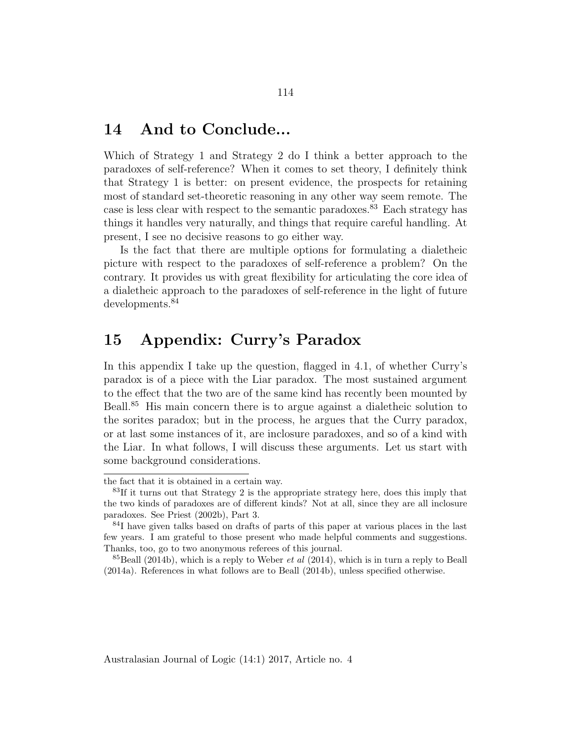## 14 And to Conclude...

Which of Strategy 1 and Strategy 2 do I think a better approach to the paradoxes of self-reference? When it comes to set theory, I definitely think that Strategy 1 is better: on present evidence, the prospects for retaining most of standard set-theoretic reasoning in any other way seem remote. The case is less clear with respect to the semantic paradoxes.[83] Each strategy has things it handles very naturally, and things that require careful handling. At present, I see no decisive reasons to go either way.

Is the fact that there are multiple options for formulating a dialetheic picture with respect to the paradoxes of self-reference a problem? On the contrary. It provides us with great flexibility for articulating the core idea of a dialetheic approach to the paradoxes of self-reference in the light of future developments.[84]

## 15 Appendix: Curry's Paradox

In this appendix I take up the question, flagged in 4.1, of whether Curry's paradox is of a piece with the Liar paradox. The most sustained argument to the effect that the two are of the same kind has recently been mounted by Beall.[85] His main concern there is to argue against a dialetheic solution to the sorites paradox; but in the process, he argues that the Curry paradox, or at last some instances of it, are inclosure paradoxes, and so of a kind with the Liar. In what follows, I will discuss these arguments. Let us start with some background considerations.

---

the fact that it is obtained in a certain way.

[83] If it turns out that Strategy 2 is the appropriate strategy here, does this imply that the two kinds of paradoxes are of different kinds? Not at all, since they are all inclosure paradoxes. See Priest (2002b), Part 3.

[84] I have given talks based on drafts of parts of this paper at various places in the last few years. I am grateful to those present who made helpful comments and suggestions. Thanks, too, go to two anonymous referees of this journal.

[85] Beall (2014b), which is a reply to Weber *et al* (2014), which is in turn a reply to Beall (2014a). References in what follows are to Beall (2014b), unless specified otherwise.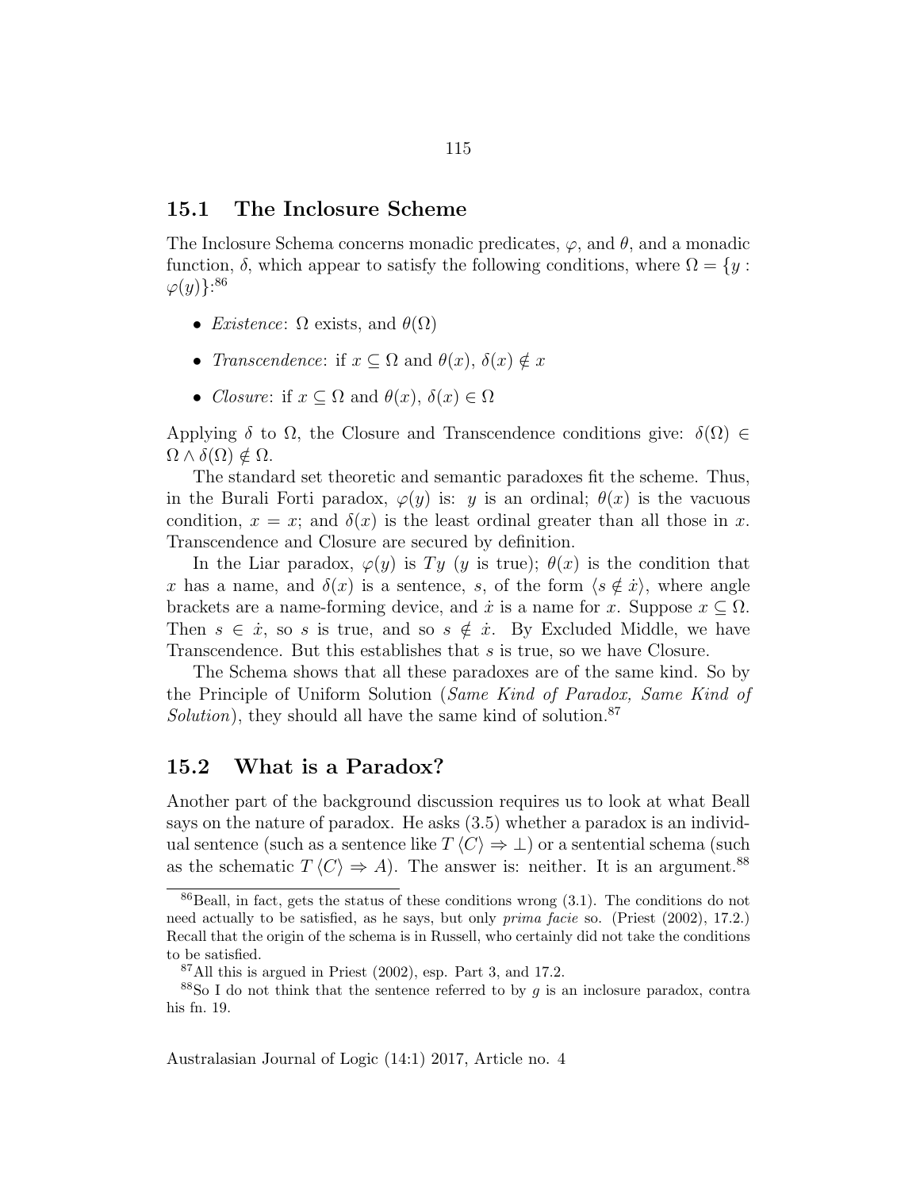## 15.1 The Inclosure Scheme

The Inclosure Schema concerns monadic predicates, $\varphi$, and $\theta$, and a monadic function, $\delta$, which appear to satisfy the following conditions, where $\Omega = \{y : \varphi(y)\}$:[86]

- *Existence*: $\Omega$ exists, and $\theta(\Omega)$
- *Transcendence*: if $x \subseteq \Omega$ and $\theta(x)$, $\delta(x) \notin x$
- *Closure*: if $x \subseteq \Omega$ and $\theta(x)$, $\delta(x) \in \Omega$

Applying $\delta$ to $\Omega$, the Closure and Transcendence conditions give: $\delta(\Omega) \in \Omega \wedge \delta(\Omega) \notin \Omega$.

The standard set theoretic and semantic paradoxes fit the scheme. Thus, in the Burali Forti paradox, $\varphi(y)$ is: $y$ is an ordinal; $\theta(x)$ is the vacuous condition, $x = x$; and $\delta(x)$ is the least ordinal greater than all those in $x$. Transcendence and Closure are secured by definition.

In the Liar paradox, $\varphi(y)$ is $Ty$ ($y$ is true); $\theta(x)$ is the condition that $x$ has a name, and $\delta(x)$ is a sentence, $s$, of the form $\langle s \notin \dot{x} \rangle$, where angle brackets are a name-forming device, and $\dot{x}$ is a name for $x$. Suppose $x \subseteq \Omega$. Then $s \in \dot{x}$, so $s$ is true, and so $s \notin \dot{x}$. By Excluded Middle, we have Transcendence. But this establishes that $s$ is true, so we have Closure.

The Schema shows that all these paradoxes are of the same kind. So by the Principle of Uniform Solution (*Same Kind of Paradox, Same Kind of Solution*), they should all have the same kind of solution.[87]

## 15.2 What is a Paradox?

Another part of the background discussion requires us to look at what Beall says on the nature of paradox. He asks (3.5) whether a paradox is an individual sentence (such as a sentence like $T\langle C \rangle \Rightarrow \bot$) or a sentential schema (such as the schematic $T\langle C \rangle \Rightarrow A$). The answer is: neither. It is an argument.[88]

---

[86] Beall, in fact, gets the status of these conditions wrong (3.1). The conditions do not need actually to be satisfied, as he says, but only *prima facie* so. (Priest (2002), 17.2.) Recall that the origin of the schema is in Russell, who certainly did not take the conditions to be satisfied.

[87] All this is argued in Priest (2002), esp. Part 3, and 17.2.

[88] So I do not think that the sentence referred to by $g$ is an inclosure paradox, contra his fn. 19.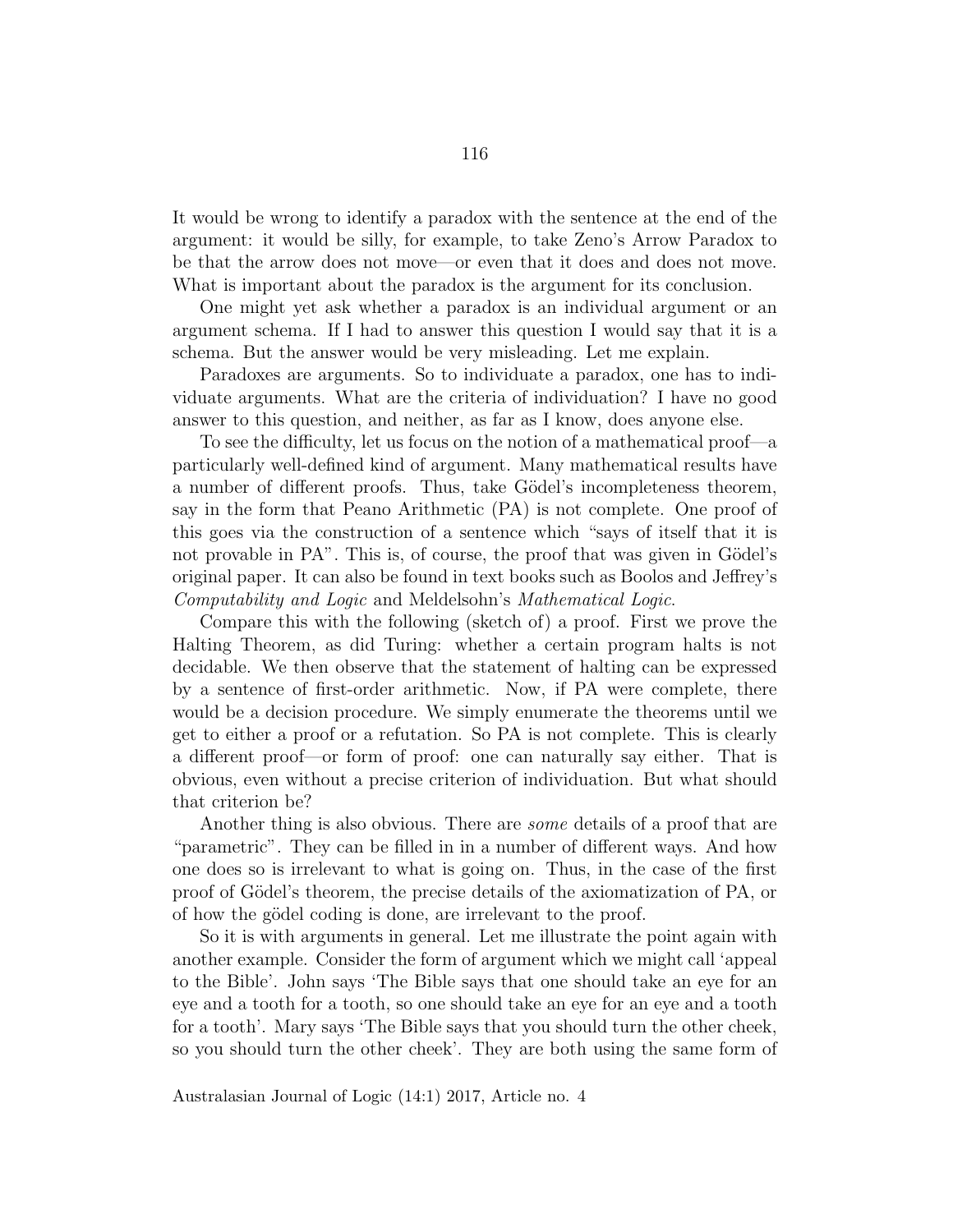It would be wrong to identify a paradox with the sentence at the end of the argument: it would be silly, for example, to take Zeno's Arrow Paradox to be that the arrow does not move—or even that it does and does not move. What is important about the paradox is the argument for its conclusion.

One might yet ask whether a paradox is an individual argument or an argument schema. If I had to answer this question I would say that it is a schema. But the answer would be very misleading. Let me explain.

Paradoxes are arguments. So to individuate a paradox, one has to individuate arguments. What are the criteria of individuation? I have no good answer to this question, and neither, as far as I know, does anyone else.

To see the difficulty, let us focus on the notion of a mathematical proof—a particularly well-defined kind of argument. Many mathematical results have a number of different proofs. Thus, take Gödel's incompleteness theorem, say in the form that Peano Arithmetic (PA) is not complete. One proof of this goes via the construction of a sentence which "says of itself that it is not provable in PA". This is, of course, the proof that was given in Gödel's original paper. It can also be found in text books such as Boolos and Jeffrey's *Computability and Logic* and Meldelsohn's *Mathematical Logic*.

Compare this with the following (sketch of) a proof. First we prove the Halting Theorem, as did Turing: whether a certain program halts is not decidable. We then observe that the statement of halting can be expressed by a sentence of first-order arithmetic. Now, if PA were complete, there would be a decision procedure. We simply enumerate the theorems until we get to either a proof or a refutation. So PA is not complete. This is clearly a different proof—or form of proof: one can naturally say either. That is obvious, even without a precise criterion of individuation. But what should that criterion be?

Another thing is also obvious. There are *some* details of a proof that are "parametric". They can be filled in in a number of different ways. And how one does so is irrelevant to what is going on. Thus, in the case of the first proof of Gödel's theorem, the precise details of the axiomatization of PA, or of how the gödel coding is done, are irrelevant to the proof.

So it is with arguments in general. Let me illustrate the point again with another example. Consider the form of argument which we might call 'appeal to the Bible'. John says 'The Bible says that one should take an eye for an eye and a tooth for a tooth, so one should take an eye for an eye and a tooth for a tooth'. Mary says 'The Bible says that you should turn the other cheek, so you should turn the other cheek'. They are both using the same form of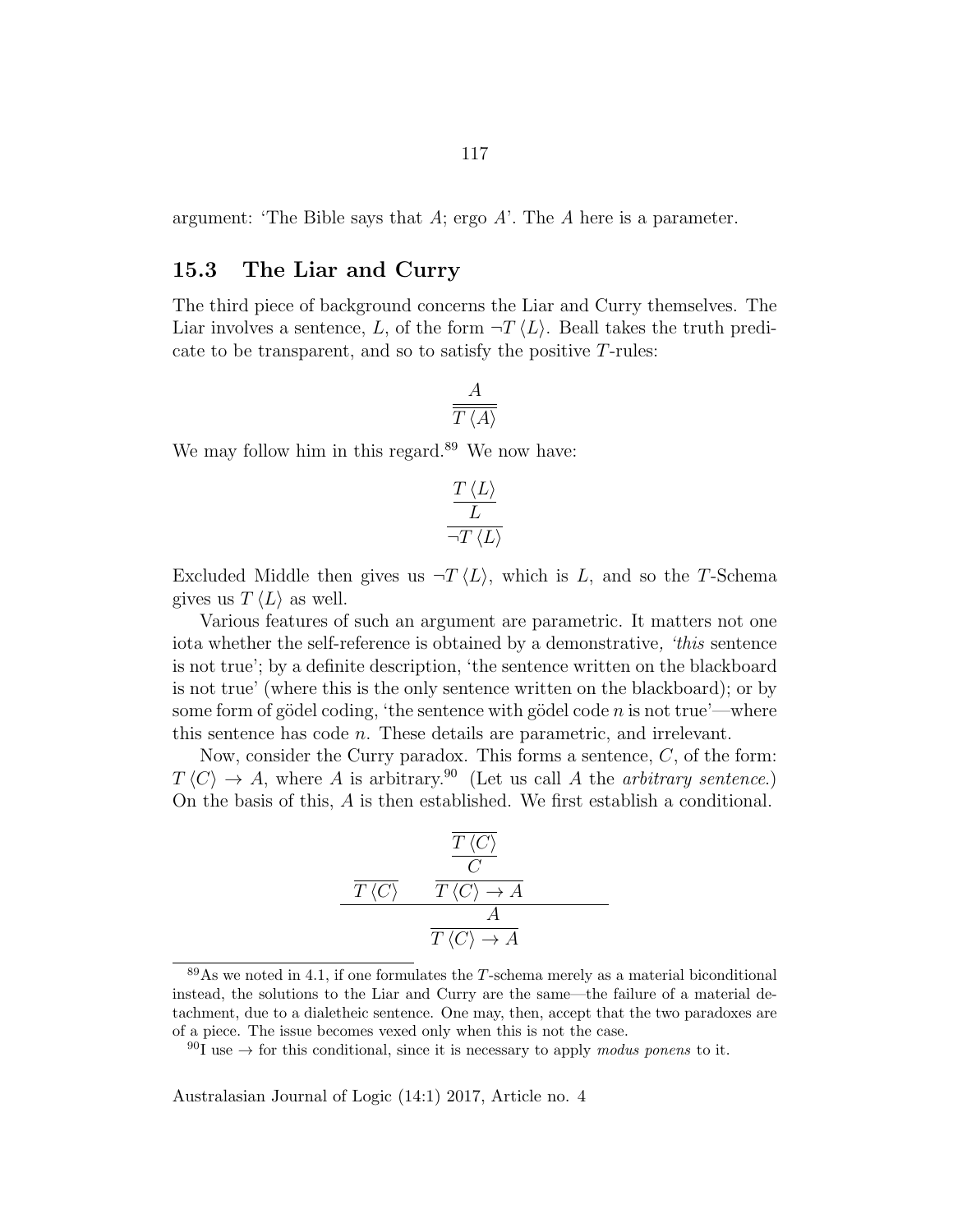argument: 'The Bible says that $A$; ergo $A$'. The $A$ here is a parameter.

## 15.3 The Liar and Curry

The third piece of background concerns the Liar and Curry themselves. The Liar involves a sentence, $L$, of the form $\neg T\langle L\rangle$. Beall takes the truth predicate to be transparent, and so to satisfy the positive $T$-rules:

$$\frac{A}{\overline{T\langle A\rangle}}$$

We may follow him in this regard.[89] We now have:

$$\cfrac{\cfrac{T\langle L\rangle}{L}}{\neg T\langle L\rangle}$$

Excluded Middle then gives us $\neg T\langle L\rangle$, which is $L$, and so the $T$-Schema gives us $T\langle L\rangle$ as well.

Various features of such an argument are parametric. It matters not one iota whether the self-reference is obtained by a demonstrative, '*this* sentence is not true'; by a definite description, 'the sentence written on the blackboard is not true' (where this is the only sentence written on the blackboard); or by some form of gödel coding, 'the sentence with gödel code $n$ is not true'—where this sentence has code $n$. These details are parametric, and irrelevant.

Now, consider the Curry paradox. This forms a sentence, $C$, of the form: $T\langle C\rangle \to A$, where $A$ is arbitrary.[90] (Let us call $A$ the *arbitrary sentence*.) On the basis of this, $A$ is then established. We first establish a conditional.

$$\cfrac{\cfrac{\overline{T\langle C\rangle} \qquad \cfrac{\cfrac{\overline{T\langle C\rangle}}{C}}{T\langle C\rangle \to A}}{A}}{T\langle C\rangle \to A}$$

[89] As we noted in 4.1, if one formulates the $T$-schema merely as a material biconditional instead, the solutions to the Liar and Curry are the same—the failure of a material detachment, due to a dialetheic sentence. One may, then, accept that the two paradoxes are of a piece. The issue becomes vexed only when this is not the case.

[90] I use $\to$ for this conditional, since it is necessary to apply *modus ponens* to it.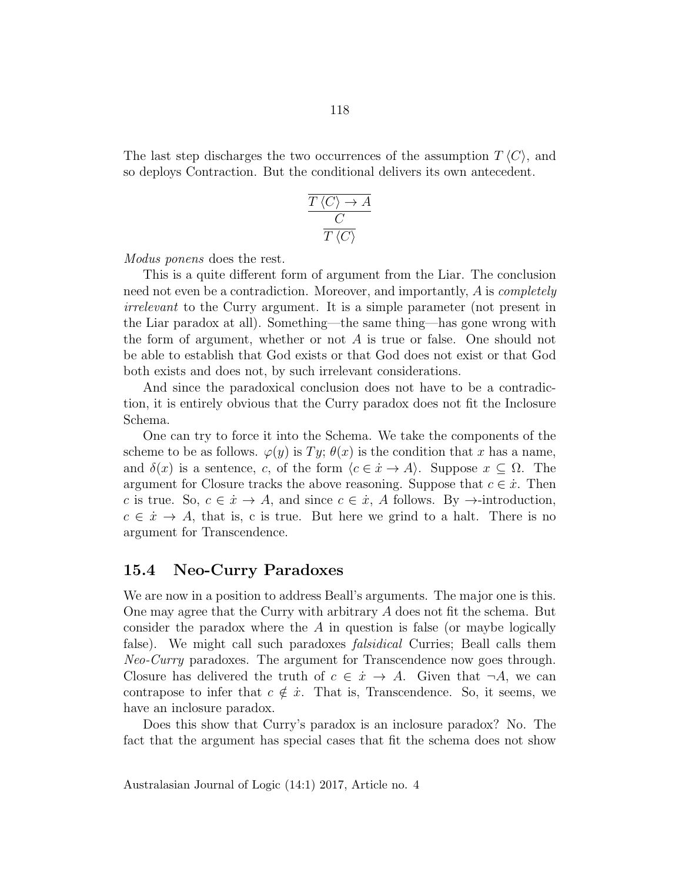The last step discharges the two occurrences of the assumption $T\langle C\rangle$, and so deploys Contraction. But the conditional delivers its own antecedent.

$$\cfrac{\cfrac{\overline{T\langle C\rangle \to A}}{C}}{T\langle C\rangle}$$

*Modus ponens* does the rest.

This is a quite different form of argument from the Liar. The conclusion need not even be a contradiction. Moreover, and importantly, $A$ is *completely irrelevant* to the Curry argument. It is a simple parameter (not present in the Liar paradox at all). Something—the same thing—has gone wrong with the form of argument, whether or not $A$ is true or false. One should not be able to establish that God exists or that God does not exist or that God both exists and does not, by such irrelevant considerations.

And since the paradoxical conclusion does not have to be a contradiction, it is entirely obvious that the Curry paradox does not fit the Inclosure Schema.

One can try to force it into the Schema. We take the components of the scheme to be as follows. $\varphi(y)$ is $Ty$; $\theta(x)$ is the condition that $x$ has a name, and $\delta(x)$ is a sentence, $c$, of the form $\langle c \in \dot{x} \to A\rangle$. Suppose $x \subseteq \Omega$. The argument for Closure tracks the above reasoning. Suppose that $c \in \dot{x}$. Then $c$ is true. So, $c \in \dot{x} \to A$, and since $c \in \dot{x}$, $A$ follows. By $\to$-introduction, $c \in \dot{x} \to A$, that is, c is true. But here we grind to a halt. There is no argument for Transcendence.

## 15.4 Neo-Curry Paradoxes

We are now in a position to address Beall's arguments. The major one is this. One may agree that the Curry with arbitrary $A$ does not fit the schema. But consider the paradox where the $A$ in question is false (or maybe logically false). We might call such paradoxes *falsidical* Curries; Beall calls them *Neo-Curry* paradoxes. The argument for Transcendence now goes through. Closure has delivered the truth of $c \in \dot{x} \to A$. Given that $\neg A$, we can contrapose to infer that $c \notin \dot{x}$. That is, Transcendence. So, it seems, we have an inclosure paradox.

Does this show that Curry's paradox is an inclosure paradox? No. The fact that the argument has special cases that fit the schema does not show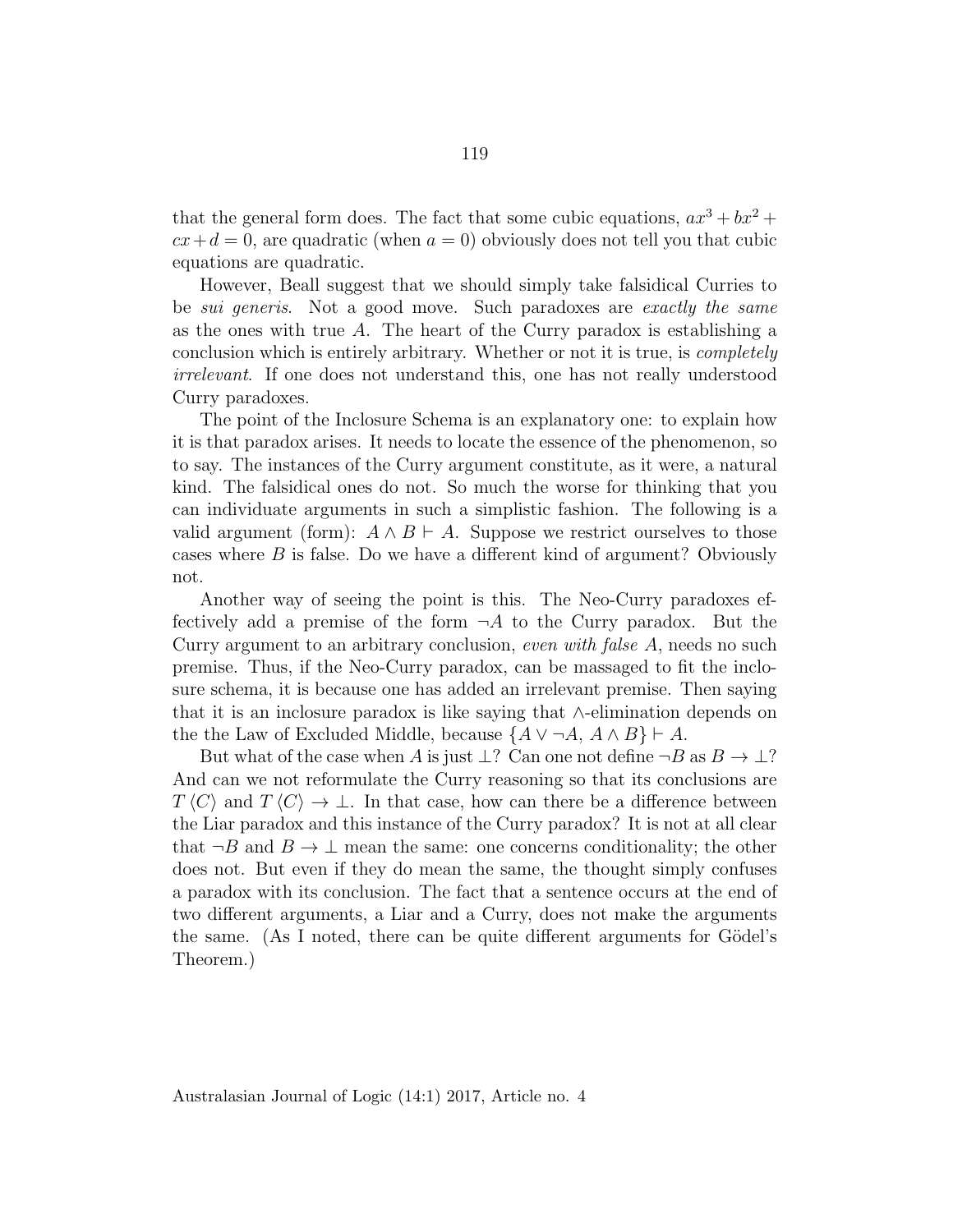that the general form does. The fact that some cubic equations, $ax^3 + bx^2 + cx + d = 0$, are quadratic (when $a = 0$) obviously does not tell you that cubic equations are quadratic.

However, Beall suggest that we should simply take falsidical Curries to be *sui generis*. Not a good move. Such paradoxes are *exactly the same* as the ones with true $A$. The heart of the Curry paradox is establishing a conclusion which is entirely arbitrary. Whether or not it is true, is *completely irrelevant*. If one does not understand this, one has not really understood Curry paradoxes.

The point of the Inclosure Schema is an explanatory one: to explain how it is that paradox arises. It needs to locate the essence of the phenomenon, so to say. The instances of the Curry argument constitute, as it were, a natural kind. The falsidical ones do not. So much the worse for thinking that you can individuate arguments in such a simplistic fashion. The following is a valid argument (form): $A \wedge B \vdash A$. Suppose we restrict ourselves to those cases where $B$ is false. Do we have a different kind of argument? Obviously not.

Another way of seeing the point is this. The Neo-Curry paradoxes effectively add a premise of the form $\neg A$ to the Curry paradox. But the Curry argument to an arbitrary conclusion, *even with false* $A$, needs no such premise. Thus, if the Neo-Curry paradox, can be massaged to fit the inclosure schema, it is because one has added an irrelevant premise. Then saying that it is an inclosure paradox is like saying that $\wedge$-elimination depends on the the Law of Excluded Middle, because $\{A \vee \neg A, A \wedge B\} \vdash A$.

But what of the case when $A$ is just $\perp$? Can one not define $\neg B$ as $B \rightarrow \perp$? And can we not reformulate the Curry reasoning so that its conclusions are $T\langle C \rangle$ and $T\langle C \rangle \rightarrow \perp$. In that case, how can there be a difference between the Liar paradox and this instance of the Curry paradox? It is not at all clear that $\neg B$ and $B \rightarrow \perp$ mean the same: one concerns conditionality; the other does not. But even if they do mean the same, the thought simply confuses a paradox with its conclusion. The fact that a sentence occurs at the end of two different arguments, a Liar and a Curry, does not make the arguments the same. (As I noted, there can be quite different arguments for Gödel's Theorem.)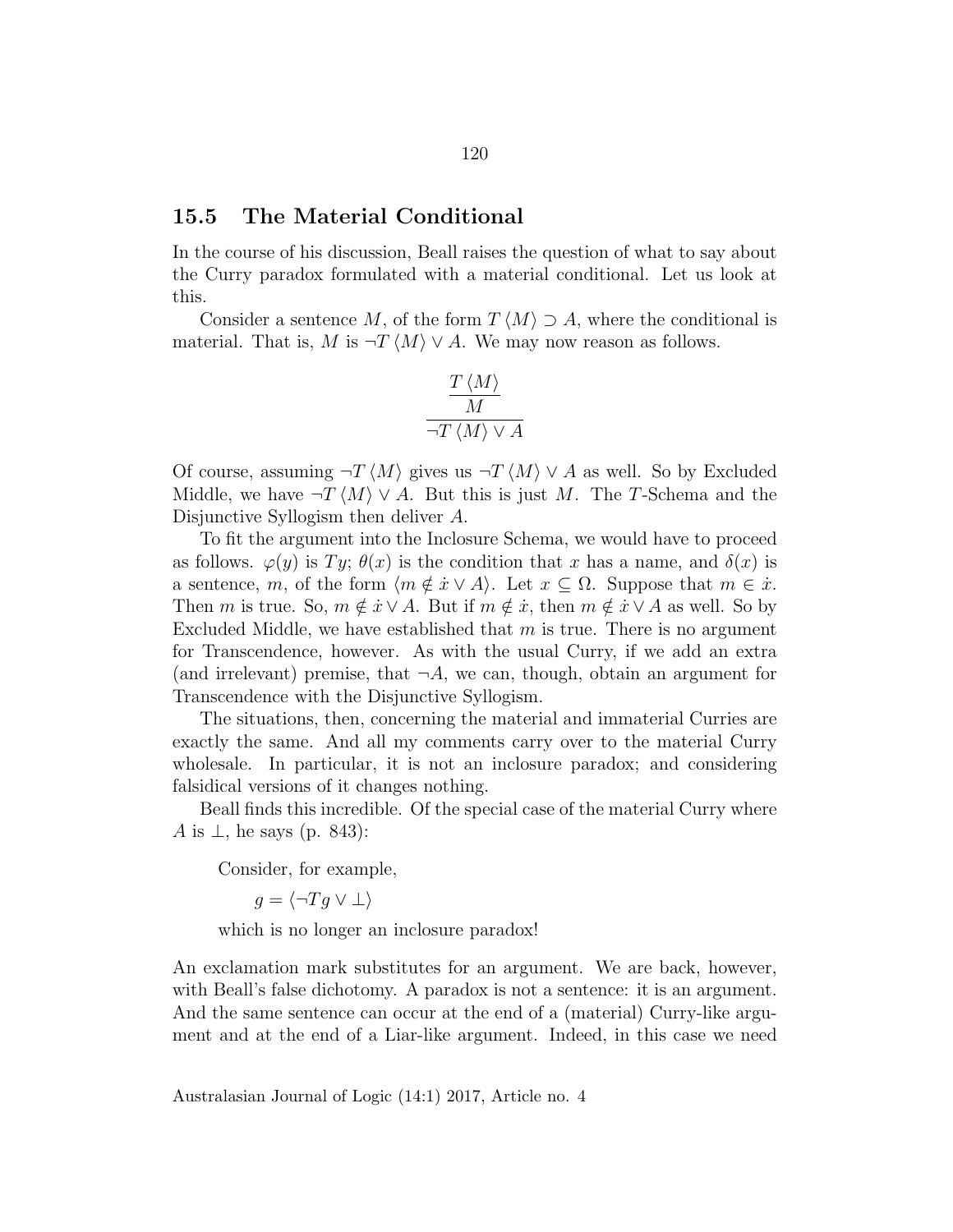## 15.5 The Material Conditional

In the course of his discussion, Beall raises the question of what to say about the Curry paradox formulated with a material conditional. Let us look at this.

Consider a sentence $M$, of the form $T\langle M\rangle \supset A$, where the conditional is material. That is, $M$ is $\neg T\langle M\rangle \vee A$. We may now reason as follows.

$$\cfrac{\cfrac{T\langle M\rangle}{M}}{\neg T\langle M\rangle \vee A}$$

Of course, assuming $\neg T\langle M\rangle$ gives us $\neg T\langle M\rangle \vee A$ as well. So by Excluded Middle, we have $\neg T\langle M\rangle \vee A$. But this is just $M$. The $T$-Schema and the Disjunctive Syllogism then deliver $A$.

To fit the argument into the Inclosure Schema, we would have to proceed as follows. $\varphi(y)$ is $Ty$; $\theta(x)$ is the condition that $x$ has a name, and $\delta(x)$ is a sentence, $m$, of the form $\langle m \notin \dot{x} \vee A\rangle$. Let $x \subseteq \Omega$. Suppose that $m \in \dot{x}$. Then $m$ is true. So, $m \notin \dot{x} \vee A$. But if $m \notin \dot{x}$, then $m \notin \dot{x} \vee A$ as well. So by Excluded Middle, we have established that $m$ is true. There is no argument for Transcendence, however. As with the usual Curry, if we add an extra (and irrelevant) premise, that $\neg A$, we can, though, obtain an argument for Transcendence with the Disjunctive Syllogism.

The situations, then, concerning the material and immaterial Curries are exactly the same. And all my comments carry over to the material Curry wholesale. In particular, it is not an inclosure paradox; and considering falsidical versions of it changes nothing.

Beall finds this incredible. Of the special case of the material Curry where $A$ is $\bot$, he says (p. 843):

> Consider, for example,
>
> $g = \langle \neg Tg \vee \bot\rangle$
>
> which is no longer an inclosure paradox!

An exclamation mark substitutes for an argument. We are back, however, with Beall's false dichotomy. A paradox is not a sentence: it is an argument. And the same sentence can occur at the end of a (material) Curry-like argument and at the end of a Liar-like argument. Indeed, in this case we need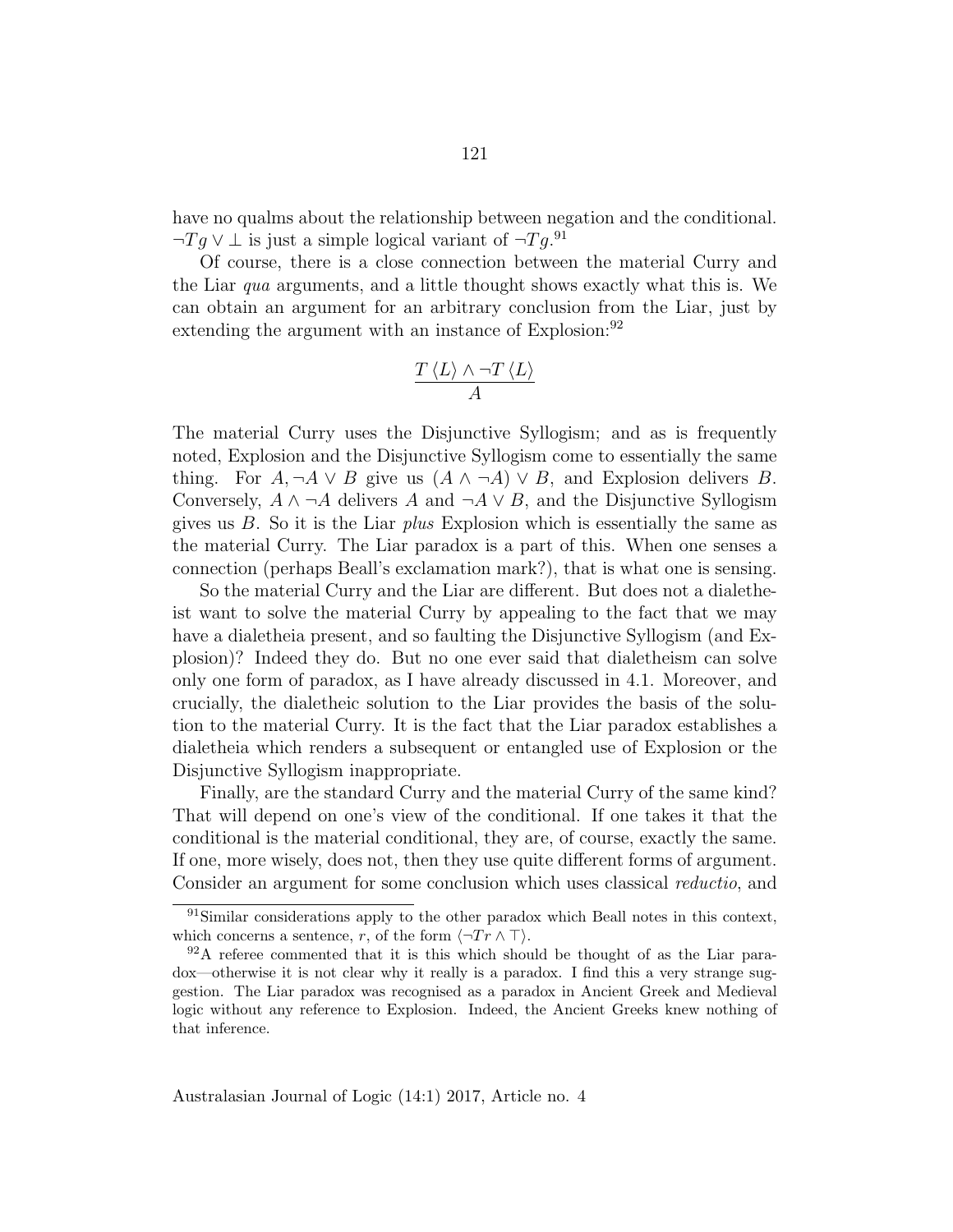have no qualms about the relationship between negation and the conditional. $\neg Tg \vee \bot$ is just a simple logical variant of $\neg Tg$.[91]

Of course, there is a close connection between the material Curry and the Liar *qua* arguments, and a little thought shows exactly what this is. We can obtain an argument for an arbitrary conclusion from the Liar, just by extending the argument with an instance of Explosion:[92]

$$\frac{T\langle L\rangle \wedge \neg T\langle L\rangle}{A}$$

The material Curry uses the Disjunctive Syllogism; and as is frequently noted, Explosion and the Disjunctive Syllogism come to essentially the same thing. For $A, \neg A \vee B$ give us $(A \wedge \neg A) \vee B$, and Explosion delivers $B$. Conversely, $A \wedge \neg A$ delivers $A$ and $\neg A \vee B$, and the Disjunctive Syllogism gives us $B$. So it is the Liar *plus* Explosion which is essentially the same as the material Curry. The Liar paradox is a part of this. When one senses a connection (perhaps Beall's exclamation mark?), that is what one is sensing.

So the material Curry and the Liar are different. But does not a dialetheist want to solve the material Curry by appealing to the fact that we may have a dialetheia present, and so faulting the Disjunctive Syllogism (and Explosion)? Indeed they do. But no one ever said that dialetheism can solve only one form of paradox, as I have already discussed in 4.1. Moreover, and crucially, the dialetheic solution to the Liar provides the basis of the solution to the material Curry. It is the fact that the Liar paradox establishes a dialetheia which renders a subsequent or entangled use of Explosion or the Disjunctive Syllogism inappropriate.

Finally, are the standard Curry and the material Curry of the same kind? That will depend on one's view of the conditional. If one takes it that the conditional is the material conditional, they are, of course, exactly the same. If one, more wisely, does not, then they use quite different forms of argument. Consider an argument for some conclusion which uses classical *reductio*, and

---

[91] Similar considerations apply to the other paradox which Beall notes in this context, which concerns a sentence, $r$, of the form $\langle \neg Tr \wedge \top\rangle$.

[92] A referee commented that it is this which should be thought of as the Liar paradox—otherwise it is not clear why it really is a paradox. I find this a very strange suggestion. The Liar paradox was recognised as a paradox in Ancient Greek and Medieval logic without any reference to Explosion. Indeed, the Ancient Greeks knew nothing of that inference.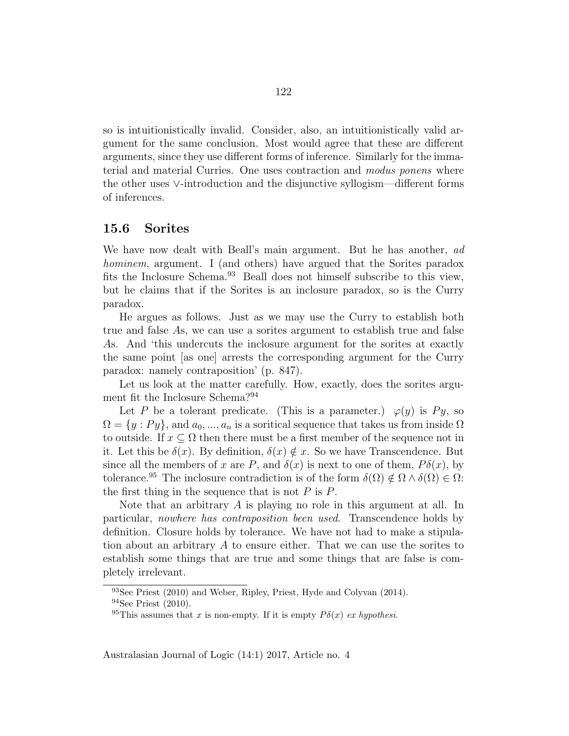so is intuitionistically invalid. Consider, also, an intuitionistically valid argument for the same conclusion. Most would agree that these are different arguments, since they use different forms of inference. Similarly for the immaterial and material Curries. One uses contraction and *modus ponens* where the other uses $\vee$-introduction and the disjunctive syllogism—different forms of inferences.

## 15.6 Sorites

We have now dealt with Beall's main argument. But he has another, *ad hominem*, argument. I (and others) have argued that the Sorites paradox fits the Inclosure Schema.[93] Beall does not himself subscribe to this view, but he claims that if the Sorites is an inclosure paradox, so is the Curry paradox.

He argues as follows. Just as we may use the Curry to establish both true and false $A$s, we can use a sorites argument to establish true and false $A$s. And 'this undercuts the inclosure argument for the sorites at exactly the same point [as one] arrests the corresponding argument for the Curry paradox: namely contraposition' (p. 847).

Let us look at the matter carefully. How, exactly, does the sorites argument fit the Inclosure Schema?[94]

Let $P$ be a tolerant predicate. (This is a parameter.) $\varphi(y)$ is $Py$, so $\Omega = \{y : Py\}$, and $a_0, ..., a_n$ is a soritical sequence that takes us from inside $\Omega$ to outside. If $x \subseteq \Omega$ then there must be a first member of the sequence not in it. Let this be $\delta(x)$. By definition, $\delta(x) \notin x$. So we have Transcendence. But since all the members of $x$ are $P$, and $\delta(x)$ is next to one of them, $P\delta(x)$, by tolerance.[95] The inclosure contradiction is of the form $\delta(\Omega) \notin \Omega \wedge \delta(\Omega) \in \Omega$: the first thing in the sequence that is not $P$ is $P$.

Note that an arbitrary $A$ is playing no role in this argument at all. In particular, *nowhere has contraposition been used*. Transcendence holds by definition. Closure holds by tolerance. We have not had to make a stipulation about an arbitrary $A$ to ensure either. That we can use the sorites to establish some things that are true and some things that are false is completely irrelevant.

[93] See Priest (2010) and Weber, Ripley, Priest, Hyde and Colyvan (2014).

[94] See Priest (2010).

[95] This assumes that $x$ is non-empty. If it is empty $P\delta(x)$ *ex hypothesi*.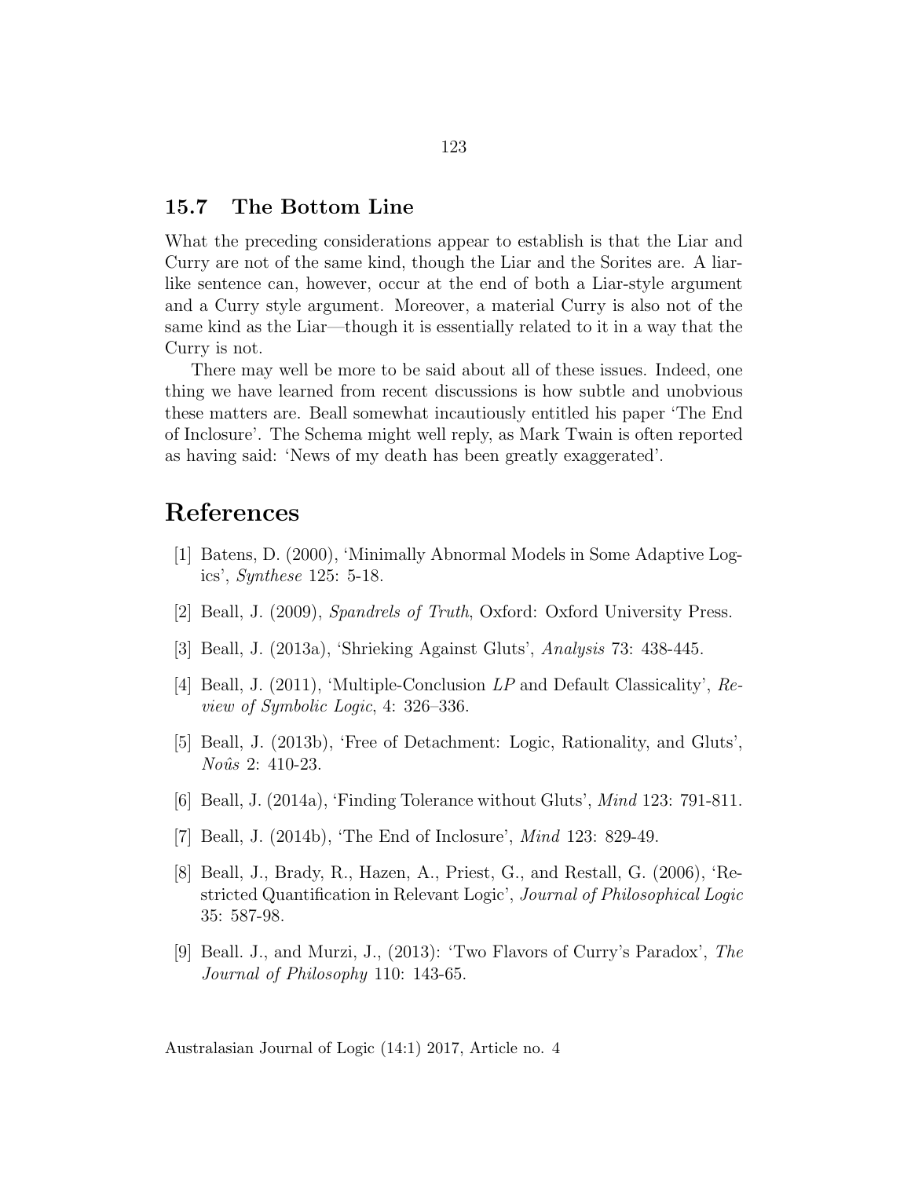## 15.7 The Bottom Line

What the preceding considerations appear to establish is that the Liar and Curry are not of the same kind, though the Liar and the Sorites are. A liar-like sentence can, however, occur at the end of both a Liar-style argument and a Curry style argument. Moreover, a material Curry is also not of the same kind as the Liar—though it is essentially related to it in a way that the Curry is not.

There may well be more to be said about all of these issues. Indeed, one thing we have learned from recent discussions is how subtle and unobvious these matters are. Beall somewhat incautiously entitled his paper 'The End of Inclosure'. The Schema might well reply, as Mark Twain is often reported as having said: 'News of my death has been greatly exaggerated'.

# References

[1] Batens, D. (2000), 'Minimally Abnormal Models in Some Adaptive Logics', *Synthese* 125: 5-18.

[2] Beall, J. (2009), *Spandrels of Truth*, Oxford: Oxford University Press.

[3] Beall, J. (2013a), 'Shrieking Against Gluts', *Analysis* 73: 438-445.

[4] Beall, J. (2011), 'Multiple-Conclusion *LP* and Default Classicality', *Review of Symbolic Logic*, 4: 326–336.

[5] Beall, J. (2013b), 'Free of Detachment: Logic, Rationality, and Gluts', *Noûs* 2: 410-23.

[6] Beall, J. (2014a), 'Finding Tolerance without Gluts', *Mind* 123: 791-811.

[7] Beall, J. (2014b), 'The End of Inclosure', *Mind* 123: 829-49.

[8] Beall, J., Brady, R., Hazen, A., Priest, G., and Restall, G. (2006), 'Restricted Quantification in Relevant Logic', *Journal of Philosophical Logic* 35: 587-98.

[9] Beall. J., and Murzi, J., (2013): 'Two Flavors of Curry's Paradox', *The Journal of Philosophy* 110: 143-65.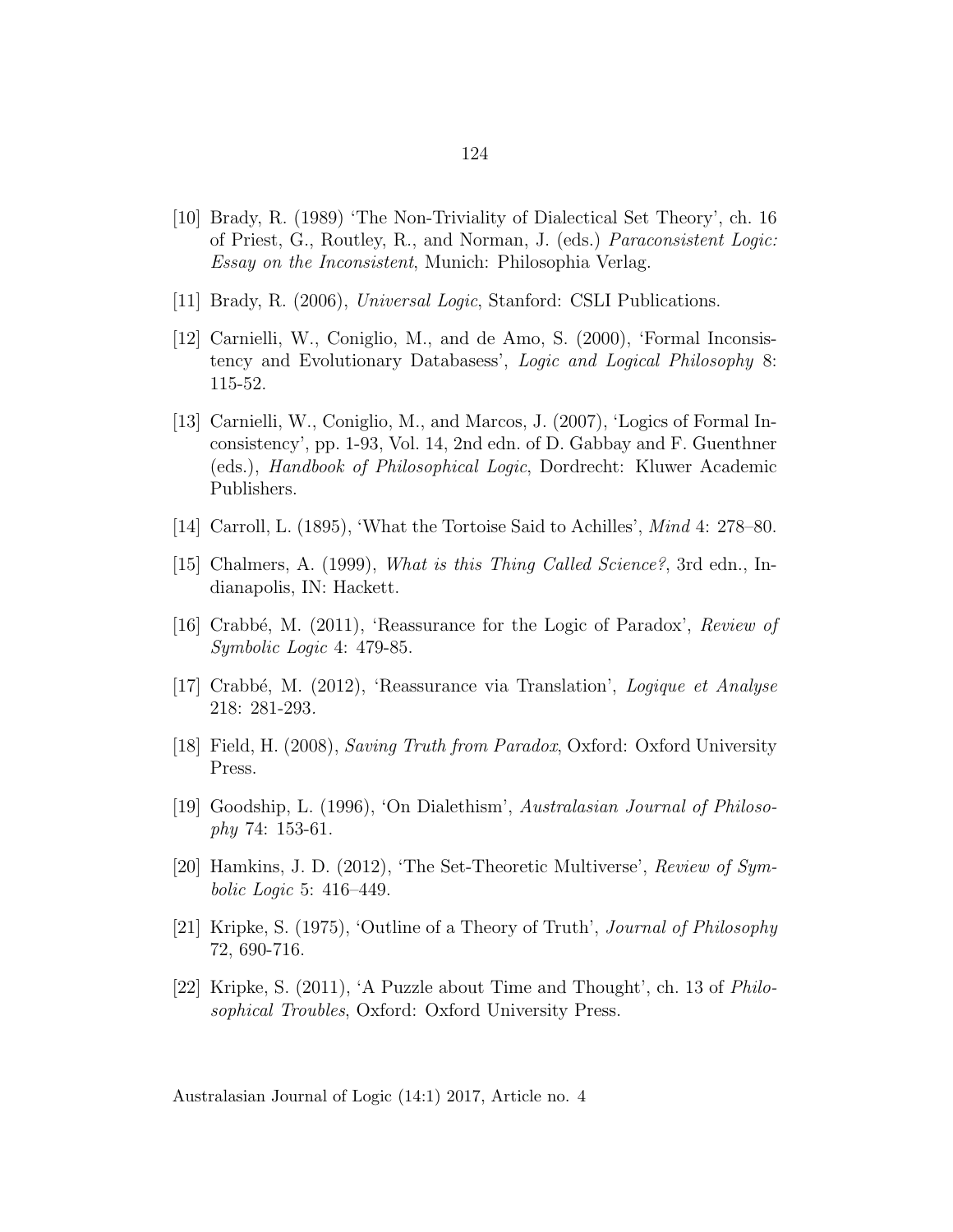[10] Brady, R. (1989) 'The Non-Triviality of Dialectical Set Theory', ch. 16 of Priest, G., Routley, R., and Norman, J. (eds.) *Paraconsistent Logic: Essay on the Inconsistent*, Munich: Philosophia Verlag.

[11] Brady, R. (2006), *Universal Logic*, Stanford: CSLI Publications.

[12] Carnielli, W., Coniglio, M., and de Amo, S. (2000), 'Formal Inconsistency and Evolutionary Databasess', *Logic and Logical Philosophy* 8: 115-52.

[13] Carnielli, W., Coniglio, M., and Marcos, J. (2007), 'Logics of Formal Inconsistency', pp. 1-93, Vol. 14, 2nd edn. of D. Gabbay and F. Guenthner (eds.), *Handbook of Philosophical Logic*, Dordrecht: Kluwer Academic Publishers.

[14] Carroll, L. (1895), 'What the Tortoise Said to Achilles', *Mind* 4: 278–80.

[15] Chalmers, A. (1999), *What is this Thing Called Science?*, 3rd edn., Indianapolis, IN: Hackett.

[16] Crabbé, M. (2011), 'Reassurance for the Logic of Paradox', *Review of Symbolic Logic* 4: 479-85.

[17] Crabbé, M. (2012), 'Reassurance via Translation', *Logique et Analyse* 218: 281-293.

[18] Field, H. (2008), *Saving Truth from Paradox*, Oxford: Oxford University Press.

[19] Goodship, L. (1996), 'On Dialethism', *Australasian Journal of Philosophy* 74: 153-61.

[20] Hamkins, J. D. (2012), 'The Set-Theoretic Multiverse', *Review of Symbolic Logic* 5: 416–449.

[21] Kripke, S. (1975), 'Outline of a Theory of Truth', *Journal of Philosophy* 72, 690-716.

[22] Kripke, S. (2011), 'A Puzzle about Time and Thought', ch. 13 of *Philosophical Troubles*, Oxford: Oxford University Press.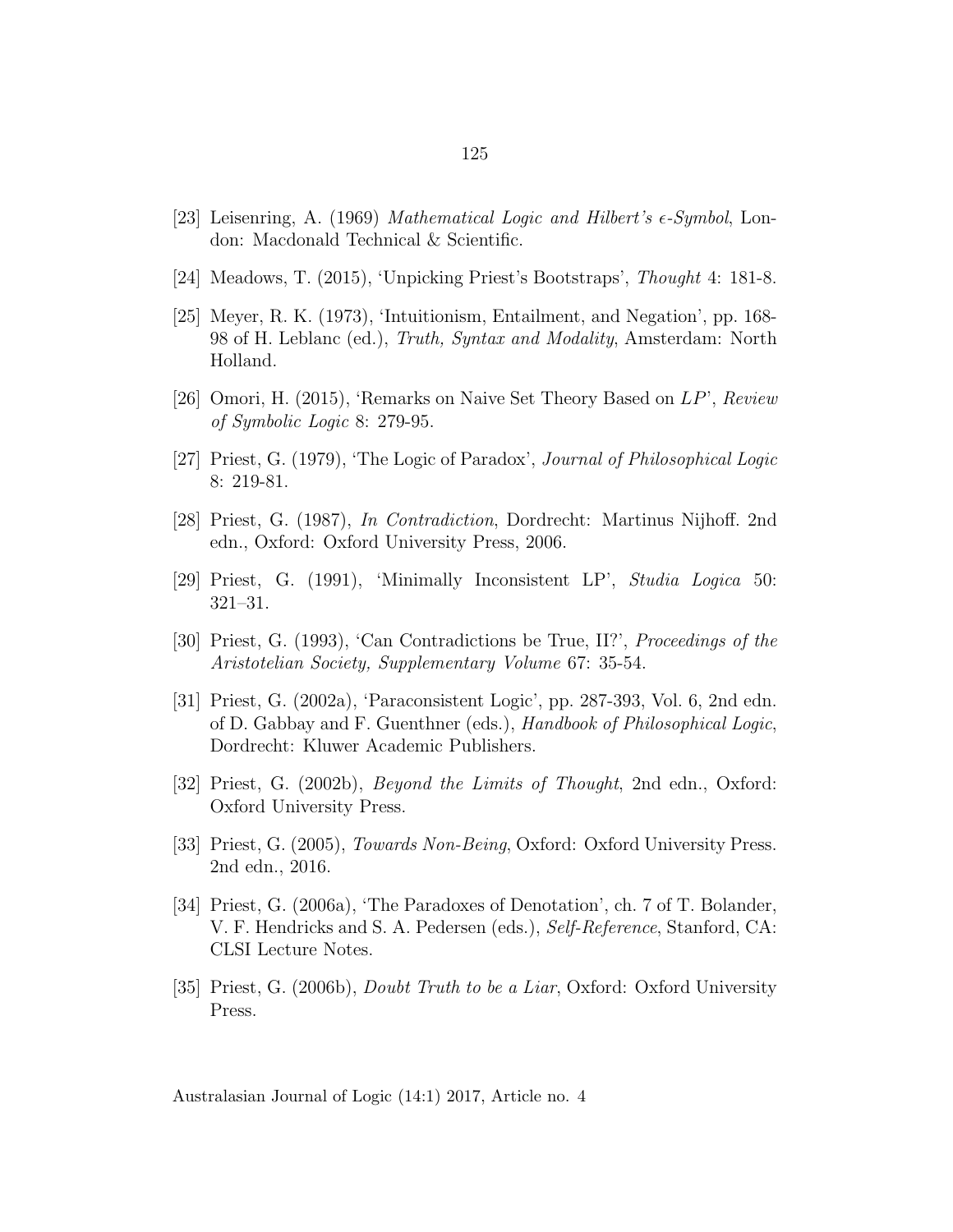[23] Leisenring, A. (1969) *Mathematical Logic and Hilbert's $\epsilon$-Symbol*, London: Macdonald Technical & Scientific.

[24] Meadows, T. (2015), 'Unpicking Priest's Bootstraps', *Thought* 4: 181-8.

[25] Meyer, R. K. (1973), 'Intuitionism, Entailment, and Negation', pp. 168-98 of H. Leblanc (ed.), *Truth, Syntax and Modality*, Amsterdam: North Holland.

[26] Omori, H. (2015), 'Remarks on Naive Set Theory Based on *LP*', *Review of Symbolic Logic* 8: 279-95.

[27] Priest, G. (1979), 'The Logic of Paradox', *Journal of Philosophical Logic* 8: 219-81.

[28] Priest, G. (1987), *In Contradiction*, Dordrecht: Martinus Nijhoff. 2nd edn., Oxford: Oxford University Press, 2006.

[29] Priest, G. (1991), 'Minimally Inconsistent LP', *Studia Logica* 50: 321–31.

[30] Priest, G. (1993), 'Can Contradictions be True, II?', *Proceedings of the Aristotelian Society, Supplementary Volume* 67: 35-54.

[31] Priest, G. (2002a), 'Paraconsistent Logic', pp. 287-393, Vol. 6, 2nd edn. of D. Gabbay and F. Guenthner (eds.), *Handbook of Philosophical Logic*, Dordrecht: Kluwer Academic Publishers.

[32] Priest, G. (2002b), *Beyond the Limits of Thought*, 2nd edn., Oxford: Oxford University Press.

[33] Priest, G. (2005), *Towards Non-Being*, Oxford: Oxford University Press. 2nd edn., 2016.

[34] Priest, G. (2006a), 'The Paradoxes of Denotation', ch. 7 of T. Bolander, V. F. Hendricks and S. A. Pedersen (eds.), *Self-Reference*, Stanford, CA: CLSI Lecture Notes.

[35] Priest, G. (2006b), *Doubt Truth to be a Liar*, Oxford: Oxford University Press.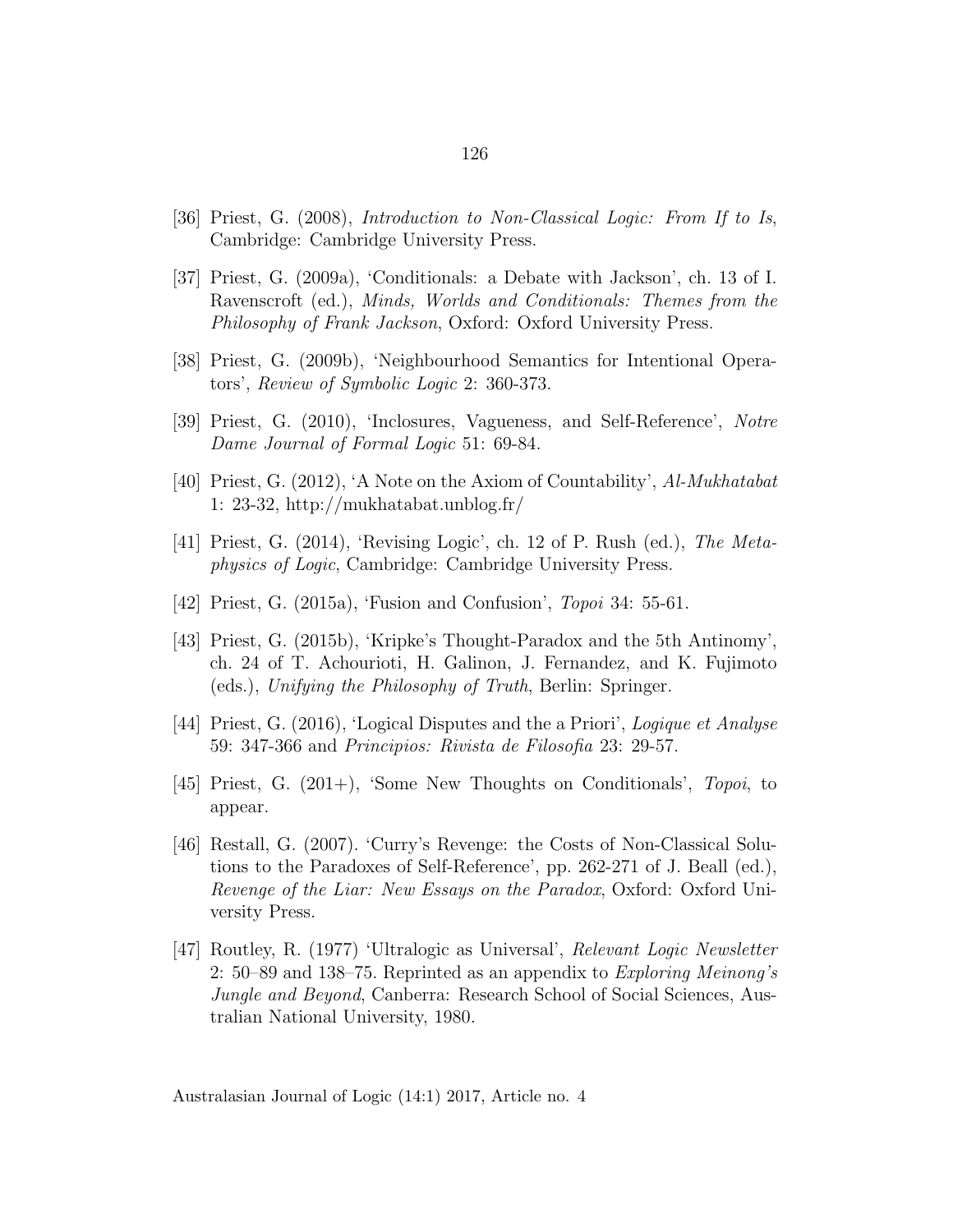[36] Priest, G. (2008), *Introduction to Non-Classical Logic: From If to Is*, Cambridge: Cambridge University Press.

[37] Priest, G. (2009a), 'Conditionals: a Debate with Jackson', ch. 13 of I. Ravenscroft (ed.), *Minds, Worlds and Conditionals: Themes from the Philosophy of Frank Jackson*, Oxford: Oxford University Press.

[38] Priest, G. (2009b), 'Neighbourhood Semantics for Intentional Operators', *Review of Symbolic Logic* 2: 360-373.

[39] Priest, G. (2010), 'Inclosures, Vagueness, and Self-Reference', *Notre Dame Journal of Formal Logic* 51: 69-84.

[40] Priest, G. (2012), 'A Note on the Axiom of Countability', *Al-Mukhatabat* 1: 23-32, http://mukhatabat.unblog.fr/

[41] Priest, G. (2014), 'Revising Logic', ch. 12 of P. Rush (ed.), *The Metaphysics of Logic*, Cambridge: Cambridge University Press.

[42] Priest, G. (2015a), 'Fusion and Confusion', *Topoi* 34: 55-61.

[43] Priest, G. (2015b), 'Kripke's Thought-Paradox and the 5th Antinomy', ch. 24 of T. Achourioti, H. Galinon, J. Fernandez, and K. Fujimoto (eds.), *Unifying the Philosophy of Truth*, Berlin: Springer.

[44] Priest, G. (2016), 'Logical Disputes and the a Priori', *Logique et Analyse* 59: 347-366 and *Principios: Rivista de Filosofia* 23: 29-57.

[45] Priest, G. (201+), 'Some New Thoughts on Conditionals', *Topoi*, to appear.

[46] Restall, G. (2007). 'Curry's Revenge: the Costs of Non-Classical Solutions to the Paradoxes of Self-Reference', pp. 262-271 of J. Beall (ed.), *Revenge of the Liar: New Essays on the Paradox*, Oxford: Oxford University Press.

[47] Routley, R. (1977) 'Ultralogic as Universal', *Relevant Logic Newsletter* 2: 50–89 and 138–75. Reprinted as an appendix to *Exploring Meinong's Jungle and Beyond*, Canberra: Research School of Social Sciences, Australian National University, 1980.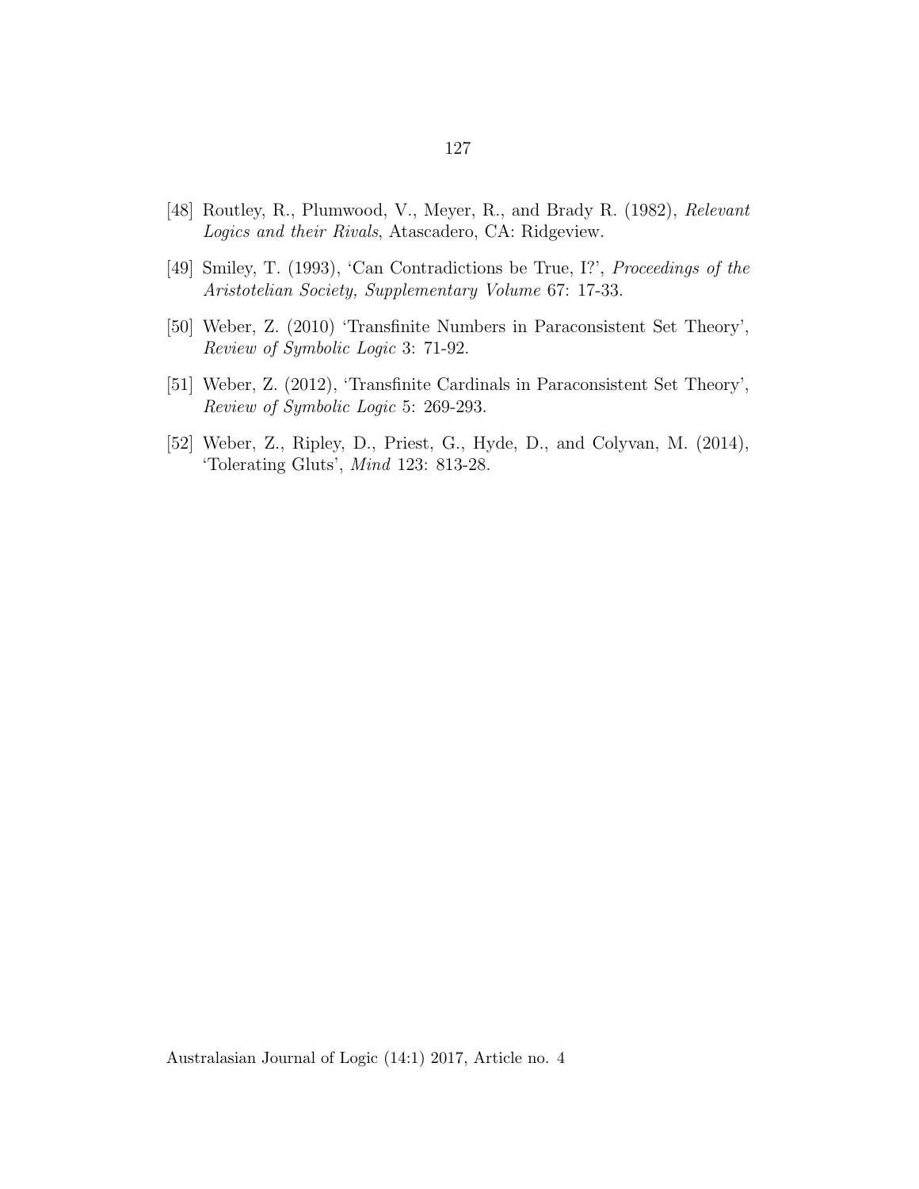[48] Routley, R., Plumwood, V., Meyer, R., and Brady R. (1982), *Relevant Logics and their Rivals*, Atascadero, CA: Ridgeview.

[49] Smiley, T. (1993), 'Can Contradictions be True, I?', *Proceedings of the Aristotelian Society, Supplementary Volume* 67: 17-33.

[50] Weber, Z. (2010) 'Transfinite Numbers in Paraconsistent Set Theory', *Review of Symbolic Logic* 3: 71-92.

[51] Weber, Z. (2012), 'Transfinite Cardinals in Paraconsistent Set Theory', *Review of Symbolic Logic* 5: 269-293.

[52] Weber, Z., Ripley, D., Priest, G., Hyde, D., and Colyvan, M. (2014), 'Tolerating Gluts', *Mind* 123: 813-28.